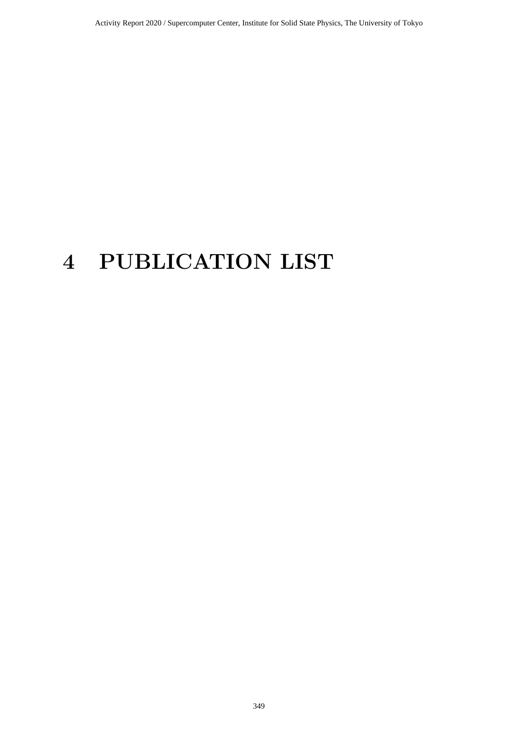# 4 PUBLICATION LIST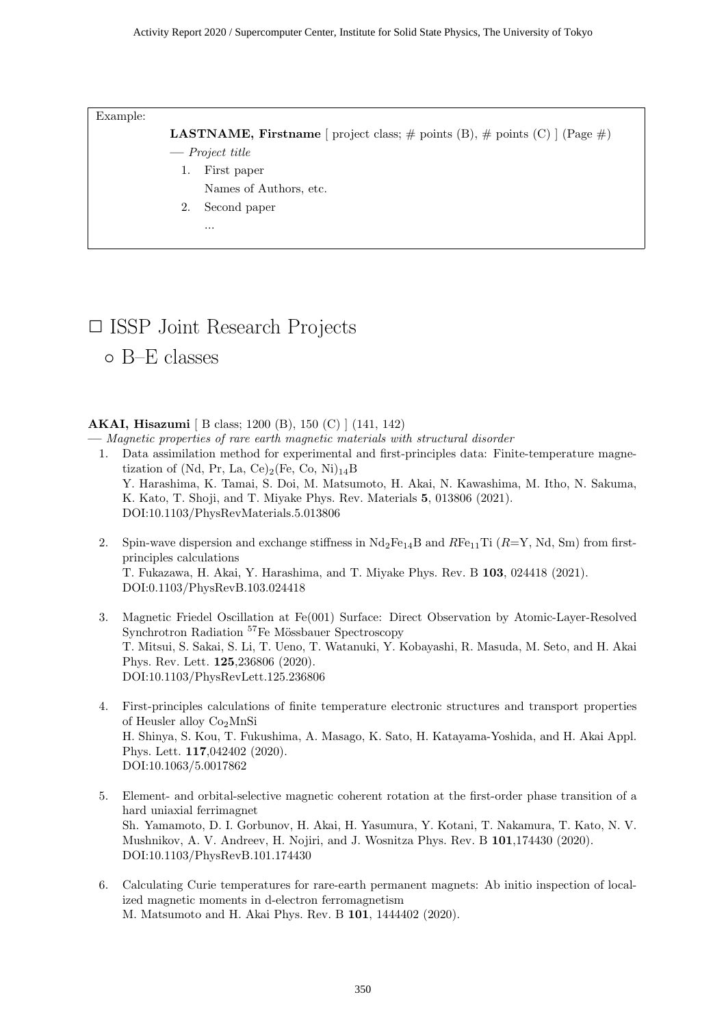Example:

> **LASTNAME, Firstname** [ project class; # points (B), # points (C) ] (Page #)
> — *Project title*
> 1. First paper
>    Names of Authors, etc.
> 2. Second paper
>    ...

# □ ISSP Joint Research Projects

## ○ B–E classes

**AKAI, Hisazumi** [ B class; 1200 (B), 150 (C) ] (141, 142)
— *Magnetic properties of rare earth magnetic materials with structural disorder*

1. Data assimilation method for experimental and first-principles data: Finite-temperature magnetization of (Nd, Pr, La, Ce)$_2$(Fe, Co, Ni)$_{14}$B
   Y. Harashima, K. Tamai, S. Doi, M. Matsumoto, H. Akai, N. Kawashima, M. Itho, N. Sakuma, K. Kato, T. Shoji, and T. Miyake Phys. Rev. Materials **5**, 013806 (2021).
   DOI:10.1103/PhysRevMaterials.5.013806

2. Spin-wave dispersion and exchange stiffness in $Nd_2Fe_{14}B$ and $R$Fe$_{11}$Ti ($R$=Y, Nd, Sm) from first-principles calculations
   T. Fukazawa, H. Akai, Y. Harashima, and T. Miyake Phys. Rev. B **103**, 024418 (2021).
   DOI:0.1103/PhysRevB.103.024418

3. Magnetic Friedel Oscillation at Fe(001) Surface: Direct Observation by Atomic-Layer-Resolved Synchrotron Radiation $^{57}$Fe Mössbauer Spectroscopy
   T. Mitsui, S. Sakai, S. Li, T. Ueno, T. Watanuki, Y. Kobayashi, R. Masuda, M. Seto, and H. Akai Phys. Rev. Lett. **125**,236806 (2020).
   DOI:10.1103/PhysRevLett.125.236806

4. First-principles calculations of finite temperature electronic structures and transport properties of Heusler alloy $Co_2MnSi$
   H. Shinya, S. Kou, T. Fukushima, A. Masago, K. Sato, H. Katayama-Yoshida, and H. Akai Appl. Phys. Lett. **117**,042402 (2020).
   DOI:10.1063/5.0017862

5. Element- and orbital-selective magnetic coherent rotation at the first-order phase transition of a hard uniaxial ferrimagnet
   Sh. Yamamoto, D. I. Gorbunov, H. Akai, H. Yasumura, Y. Kotani, T. Nakamura, T. Kato, N. V. Mushnikov, A. V. Andreev, H. Nojiri, and J. Wosnitza Phys. Rev. B **101**,174430 (2020).
   DOI:10.1103/PhysRevB.101.174430

6. Calculating Curie temperatures for rare-earth permanent magnets: Ab initio inspection of localized magnetic moments in d-electron ferromagnetism
   M. Matsumoto and H. Akai Phys. Rev. B **101**, 1444402 (2020).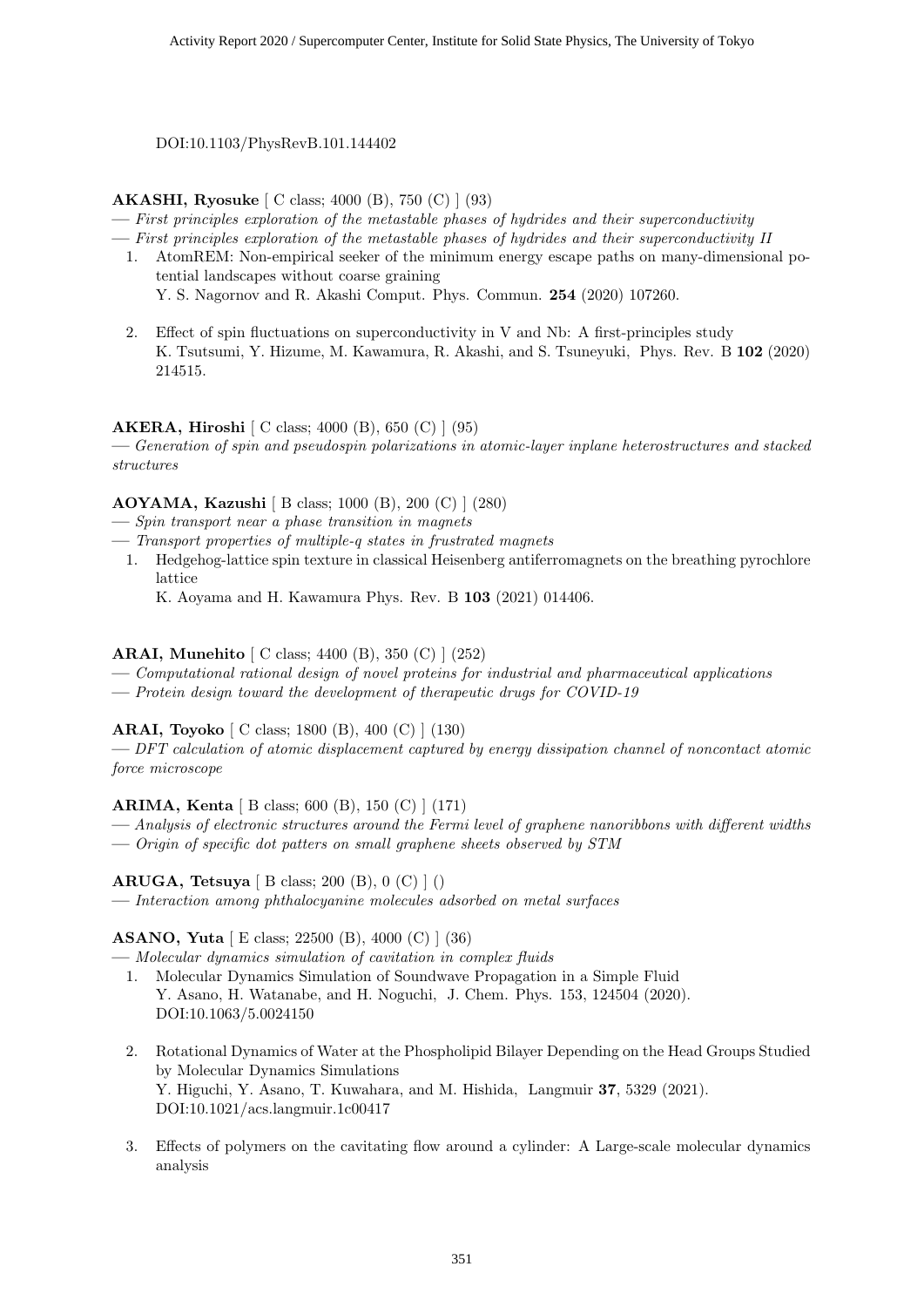DOI:10.1103/PhysRevB.101.144402

**AKASHI, Ryosuke** [ C class; 4000 (B), 750 (C) ] (93)
— *First principles exploration of the metastable phases of hydrides and their superconductivity*
— *First principles exploration of the metastable phases of hydrides and their superconductivity II*

1. AtomREM: Non-empirical seeker of the minimum energy escape paths on many-dimensional potential landscapes without coarse graining
   Y. S. Nagornov and R. Akashi Comput. Phys. Commun. **254** (2020) 107260.

2. Effect of spin fluctuations on superconductivity in V and Nb: A first-principles study
   K. Tsutsumi, Y. Hizume, M. Kawamura, R. Akashi, and S. Tsuneyuki, Phys. Rev. B **102** (2020) 214515.

**AKERA, Hiroshi** [ C class; 4000 (B), 650 (C) ] (95)
— *Generation of spin and pseudospin polarizations in atomic-layer inplane heterostructures and stacked structures*

**AOYAMA, Kazushi** [ B class; 1000 (B), 200 (C) ] (280)
— *Spin transport near a phase transition in magnets*
— *Transport properties of multiple-q states in frustrated magnets*

1. Hedgehog-lattice spin texture in classical Heisenberg antiferromagnets on the breathing pyrochlore lattice
   K. Aoyama and H. Kawamura Phys. Rev. B **103** (2021) 014406.

**ARAI, Munehito** [ C class; 4400 (B), 350 (C) ] (252)
— *Computational rational design of novel proteins for industrial and pharmaceutical applications*
— *Protein design toward the development of therapeutic drugs for COVID-19*

**ARAI, Toyoko** [ C class; 1800 (B), 400 (C) ] (130)
— *DFT calculation of atomic displacement captured by energy dissipation channel of noncontact atomic force microscope*

**ARIMA, Kenta** [ B class; 600 (B), 150 (C) ] (171)
— *Analysis of electronic structures around the Fermi level of graphene nanoribbons with different widths*
— *Origin of specific dot patters on small graphene sheets observed by STM*

**ARUGA, Tetsuya** [ B class; 200 (B), 0 (C) ] ()
— *Interaction among phthalocyanine molecules adsorbed on metal surfaces*

**ASANO, Yuta** [ E class; 22500 (B), 4000 (C) ] (36)
— *Molecular dynamics simulation of cavitation in complex fluids*

1. Molecular Dynamics Simulation of Soundwave Propagation in a Simple Fluid
   Y. Asano, H. Watanabe, and H. Noguchi, J. Chem. Phys. 153, 124504 (2020).
   DOI:10.1063/5.0024150

2. Rotational Dynamics of Water at the Phospholipid Bilayer Depending on the Head Groups Studied by Molecular Dynamics Simulations
   Y. Higuchi, Y. Asano, T. Kuwahara, and M. Hishida, Langmuir **37**, 5329 (2021).
   DOI:10.1021/acs.langmuir.1c00417

3. Effects of polymers on the cavitating flow around a cylinder: A Large-scale molecular dynamics analysis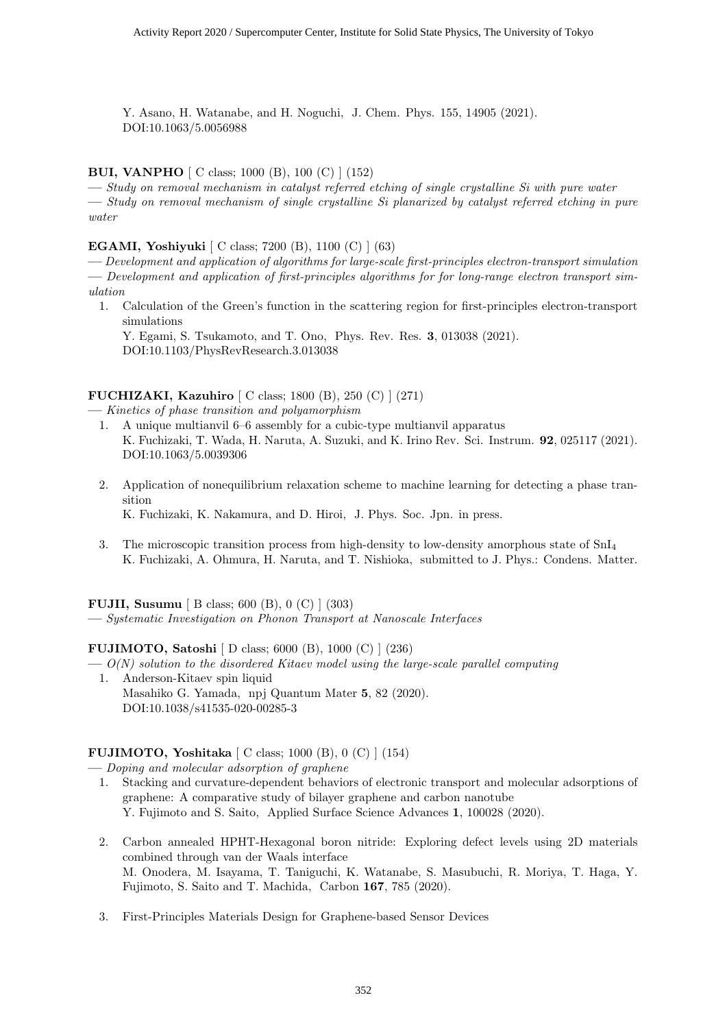Y. Asano, H. Watanabe, and H. Noguchi, J. Chem. Phys. 155, 14905 (2021).
DOI:10.1063/5.0056988

**BUI, VANPHO** [ C class; 1000 (B), 100 (C) ] (152)

— *Study on removal mechanism in catalyst referred etching of single crystalline Si with pure water*
— *Study on removal mechanism of single crystalline Si planarized by catalyst referred etching in pure water*

**EGAMI, Yoshiyuki** [ C class; 7200 (B), 1100 (C) ] (63)

— *Development and application of algorithms for large-scale first-principles electron-transport simulation*
— *Development and application of first-principles algorithms for for long-range electron transport simulation*

1. Calculation of the Green's function in the scattering region for first-principles electron-transport simulations
   Y. Egami, S. Tsukamoto, and T. Ono, Phys. Rev. Res. **3**, 013038 (2021).
   DOI:10.1103/PhysRevResearch.3.013038

**FUCHIZAKI, Kazuhiro** [ C class; 1800 (B), 250 (C) ] (271)

— *Kinetics of phase transition and polyamorphism*

1. A unique multianvil 6–6 assembly for a cubic-type multianvil apparatus
   K. Fuchizaki, T. Wada, H. Naruta, A. Suzuki, and K. Irino Rev. Sci. Instrum. **92**, 025117 (2021).
   DOI:10.1063/5.0039306

2. Application of nonequilibrium relaxation scheme to machine learning for detecting a phase transition
   K. Fuchizaki, K. Nakamura, and D. Hiroi, J. Phys. Soc. Jpn. in press.

3. The microscopic transition process from high-density to low-density amorphous state of $SnI_4$
   K. Fuchizaki, A. Ohmura, H. Naruta, and T. Nishioka, submitted to J. Phys.: Condens. Matter.

**FUJII, Susumu** [ B class; 600 (B), 0 (C) ] (303)

— *Systematic Investigation on Phonon Transport at Nanoscale Interfaces*

**FUJIMOTO, Satoshi** [ D class; 6000 (B), 1000 (C) ] (236)

— *O(N) solution to the disordered Kitaev model using the large-scale parallel computing*

1. Anderson-Kitaev spin liquid
   Masahiko G. Yamada, npj Quantum Mater **5**, 82 (2020).
   DOI:10.1038/s41535-020-00285-3

**FUJIMOTO, Yoshitaka** [ C class; 1000 (B), 0 (C) ] (154)

— *Doping and molecular adsorption of graphene*

1. Stacking and curvature-dependent behaviors of electronic transport and molecular adsorptions of graphene: A comparative study of bilayer graphene and carbon nanotube
   Y. Fujimoto and S. Saito, Applied Surface Science Advances **1**, 100028 (2020).

2. Carbon annealed HPHT-Hexagonal boron nitride: Exploring defect levels using 2D materials combined through van der Waals interface
   M. Onodera, M. Isayama, T. Taniguchi, K. Watanabe, S. Masubuchi, R. Moriya, T. Haga, Y. Fujimoto, S. Saito and T. Machida, Carbon **167**, 785 (2020).

3. First-Principles Materials Design for Graphene-based Sensor Devices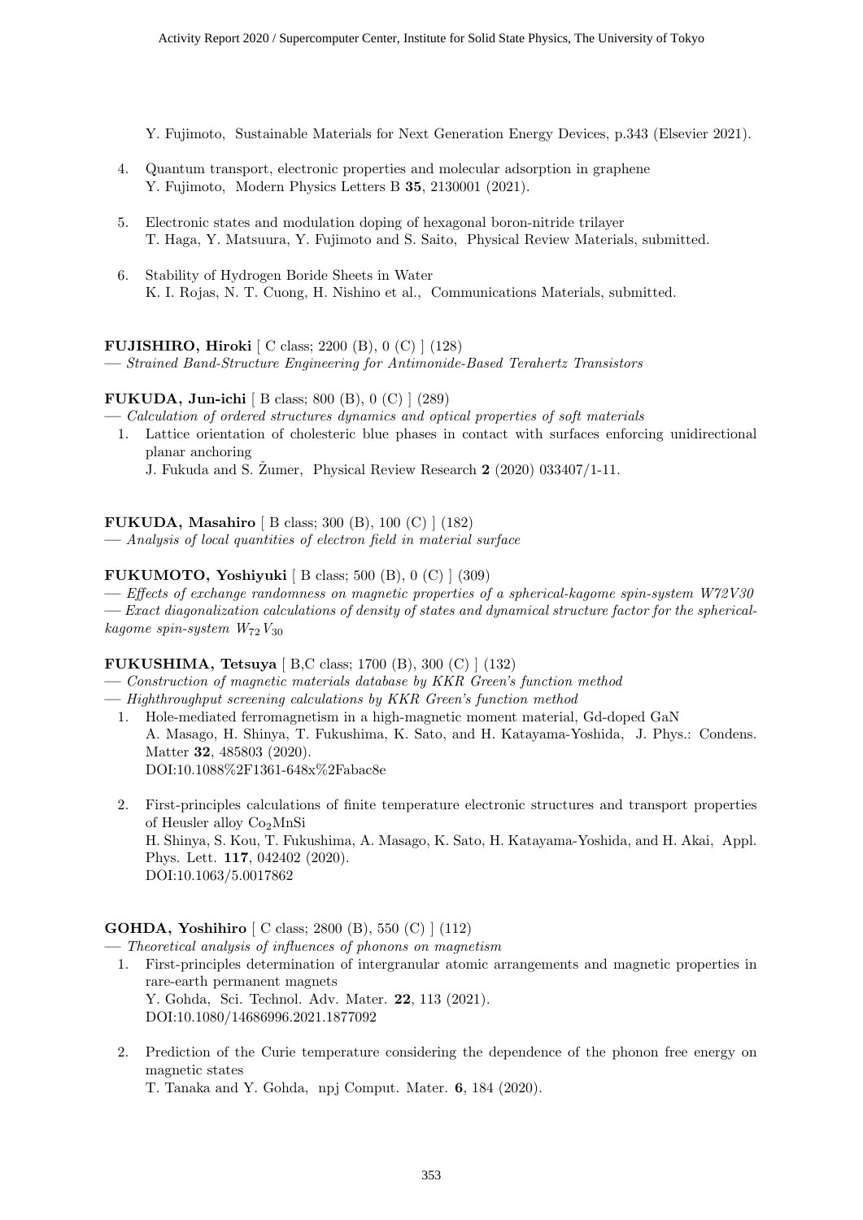Y. Fujimoto, Sustainable Materials for Next Generation Energy Devices, p.343 (Elsevier 2021).

4. Quantum transport, electronic properties and molecular adsorption in graphene
   Y. Fujimoto, Modern Physics Letters B **35**, 2130001 (2021).

5. Electronic states and modulation doping of hexagonal boron-nitride trilayer
   T. Haga, Y. Matsuura, Y. Fujimoto and S. Saito, Physical Review Materials, submitted.

6. Stability of Hydrogen Boride Sheets in Water
   K. I. Rojas, N. T. Cuong, H. Nishino et al., Communications Materials, submitted.

**FUJISHIRO, Hiroki** [ C class; 2200 (B), 0 (C) ] (128)
— *Strained Band-Structure Engineering for Antimonide-Based Terahertz Transistors*

**FUKUDA, Jun-ichi** [ B class; 800 (B), 0 (C) ] (289)
— *Calculation of ordered structures dynamics and optical properties of soft materials*

1. Lattice orientation of cholesteric blue phases in contact with surfaces enforcing unidirectional planar anchoring
   J. Fukuda and S. Žumer, Physical Review Research **2** (2020) 033407/1-11.

**FUKUDA, Masahiro** [ B class; 300 (B), 100 (C) ] (182)
— *Analysis of local quantities of electron field in material surface*

**FUKUMOTO, Yoshiyuki** [ B class; 500 (B), 0 (C) ] (309)
— *Effects of exchange randomness on magnetic properties of a spherical-kagome spin-system W72V30*
— *Exact diagonalization calculations of density of states and dynamical structure factor for the spherical-kagome spin-system* $W_{72}V_{30}$

**FUKUSHIMA, Tetsuya** [ B,C class; 1700 (B), 300 (C) ] (132)
— *Construction of magnetic materials database by KKR Green's function method*
— *Highthroughput screening calculations by KKR Green's function method*

1. Hole-mediated ferromagnetism in a high-magnetic moment material, Gd-doped GaN
   A. Masago, H. Shinya, T. Fukushima, K. Sato, and H. Katayama-Yoshida, J. Phys.: Condens. Matter **32**, 485803 (2020).
   DOI:10.1088%2F1361-648x%2Fabac8e

2. First-principles calculations of finite temperature electronic structures and transport properties of Heusler alloy $Co_2MnSi$
   H. Shinya, S. Kou, T. Fukushima, A. Masago, K. Sato, H. Katayama-Yoshida, and H. Akai, Appl. Phys. Lett. **117**, 042402 (2020).
   DOI:10.1063/5.0017862

**GOHDA, Yoshihiro** [ C class; 2800 (B), 550 (C) ] (112)
— *Theoretical analysis of influences of phonons on magnetism*

1. First-principles determination of intergranular atomic arrangements and magnetic properties in rare-earth permanent magnets
   Y. Gohda, Sci. Technol. Adv. Mater. **22**, 113 (2021).
   DOI:10.1080/14686996.2021.1877092

2. Prediction of the Curie temperature considering the dependence of the phonon free energy on magnetic states
   T. Tanaka and Y. Gohda, npj Comput. Mater. **6**, 184 (2020).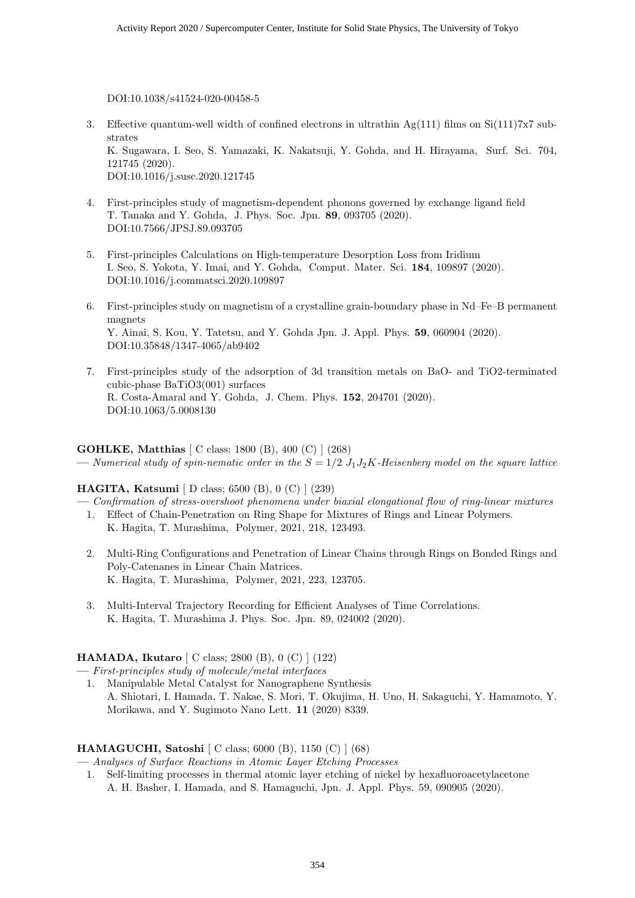DOI:10.1038/s41524-020-00458-5

3. Effective quantum-well width of confined electrons in ultrathin Ag(111) films on Si(111)7x7 substrates
   K. Sugawara, I. Seo, S. Yamazaki, K. Nakatsuji, Y. Gohda, and H. Hirayama, Surf. Sci. 704, 121745 (2020).
   DOI:10.1016/j.susc.2020.121745

4. First-principles study of magnetism-dependent phonons governed by exchange ligand field
   T. Tanaka and Y. Gohda, J. Phys. Soc. Jpn. **89**, 093705 (2020).
   DOI:10.7566/JPSJ.89.093705

5. First-principles Calculations on High-temperature Desorption Loss from Iridium
   I. Seo, S. Yokota, Y. Imai, and Y. Gohda, Comput. Mater. Sci. **184**, 109897 (2020).
   DOI:10.1016/j.commatsci.2020.109897

6. First-principles study on magnetism of a crystalline grain-boundary phase in Nd–Fe–B permanent magnets
   Y. Ainai, S. Kou, Y. Tatetsu, and Y. Gohda Jpn. J. Appl. Phys. **59**, 060904 (2020).
   DOI:10.35848/1347-4065/ab9402

7. First-principles study of the adsorption of 3d transition metals on BaO- and TiO2-terminated cubic-phase BaTiO3(001) surfaces
   R. Costa-Amaral and Y. Gohda, J. Chem. Phys. **152**, 204701 (2020).
   DOI:10.1063/5.0008130

**GOHLKE, Matthias** [ C class; 1800 (B), 400 (C) ] (268)
— *Numerical study of spin-nematic order in the* $S = 1/2$ $J_1J_2K$*-Heisenberg model on the square lattice*

**HAGITA, Katsumi** [ D class; 6500 (B), 0 (C) ] (239)
— *Confirmation of stress-overshoot phenomena under biaxial elongational flow of ring-linear mixtures*

1. Effect of Chain-Penetration on Ring Shape for Mixtures of Rings and Linear Polymers.
   K. Hagita, T. Murashima, Polymer, 2021, 218, 123493.

2. Multi-Ring Configurations and Penetration of Linear Chains through Rings on Bonded Rings and Poly-Catenanes in Linear Chain Matrices.
   K. Hagita, T. Murashima, Polymer, 2021, 223, 123705.

3. Multi-Interval Trajectory Recording for Efficient Analyses of Time Correlations.
   K. Hagita, T. Murashima J. Phys. Soc. Jpn. 89, 024002 (2020).

**HAMADA, Ikutaro** [ C class; 2800 (B), 0 (C) ] (122)
— *First-principles study of molecule/metal interfaces*

1. Manipulable Metal Catalyst for Nanographene Synthesis
   A. Shiotari, I. Hamada, T. Nakae, S. Mori, T. Okujima, H. Uno, H. Sakaguchi, Y. Hamamoto, Y. Morikawa, and Y. Sugimoto Nano Lett. **11** (2020) 8339.

**HAMAGUCHI, Satoshi** [ C class; 6000 (B), 1150 (C) ] (68)
— *Analyses of Surface Reactions in Atomic Layer Etching Processes*

1. Self-limiting processes in thermal atomic layer etching of nickel by hexafluoroacetylacetone
   A. H. Basher, I. Hamada, and S. Hamaguchi, Jpn. J. Appl. Phys. 59, 090905 (2020).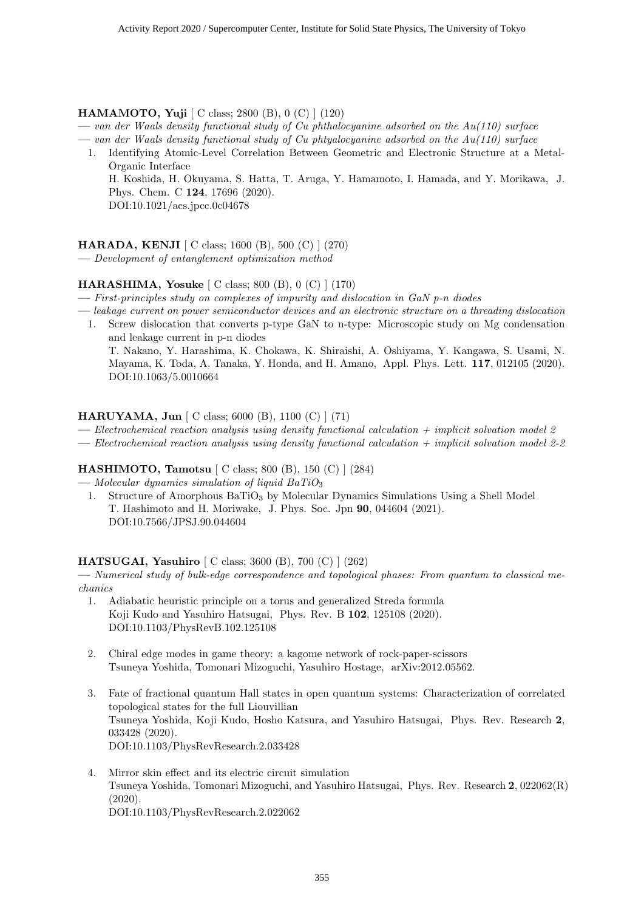**HAMAMOTO, Yuji** [ C class; 2800 (B), 0 (C) ] (120)

— *van der Waals density functional study of Cu phthalocyanine adsorbed on the Au(110) surface*

— *van der Waals density functional study of Cu phtyalocyanine adsorbed on the Au(110) surface*

1. Identifying Atomic-Level Correlation Between Geometric and Electronic Structure at a Metal-Organic Interface
   H. Koshida, H. Okuyama, S. Hatta, T. Aruga, Y. Hamamoto, I. Hamada, and Y. Morikawa, J. Phys. Chem. C **124**, 17696 (2020).
   DOI:10.1021/acs.jpcc.0c04678

**HARADA, KENJI** [ C class; 1600 (B), 500 (C) ] (270)

— *Development of entanglement optimization method*

**HARASHIMA, Yosuke** [ C class; 800 (B), 0 (C) ] (170)

— *First-principles study on complexes of impurity and dislocation in GaN p-n diodes*

— *leakage current on power semiconductor devices and an electronic structure on a threading dislocation*

1. Screw dislocation that converts p-type GaN to n-type: Microscopic study on Mg condensation and leakage current in p-n diodes
   T. Nakano, Y. Harashima, K. Chokawa, K. Shiraishi, A. Oshiyama, Y. Kangawa, S. Usami, N. Mayama, K. Toda, A. Tanaka, Y. Honda, and H. Amano, Appl. Phys. Lett. **117**, 012105 (2020).
   DOI:10.1063/5.0010664

**HARUYAMA, Jun** [ C class; 6000 (B), 1100 (C) ] (71)

— *Electrochemical reaction analysis using density functional calculation + implicit solvation model 2*

— *Electrochemical reaction analysis using density functional calculation + implicit solvation model 2-2*

**HASHIMOTO, Tamotsu** [ C class; 800 (B), 150 (C) ] (284)

— *Molecular dynamics simulation of liquid $BaTiO_3$*

1. Structure of Amorphous $BaTiO_3$ by Molecular Dynamics Simulations Using a Shell Model
   T. Hashimoto and H. Moriwake, J. Phys. Soc. Jpn **90**, 044604 (2021).
   DOI:10.7566/JPSJ.90.044604

**HATSUGAI, Yasuhiro** [ C class; 3600 (B), 700 (C) ] (262)

— *Numerical study of bulk-edge correspondence and topological phases: From quantum to classical mechanics*

1. Adiabatic heuristic principle on a torus and generalized Streda formula
   Koji Kudo and Yasuhiro Hatsugai, Phys. Rev. B **102**, 125108 (2020).
   DOI:10.1103/PhysRevB.102.125108

2. Chiral edge modes in game theory: a kagome network of rock-paper-scissors
   Tsuneya Yoshida, Tomonari Mizoguchi, Yasuhiro Hostage, arXiv:2012.05562.

3. Fate of fractional quantum Hall states in open quantum systems: Characterization of correlated topological states for the full Liouvillian
   Tsuneya Yoshida, Koji Kudo, Hosho Katsura, and Yasuhiro Hatsugai, Phys. Rev. Research **2**, 033428 (2020).
   DOI:10.1103/PhysRevResearch.2.033428

4. Mirror skin effect and its electric circuit simulation
   Tsuneya Yoshida, Tomonari Mizoguchi, and Yasuhiro Hatsugai, Phys. Rev. Research **2**, 022062(R) (2020).
   DOI:10.1103/PhysRevResearch.2.022062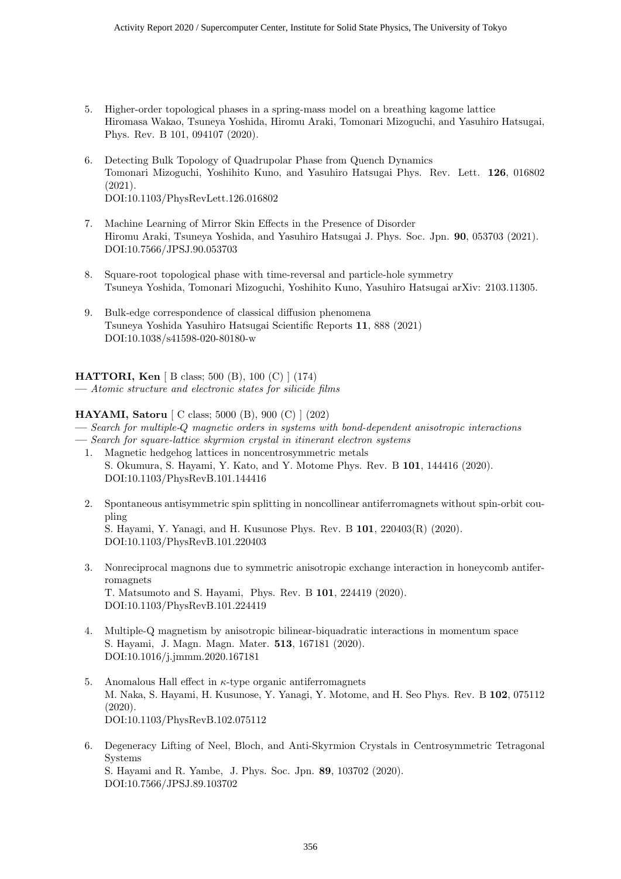5. Higher-order topological phases in a spring-mass model on a breathing kagome lattice
   Hiromasa Wakao, Tsuneya Yoshida, Hiromu Araki, Tomonari Mizoguchi, and Yasuhiro Hatsugai, Phys. Rev. B 101, 094107 (2020).

6. Detecting Bulk Topology of Quadrupolar Phase from Quench Dynamics
   Tomonari Mizoguchi, Yoshihito Kuno, and Yasuhiro Hatsugai Phys. Rev. Lett. **126**, 016802 (2021).
   DOI:10.1103/PhysRevLett.126.016802

7. Machine Learning of Mirror Skin Effects in the Presence of Disorder
   Hiromu Araki, Tsuneya Yoshida, and Yasuhiro Hatsugai J. Phys. Soc. Jpn. **90**, 053703 (2021).
   DOI:10.7566/JPSJ.90.053703

8. Square-root topological phase with time-reversal and particle-hole symmetry
   Tsuneya Yoshida, Tomonari Mizoguchi, Yoshihito Kuno, Yasuhiro Hatsugai arXiv: 2103.11305.

9. Bulk-edge correspondence of classical diffusion phenomena
   Tsuneya Yoshida Yasuhiro Hatsugai Scientific Reports **11**, 888 (2021)
   DOI:10.1038/s41598-020-80180-w

**HATTORI, Ken** [ B class; 500 (B), 100 (C) ] (174)
— *Atomic structure and electronic states for silicide films*

**HAYAMI, Satoru** [ C class; 5000 (B), 900 (C) ] (202)
— *Search for multiple-Q magnetic orders in systems with bond-dependent anisotropic interactions*
— *Search for square-lattice skyrmion crystal in itinerant electron systems*

1. Magnetic hedgehog lattices in noncentrosymmetric metals
   S. Okumura, S. Hayami, Y. Kato, and Y. Motome Phys. Rev. B **101**, 144416 (2020).
   DOI:10.1103/PhysRevB.101.144416

2. Spontaneous antisymmetric spin splitting in noncollinear antiferromagnets without spin-orbit coupling
   S. Hayami, Y. Yanagi, and H. Kusunose Phys. Rev. B **101**, 220403(R) (2020).
   DOI:10.1103/PhysRevB.101.220403

3. Nonreciprocal magnons due to symmetric anisotropic exchange interaction in honeycomb antiferromagnets
   T. Matsumoto and S. Hayami, Phys. Rev. B **101**, 224419 (2020).
   DOI:10.1103/PhysRevB.101.224419

4. Multiple-Q magnetism by anisotropic bilinear-biquadratic interactions in momentum space
   S. Hayami, J. Magn. Magn. Mater. **513**, 167181 (2020).
   DOI:10.1016/j.jmmm.2020.167181

5. Anomalous Hall effect in $\kappa$-type organic antiferromagnets
   M. Naka, S. Hayami, H. Kusunose, Y. Yanagi, Y. Motome, and H. Seo Phys. Rev. B **102**, 075112 (2020).
   DOI:10.1103/PhysRevB.102.075112

6. Degeneracy Lifting of Neel, Bloch, and Anti-Skyrmion Crystals in Centrosymmetric Tetragonal Systems
   S. Hayami and R. Yambe, J. Phys. Soc. Jpn. **89**, 103702 (2020).
   DOI:10.7566/JPSJ.89.103702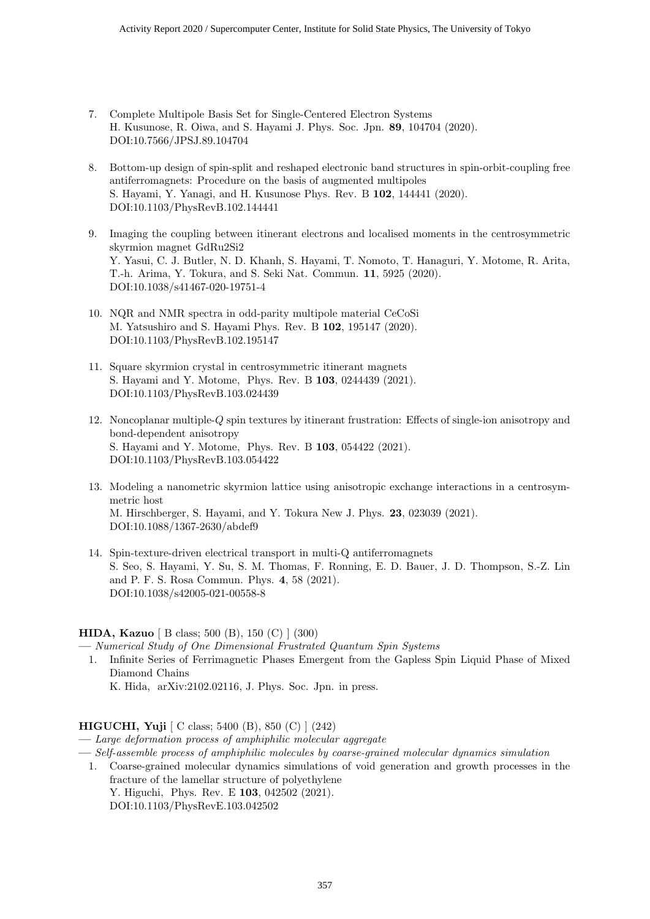7. Complete Multipole Basis Set for Single-Centered Electron Systems
   H. Kusunose, R. Oiwa, and S. Hayami J. Phys. Soc. Jpn. **89**, 104704 (2020).
   DOI:10.7566/JPSJ.89.104704

8. Bottom-up design of spin-split and reshaped electronic band structures in spin-orbit-coupling free antiferromagnets: Procedure on the basis of augmented multipoles
   S. Hayami, Y. Yanagi, and H. Kusunose Phys. Rev. B **102**, 144441 (2020).
   DOI:10.1103/PhysRevB.102.144441

9. Imaging the coupling between itinerant electrons and localised moments in the centrosymmetric skyrmion magnet GdRu2Si2
   Y. Yasui, C. J. Butler, N. D. Khanh, S. Hayami, T. Nomoto, T. Hanaguri, Y. Motome, R. Arita, T.-h. Arima, Y. Tokura, and S. Seki Nat. Commun. **11**, 5925 (2020).
   DOI:10.1038/s41467-020-19751-4

10. NQR and NMR spectra in odd-parity multipole material CeCoSi
    M. Yatsushiro and S. Hayami Phys. Rev. B **102**, 195147 (2020).
    DOI:10.1103/PhysRevB.102.195147

11. Square skyrmion crystal in centrosymmetric itinerant magnets
    S. Hayami and Y. Motome, Phys. Rev. B **103**, 0244439 (2021).
    DOI:10.1103/PhysRevB.103.024439

12. Noncoplanar multiple-$Q$ spin textures by itinerant frustration: Effects of single-ion anisotropy and bond-dependent anisotropy
    S. Hayami and Y. Motome, Phys. Rev. B **103**, 054422 (2021).
    DOI:10.1103/PhysRevB.103.054422

13. Modeling a nanometric skyrmion lattice using anisotropic exchange interactions in a centrosymmetric host
    M. Hirschberger, S. Hayami, and Y. Tokura New J. Phys. **23**, 023039 (2021).
    DOI:10.1088/1367-2630/abdef9

14. Spin-texture-driven electrical transport in multi-Q antiferromagnets
    S. Seo, S. Hayami, Y. Su, S. M. Thomas, F. Ronning, E. D. Bauer, J. D. Thompson, S.-Z. Lin and P. F. S. Rosa Commun. Phys. **4**, 58 (2021).
    DOI:10.1038/s42005-021-00558-8

**HIDA, Kazuo** [ B class; 500 (B), 150 (C) ] (300)

— *Numerical Study of One Dimensional Frustrated Quantum Spin Systems*

1. Infinite Series of Ferrimagnetic Phases Emergent from the Gapless Spin Liquid Phase of Mixed Diamond Chains
   K. Hida, arXiv:2102.02116, J. Phys. Soc. Jpn. in press.

**HIGUCHI, Yuji** [ C class; 5400 (B), 850 (C) ] (242)

— *Large deformation process of amphiphilic molecular aggregate*

— *Self-assemble process of amphiphilic molecules by coarse-grained molecular dynamics simulation*

1. Coarse-grained molecular dynamics simulations of void generation and growth processes in the fracture of the lamellar structure of polyethylene
   Y. Higuchi, Phys. Rev. E **103**, 042502 (2021).
   DOI:10.1103/PhysRevE.103.042502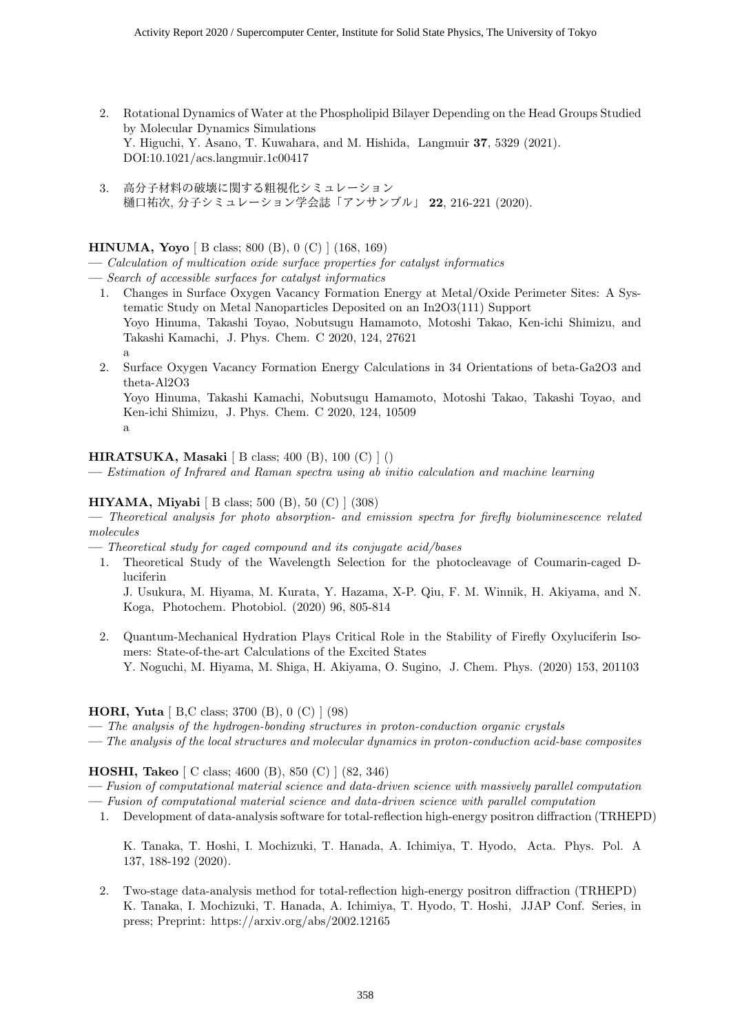2. Rotational Dynamics of Water at the Phospholipid Bilayer Depending on the Head Groups Studied by Molecular Dynamics Simulations
   Y. Higuchi, Y. Asano, T. Kuwahara, and M. Hishida, Langmuir **37**, 5329 (2021). DOI:10.1021/acs.langmuir.1c00417

3. 高分子材料の破壊に関する粗視化シミュレーション
   樋口祐次, 分子シミュレーション学会誌「アンサンブル」 **22**, 216-221 (2020).

**HINUMA, Yoyo** [ B class; 800 (B), 0 (C) ] (168, 169)

— *Calculation of multication oxide surface properties for catalyst informatics*

— *Search of accessible surfaces for catalyst informatics*

1. Changes in Surface Oxygen Vacancy Formation Energy at Metal/Oxide Perimeter Sites: A Systematic Study on Metal Nanoparticles Deposited on an In2O3(111) Support
   Yoyo Hinuma, Takashi Toyao, Nobutsugu Hamamoto, Motoshi Takao, Ken-ichi Shimizu, and Takashi Kamachi, J. Phys. Chem. C 2020, 124, 27621
   a
2. Surface Oxygen Vacancy Formation Energy Calculations in 34 Orientations of beta-Ga2O3 and theta-Al2O3
   Yoyo Hinuma, Takashi Kamachi, Nobutsugu Hamamoto, Motoshi Takao, Takashi Toyao, and Ken-ichi Shimizu, J. Phys. Chem. C 2020, 124, 10509
   a

**HIRATSUKA, Masaki** [ B class; 400 (B), 100 (C) ] ()

— *Estimation of Infrared and Raman spectra using ab initio calculation and machine learning*

**HIYAMA, Miyabi** [ B class; 500 (B), 50 (C) ] (308)

— *Theoretical analysis for photo absorption- and emission spectra for firefly bioluminescence related molecules*

— *Theoretical study for caged compound and its conjugate acid/bases*

1. Theoretical Study of the Wavelength Selection for the photocleavage of Coumarin-caged D-luciferin
   J. Usukura, M. Hiyama, M. Kurata, Y. Hazama, X-P. Qiu, F. M. Winnik, H. Akiyama, and N. Koga, Photochem. Photobiol. (2020) 96, 805-814

2. Quantum-Mechanical Hydration Plays Critical Role in the Stability of Firefly Oxyluciferin Isomers: State-of-the-art Calculations of the Excited States
   Y. Noguchi, M. Hiyama, M. Shiga, H. Akiyama, O. Sugino, J. Chem. Phys. (2020) 153, 201103

**HORI, Yuta** [ B,C class; 3700 (B), 0 (C) ] (98)

— *The analysis of the hydrogen-bonding structures in proton-conduction organic crystals*

— *The analysis of the local structures and molecular dynamics in proton-conduction acid-base composites*

**HOSHI, Takeo** [ C class; 4600 (B), 850 (C) ] (82, 346)

— *Fusion of computational material science and data-driven science with massively parallel computation*

— *Fusion of computational material science and data-driven science with parallel computation*

1. Development of data-analysis software for total-reflection high-energy positron diffraction (TRHEPD)

   K. Tanaka, T. Hoshi, I. Mochizuki, T. Hanada, A. Ichimiya, T. Hyodo, Acta. Phys. Pol. A 137, 188-192 (2020).

2. Two-stage data-analysis method for total-reflection high-energy positron diffraction (TRHEPD)
   K. Tanaka, I. Mochizuki, T. Hanada, A. Ichimiya, T. Hyodo, T. Hoshi, JJAP Conf. Series, in press; Preprint: https://arxiv.org/abs/2002.12165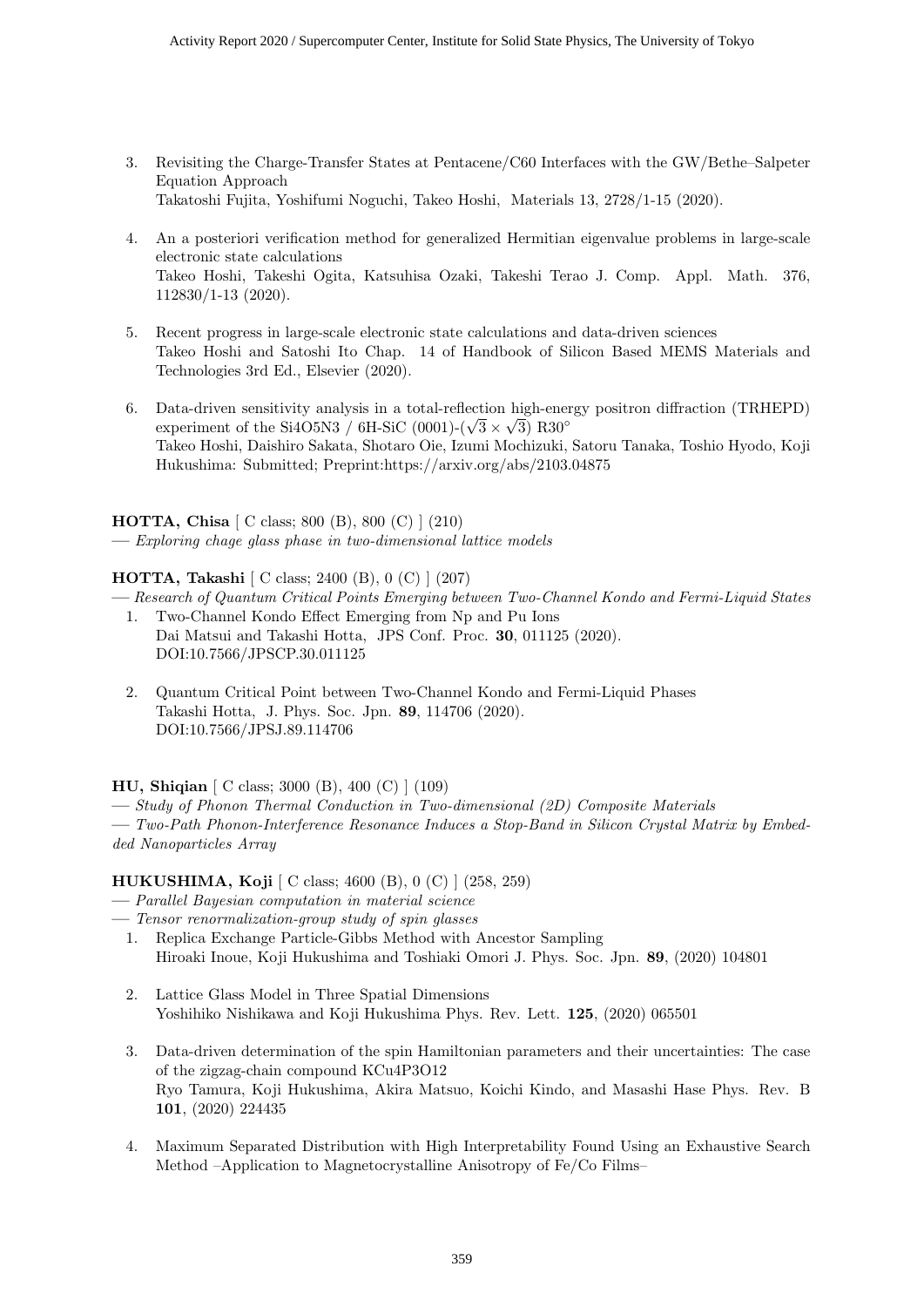3. Revisiting the Charge-Transfer States at Pentacene/C60 Interfaces with the GW/Bethe–Salpeter Equation Approach
   Takatoshi Fujita, Yoshifumi Noguchi, Takeo Hoshi, Materials 13, 2728/1-15 (2020).

4. An a posteriori verification method for generalized Hermitian eigenvalue problems in large-scale electronic state calculations
   Takeo Hoshi, Takeshi Ogita, Katsuhisa Ozaki, Takeshi Terao J. Comp. Appl. Math. 376, 112830/1-13 (2020).

5. Recent progress in large-scale electronic state calculations and data-driven sciences
   Takeo Hoshi and Satoshi Ito Chap. 14 of Handbook of Silicon Based MEMS Materials and Technologies 3rd Ed., Elsevier (2020).

6. Data-driven sensitivity analysis in a total-reflection high-energy positron diffraction (TRHEPD) experiment of the Si4O5N3 / 6H-SiC (0001)-($\sqrt{3} \times \sqrt{3}$) R30°
   Takeo Hoshi, Daishiro Sakata, Shotaro Oie, Izumi Mochizuki, Satoru Tanaka, Toshio Hyodo, Koji Hukushima: Submitted; Preprint:https://arxiv.org/abs/2103.04875

**HOTTA, Chisa** [ C class; 800 (B), 800 (C) ] (210)
— *Exploring chage glass phase in two-dimensional lattice models*

**HOTTA, Takashi** [ C class; 2400 (B), 0 (C) ] (207)
— *Research of Quantum Critical Points Emerging between Two-Channel Kondo and Fermi-Liquid States*

1. Two-Channel Kondo Effect Emerging from Np and Pu Ions
   Dai Matsui and Takashi Hotta, JPS Conf. Proc. **30**, 011125 (2020).
   DOI:10.7566/JPSCP.30.011125

2. Quantum Critical Point between Two-Channel Kondo and Fermi-Liquid Phases
   Takashi Hotta, J. Phys. Soc. Jpn. **89**, 114706 (2020).
   DOI:10.7566/JPSJ.89.114706

**HU, Shiqian** [ C class; 3000 (B), 400 (C) ] (109)
— *Study of Phonon Thermal Conduction in Two-dimensional (2D) Composite Materials*
— *Two-Path Phonon-Interference Resonance Induces a Stop-Band in Silicon Crystal Matrix by Embedded Nanoparticles Array*

**HUKUSHIMA, Koji** [ C class; 4600 (B), 0 (C) ] (258, 259)
— *Parallel Bayesian computation in material science*
— *Tensor renormalization-group study of spin glasses*

1. Replica Exchange Particle-Gibbs Method with Ancestor Sampling
   Hiroaki Inoue, Koji Hukushima and Toshiaki Omori J. Phys. Soc. Jpn. **89**, (2020) 104801

2. Lattice Glass Model in Three Spatial Dimensions
   Yoshihiko Nishikawa and Koji Hukushima Phys. Rev. Lett. **125**, (2020) 065501

3. Data-driven determination of the spin Hamiltonian parameters and their uncertainties: The case of the zigzag-chain compound KCu4P3O12
   Ryo Tamura, Koji Hukushima, Akira Matsuo, Koichi Kindo, and Masashi Hase Phys. Rev. B **101**, (2020) 224435

4. Maximum Separated Distribution with High Interpretability Found Using an Exhaustive Search Method –Application to Magnetocrystalline Anisotropy of Fe/Co Films–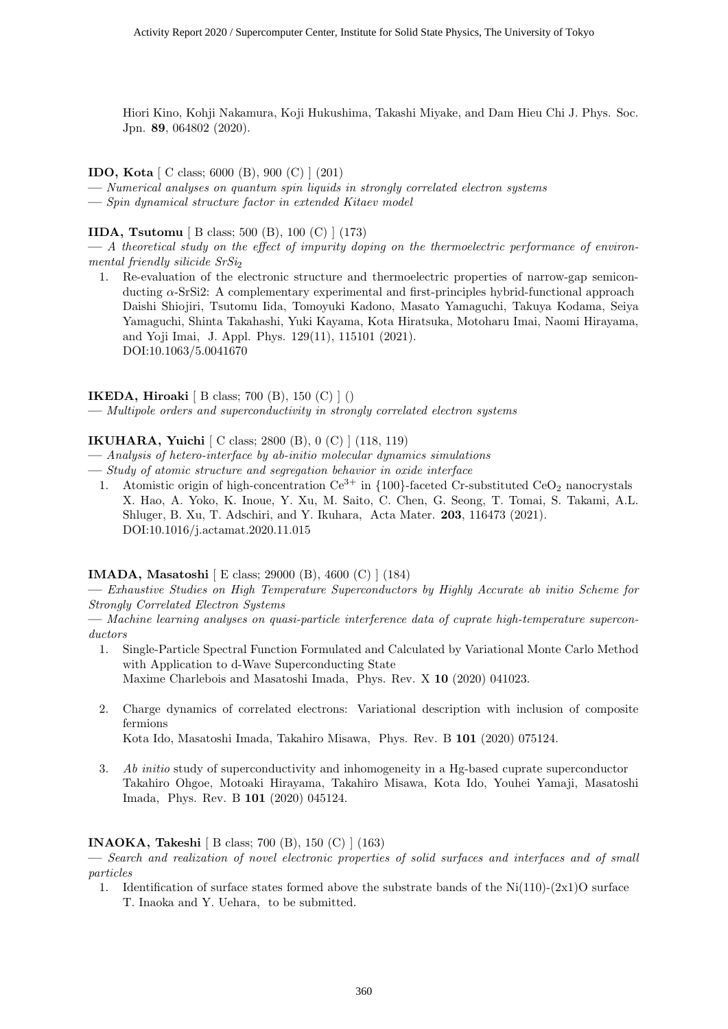Hiori Kino, Kohji Nakamura, Koji Hukushima, Takashi Miyake, and Dam Hieu Chi J. Phys. Soc. Jpn. **89**, 064802 (2020).

**IDO, Kota** [ C class; 6000 (B), 900 (C) ] (201)

— *Numerical analyses on quantum spin liquids in strongly correlated electron systems*

— *Spin dynamical structure factor in extended Kitaev model*

**IIDA, Tsutomu** [ B class; 500 (B), 100 (C) ] (173)

— *A theoretical study on the effect of impurity doping on the thermoelectric performance of environmental friendly silicide $SrSi_2$*

1. Re-evaluation of the electronic structure and thermoelectric properties of narrow-gap semiconducting $\alpha$-SrSi2: A complementary experimental and first-principles hybrid-functional approach
   Daishi Shiojiri, Tsutomu Iida, Tomoyuki Kadono, Masato Yamaguchi, Takuya Kodama, Seiya Yamaguchi, Shinta Takahashi, Yuki Kayama, Kota Hiratsuka, Motoharu Imai, Naomi Hirayama, and Yoji Imai, J. Appl. Phys. 129(11), 115101 (2021).
   DOI:10.1063/5.0041670

**IKEDA, Hiroaki** [ B class; 700 (B), 150 (C) ] ()

— *Multipole orders and superconductivity in strongly correlated electron systems*

**IKUHARA, Yuichi** [ C class; 2800 (B), 0 (C) ] (118, 119)

— *Analysis of hetero-interface by ab-initio molecular dynamics simulations*

— *Study of atomic structure and segregation behavior in oxide interface*

1. Atomistic origin of high-concentration $Ce^{3+}$ in {100}-faceted Cr-substituted $CeO_2$ nanocrystals
   X. Hao, A. Yoko, K. Inoue, Y. Xu, M. Saito, C. Chen, G. Seong, T. Tomai, S. Takami, A.L. Shluger, B. Xu, T. Adschiri, and Y. Ikuhara, Acta Mater. **203**, 116473 (2021).
   DOI:10.1016/j.actamat.2020.11.015

**IMADA, Masatoshi** [ E class; 29000 (B), 4600 (C) ] (184)

— *Exhaustive Studies on High Temperature Superconductors by Highly Accurate ab initio Scheme for Strongly Correlated Electron Systems*

— *Machine learning analyses on quasi-particle interference data of cuprate high-temperature superconductors*

1. Single-Particle Spectral Function Formulated and Calculated by Variational Monte Carlo Method with Application to d-Wave Superconducting State
   Maxime Charlebois and Masatoshi Imada, Phys. Rev. X **10** (2020) 041023.

2. Charge dynamics of correlated electrons: Variational description with inclusion of composite fermions
   Kota Ido, Masatoshi Imada, Takahiro Misawa, Phys. Rev. B **101** (2020) 075124.

3. *Ab initio* study of superconductivity and inhomogeneity in a Hg-based cuprate superconductor
   Takahiro Ohgoe, Motoaki Hirayama, Takahiro Misawa, Kota Ido, Youhei Yamaji, Masatoshi Imada, Phys. Rev. B **101** (2020) 045124.

**INAOKA, Takeshi** [ B class; 700 (B), 150 (C) ] (163)

— *Search and realization of novel electronic properties of solid surfaces and interfaces and of small particles*

1. Identification of surface states formed above the substrate bands of the Ni(110)-(2x1)O surface
   T. Inaoka and Y. Uehara, to be submitted.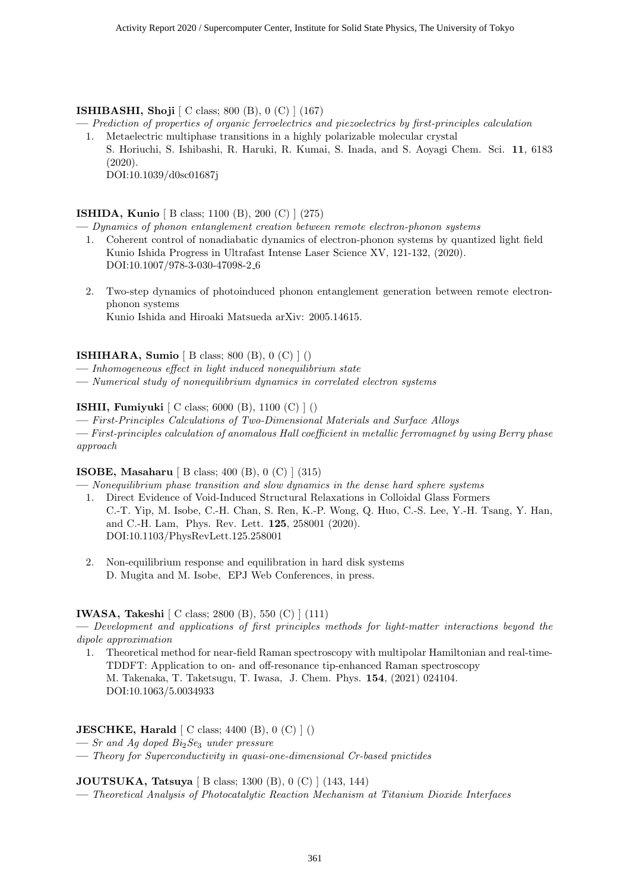**ISHIBASHI, Shoji** [ C class; 800 (B), 0 (C) ] (167)

— *Prediction of properties of organic ferroelectrics and piezoelectrics by first-principles calculation*

1. Metaelectric multiphase transitions in a highly polarizable molecular crystal
   S. Horiuchi, S. Ishibashi, R. Haruki, R. Kumai, S. Inada, and S. Aoyagi Chem. Sci. **11**, 6183 (2020).
   DOI:10.1039/d0sc01687j

**ISHIDA, Kunio** [ B class; 1100 (B), 200 (C) ] (275)

— *Dynamics of phonon entanglement creation between remote electron-phonon systems*

1. Coherent control of nonadiabatic dynamics of electron-phonon systems by quantized light field
   Kunio Ishida Progress in Ultrafast Intense Laser Science XV, 121-132, (2020).
   DOI:10.1007/978-3-030-47098-2_6

2. Two-step dynamics of photoinduced phonon entanglement generation between remote electron-phonon systems
   Kunio Ishida and Hiroaki Matsueda arXiv: 2005.14615.

**ISHIHARA, Sumio** [ B class; 800 (B), 0 (C) ] ()

— *Inhomogeneous effect in light induced nonequilibrium state*

— *Numerical study of nonequilibrium dynamics in correlated electron systems*

**ISHII, Fumiyuki** [ C class; 6000 (B), 1100 (C) ] ()

— *First-Principles Calculations of Two-Dimensional Materials and Surface Alloys*

— *First-principles calculation of anomalous Hall coefficient in metallic ferromagnet by using Berry phase approach*

**ISOBE, Masaharu** [ B class; 400 (B), 0 (C) ] (315)

— *Nonequilibrium phase transition and slow dynamics in the dense hard sphere systems*

1. Direct Evidence of Void-Induced Structural Relaxations in Colloidal Glass Formers
   C.-T. Yip, M. Isobe, C.-H. Chan, S. Ren, K.-P. Wong, Q. Huo, C.-S. Lee, Y.-H. Tsang, Y. Han, and C.-H. Lam, Phys. Rev. Lett. **125**, 258001 (2020).
   DOI:10.1103/PhysRevLett.125.258001

2. Non-equilibrium response and equilibration in hard disk systems
   D. Mugita and M. Isobe, EPJ Web Conferences, in press.

**IWASA, Takeshi** [ C class; 2800 (B), 550 (C) ] (111)

— *Development and applications of first principles methods for light-matter interactions beyond the dipole approximation*

1. Theoretical method for near-field Raman spectroscopy with multipolar Hamiltonian and real-time-TDDFT: Application to on- and off-resonance tip-enhanced Raman spectroscopy
   M. Takenaka, T. Taketsugu, T. Iwasa, J. Chem. Phys. **154**, (2021) 024104.
   DOI:10.1063/5.0034933

**JESCHKE, Harald** [ C class; 4400 (B), 0 (C) ] ()

— *Sr and Ag doped $Bi_2Se_3$ under pressure*

— *Theory for Superconductivity in quasi-one-dimensional Cr-based pnictides*

**JOUTSUKA, Tatsuya** [ B class; 1300 (B), 0 (C) ] (143, 144)

— *Theoretical Analysis of Photocatalytic Reaction Mechanism at Titanium Dioxide Interfaces*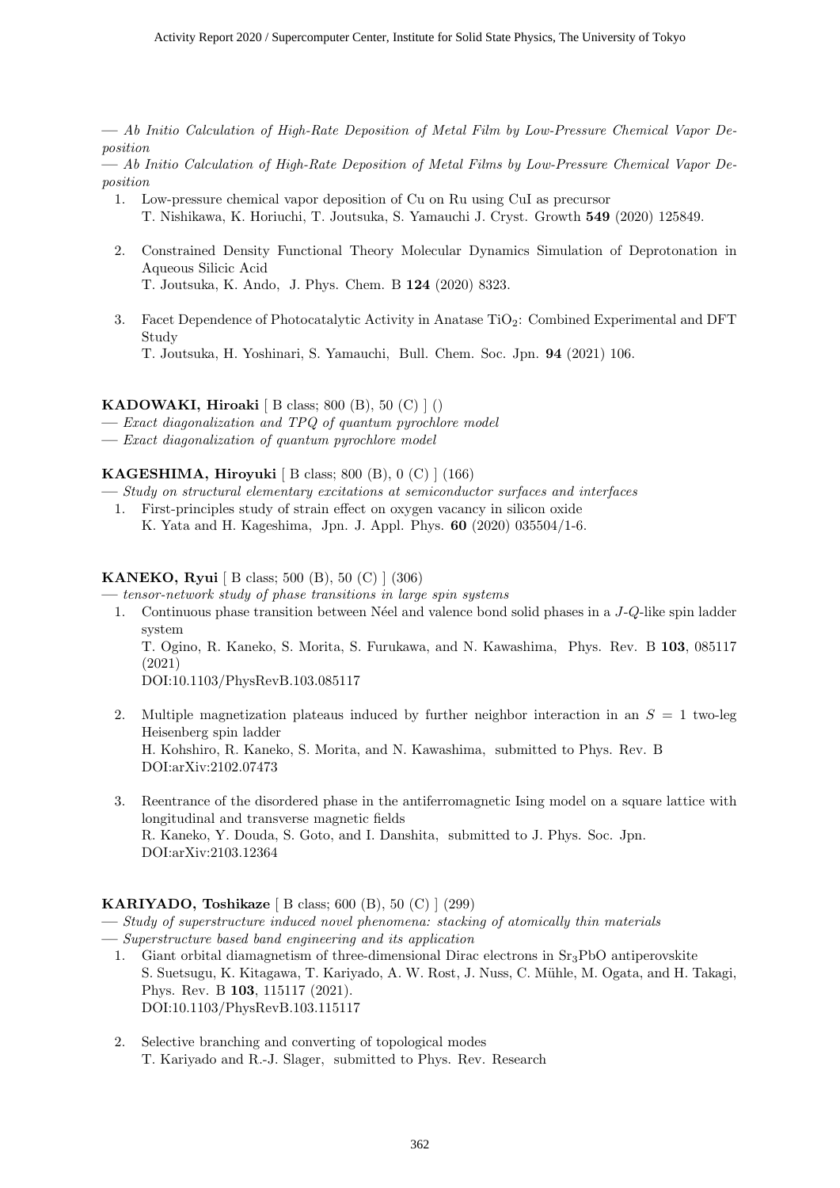— *Ab Initio Calculation of High-Rate Deposition of Metal Film by Low-Pressure Chemical Vapor Deposition*

— *Ab Initio Calculation of High-Rate Deposition of Metal Films by Low-Pressure Chemical Vapor Deposition*

1. Low-pressure chemical vapor deposition of Cu on Ru using CuI as precursor
   T. Nishikawa, K. Horiuchi, T. Joutsuka, S. Yamauchi J. Cryst. Growth **549** (2020) 125849.

2. Constrained Density Functional Theory Molecular Dynamics Simulation of Deprotonation in Aqueous Silicic Acid
   T. Joutsuka, K. Ando, J. Phys. Chem. B **124** (2020) 8323.

3. Facet Dependence of Photocatalytic Activity in Anatase $TiO_2$: Combined Experimental and DFT Study
   T. Joutsuka, H. Yoshinari, S. Yamauchi, Bull. Chem. Soc. Jpn. **94** (2021) 106.

**KADOWAKI, Hiroaki** [ B class; 800 (B), 50 (C) ] ()

— *Exact diagonalization and TPQ of quantum pyrochlore model*

— *Exact diagonalization of quantum pyrochlore model*

**KAGESHIMA, Hiroyuki** [ B class; 800 (B), 0 (C) ] (166)

— *Study on structural elementary excitations at semiconductor surfaces and interfaces*

1. First-principles study of strain effect on oxygen vacancy in silicon oxide
   K. Yata and H. Kageshima, Jpn. J. Appl. Phys. **60** (2020) 035504/1-6.

**KANEKO, Ryui** [ B class; 500 (B), 50 (C) ] (306)

— *tensor-network study of phase transitions in large spin systems*

1. Continuous phase transition between Néel and valence bond solid phases in a $J$-$Q$-like spin ladder system
   T. Ogino, R. Kaneko, S. Morita, S. Furukawa, and N. Kawashima, Phys. Rev. B **103**, 085117 (2021)
   DOI:10.1103/PhysRevB.103.085117

2. Multiple magnetization plateaus induced by further neighbor interaction in an $S = 1$ two-leg Heisenberg spin ladder
   H. Kohshiro, R. Kaneko, S. Morita, and N. Kawashima, submitted to Phys. Rev. B
   DOI:arXiv:2102.07473

3. Reentrance of the disordered phase in the antiferromagnetic Ising model on a square lattice with longitudinal and transverse magnetic fields
   R. Kaneko, Y. Douda, S. Goto, and I. Danshita, submitted to J. Phys. Soc. Jpn.
   DOI:arXiv:2103.12364

**KARIYADO, Toshikaze** [ B class; 600 (B), 50 (C) ] (299)

— *Study of superstructure induced novel phenomena: stacking of atomically thin materials*

— *Superstructure based band engineering and its application*

1. Giant orbital diamagnetism of three-dimensional Dirac electrons in $Sr_3PbO$ antiperovskite
   S. Suetsugu, K. Kitagawa, T. Kariyado, A. W. Rost, J. Nuss, C. Mühle, M. Ogata, and H. Takagi, Phys. Rev. B **103**, 115117 (2021).
   DOI:10.1103/PhysRevB.103.115117

2. Selective branching and converting of topological modes
   T. Kariyado and R.-J. Slager, submitted to Phys. Rev. Research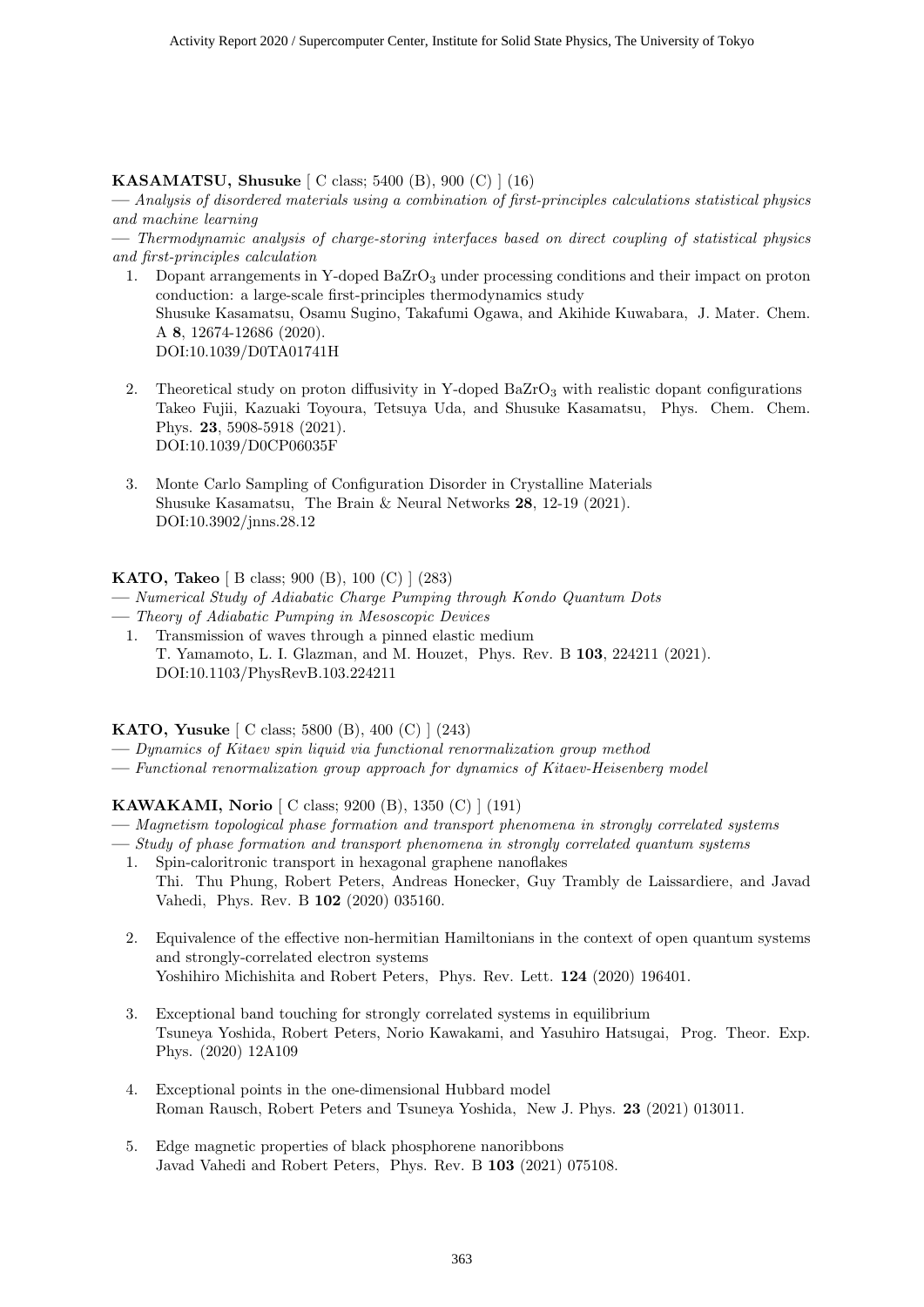**KASAMATSU, Shusuke** [ C class; 5400 (B), 900 (C) ] (16)

— *Analysis of disordered materials using a combination of first-principles calculations statistical physics and machine learning*

— *Thermodynamic analysis of charge-storing interfaces based on direct coupling of statistical physics and first-principles calculation*

1. Dopant arrangements in Y-doped $BaZrO_3$ under processing conditions and their impact on proton conduction: a large-scale first-principles thermodynamics study
   Shusuke Kasamatsu, Osamu Sugino, Takafumi Ogawa, and Akihide Kuwabara, J. Mater. Chem. A **8**, 12674-12686 (2020).
   DOI:10.1039/D0TA01741H

2. Theoretical study on proton diffusivity in Y-doped $BaZrO_3$ with realistic dopant configurations
   Takeo Fujii, Kazuaki Toyoura, Tetsuya Uda, and Shusuke Kasamatsu, Phys. Chem. Chem. Phys. **23**, 5908-5918 (2021).
   DOI:10.1039/D0CP06035F

3. Monte Carlo Sampling of Configuration Disorder in Crystalline Materials
   Shusuke Kasamatsu, The Brain & Neural Networks **28**, 12-19 (2021).
   DOI:10.3902/jnns.28.12

**KATO, Takeo** [ B class; 900 (B), 100 (C) ] (283)

— *Numerical Study of Adiabatic Charge Pumping through Kondo Quantum Dots*

— *Theory of Adiabatic Pumping in Mesoscopic Devices*

1. Transmission of waves through a pinned elastic medium
   T. Yamamoto, L. I. Glazman, and M. Houzet, Phys. Rev. B **103**, 224211 (2021).
   DOI:10.1103/PhysRevB.103.224211

**KATO, Yusuke** [ C class; 5800 (B), 400 (C) ] (243)

— *Dynamics of Kitaev spin liquid via functional renormalization group method*

— *Functional renormalization group approach for dynamics of Kitaev-Heisenberg model*

**KAWAKAMI, Norio** [ C class; 9200 (B), 1350 (C) ] (191)

— *Magnetism topological phase formation and transport phenomena in strongly correlated systems*

— *Study of phase formation and transport phenomena in strongly correlated quantum systems*

1. Spin-caloritronic transport in hexagonal graphene nanoflakes
   Thi. Thu Phung, Robert Peters, Andreas Honecker, Guy Trambly de Laissardiere, and Javad Vahedi, Phys. Rev. B **102** (2020) 035160.

2. Equivalence of the effective non-hermitian Hamiltonians in the context of open quantum systems and strongly-correlated electron systems
   Yoshihiro Michishita and Robert Peters, Phys. Rev. Lett. **124** (2020) 196401.

3. Exceptional band touching for strongly correlated systems in equilibrium
   Tsuneya Yoshida, Robert Peters, Norio Kawakami, and Yasuhiro Hatsugai, Prog. Theor. Exp. Phys. (2020) 12A109

4. Exceptional points in the one-dimensional Hubbard model
   Roman Rausch, Robert Peters and Tsuneya Yoshida, New J. Phys. **23** (2021) 013011.

5. Edge magnetic properties of black phosphorene nanoribbons
   Javad Vahedi and Robert Peters, Phys. Rev. B **103** (2021) 075108.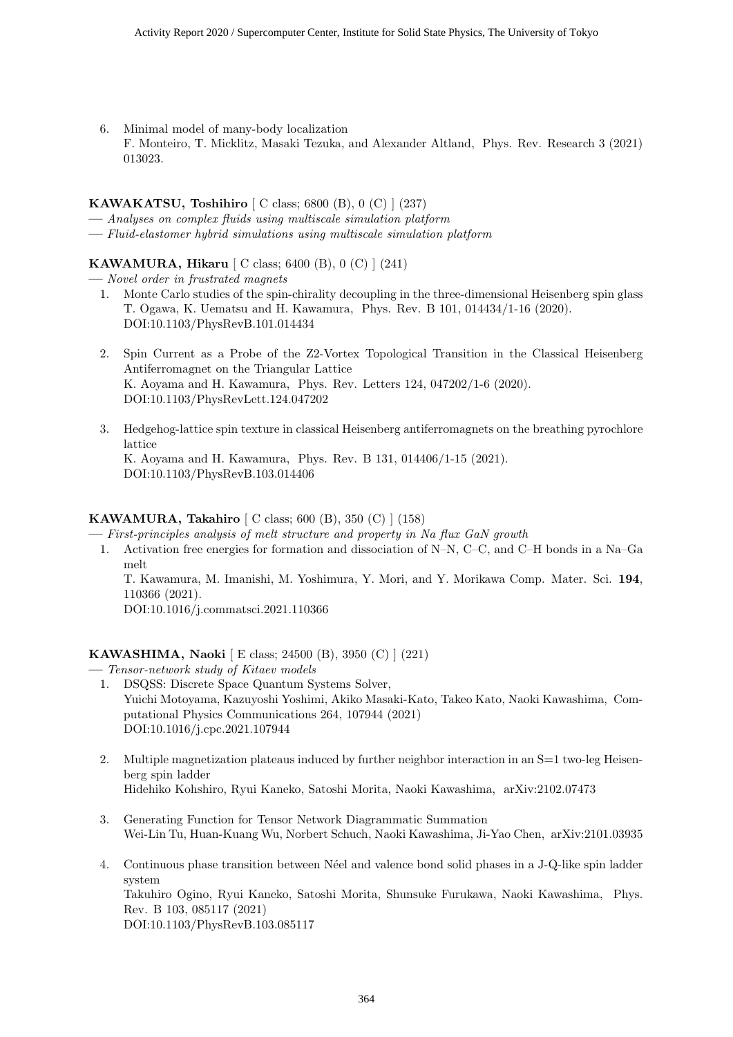6. Minimal model of many-body localization
   F. Monteiro, T. Micklitz, Masaki Tezuka, and Alexander Altland, Phys. Rev. Research 3 (2021) 013023.

**KAWAKATSU, Toshihiro** [ C class; 6800 (B), 0 (C) ] (237)

— *Analyses on complex fluids using multiscale simulation platform*

— *Fluid-elastomer hybrid simulations using multiscale simulation platform*

**KAWAMURA, Hikaru** [ C class; 6400 (B), 0 (C) ] (241)

— *Novel order in frustrated magnets*

1. Monte Carlo studies of the spin-chirality decoupling in the three-dimensional Heisenberg spin glass
   T. Ogawa, K. Uematsu and H. Kawamura, Phys. Rev. B 101, 014434/1-16 (2020).
   DOI:10.1103/PhysRevB.101.014434

2. Spin Current as a Probe of the Z2-Vortex Topological Transition in the Classical Heisenberg Antiferromagnet on the Triangular Lattice
   K. Aoyama and H. Kawamura, Phys. Rev. Letters 124, 047202/1-6 (2020).
   DOI:10.1103/PhysRevLett.124.047202

3. Hedgehog-lattice spin texture in classical Heisenberg antiferromagnets on the breathing pyrochlore lattice
   K. Aoyama and H. Kawamura, Phys. Rev. B 131, 014406/1-15 (2021).
   DOI:10.1103/PhysRevB.103.014406

**KAWAMURA, Takahiro** [ C class; 600 (B), 350 (C) ] (158)

— *First-principles analysis of melt structure and property in Na flux GaN growth*

1. Activation free energies for formation and dissociation of N–N, C–C, and C–H bonds in a Na–Ga melt
   T. Kawamura, M. Imanishi, M. Yoshimura, Y. Mori, and Y. Morikawa Comp. Mater. Sci. **194**, 110366 (2021).
   DOI:10.1016/j.commatsci.2021.110366

**KAWASHIMA, Naoki** [ E class; 24500 (B), 3950 (C) ] (221)

— *Tensor-network study of Kitaev models*

1. DSQSS: Discrete Space Quantum Systems Solver,
   Yuichi Motoyama, Kazuyoshi Yoshimi, Akiko Masaki-Kato, Takeo Kato, Naoki Kawashima, Computational Physics Communications 264, 107944 (2021)
   DOI:10.1016/j.cpc.2021.107944

2. Multiple magnetization plateaus induced by further neighbor interaction in an S=1 two-leg Heisenberg spin ladder
   Hidehiko Kohshiro, Ryui Kaneko, Satoshi Morita, Naoki Kawashima, arXiv:2102.07473

3. Generating Function for Tensor Network Diagrammatic Summation
   Wei-Lin Tu, Huan-Kuang Wu, Norbert Schuch, Naoki Kawashima, Ji-Yao Chen, arXiv:2101.03935

4. Continuous phase transition between Néel and valence bond solid phases in a J-Q-like spin ladder system
   Takuhiro Ogino, Ryui Kaneko, Satoshi Morita, Shunsuke Furukawa, Naoki Kawashima, Phys. Rev. B 103, 085117 (2021)
   DOI:10.1103/PhysRevB.103.085117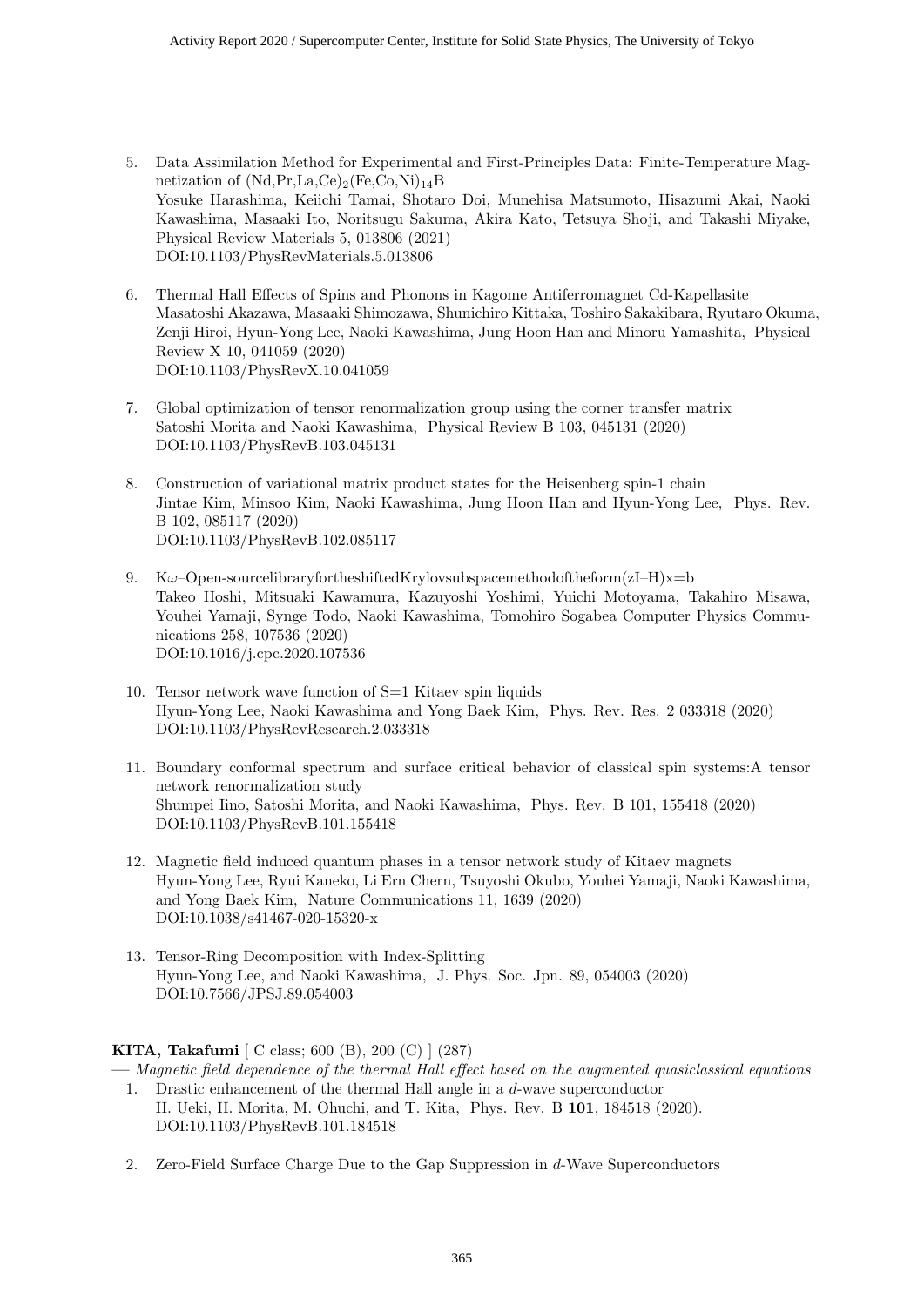5. Data Assimilation Method for Experimental and First-Principles Data: Finite-Temperature Magnetization of $(Nd,Pr,La,Ce)_2(Fe,Co,Ni)_{14}B$
   Yosuke Harashima, Keiichi Tamai, Shotaro Doi, Munehisa Matsumoto, Hisazumi Akai, Naoki Kawashima, Masaaki Ito, Noritsugu Sakuma, Akira Kato, Tetsuya Shoji, and Takashi Miyake, Physical Review Materials 5, 013806 (2021)
   DOI:10.1103/PhysRevMaterials.5.013806

6. Thermal Hall Effects of Spins and Phonons in Kagome Antiferromagnet Cd-Kapellasite
   Masatoshi Akazawa, Masaaki Shimozawa, Shunichiro Kittaka, Toshiro Sakakibara, Ryutaro Okuma, Zenji Hiroi, Hyun-Yong Lee, Naoki Kawashima, Jung Hoon Han and Minoru Yamashita, Physical Review X 10, 041059 (2020)
   DOI:10.1103/PhysRevX.10.041059

7. Global optimization of tensor renormalization group using the corner transfer matrix
   Satoshi Morita and Naoki Kawashima, Physical Review B 103, 045131 (2020)
   DOI:10.1103/PhysRevB.103.045131

8. Construction of variational matrix product states for the Heisenberg spin-1 chain
   Jintae Kim, Minsoo Kim, Naoki Kawashima, Jung Hoon Han and Hyun-Yong Lee, Phys. Rev. B 102, 085117 (2020)
   DOI:10.1103/PhysRevB.102.085117

9. K$\omega$–Open-sourcelibraryfortheshiftedKrylovsubspacemethodoftheform(zI–H)x=b
   Takeo Hoshi, Mitsuaki Kawamura, Kazuyoshi Yoshimi, Yuichi Motoyama, Takahiro Misawa, Youhei Yamaji, Synge Todo, Naoki Kawashima, Tomohiro Sogabea Computer Physics Communications 258, 107536 (2020)
   DOI:10.1016/j.cpc.2020.107536

10. Tensor network wave function of S=1 Kitaev spin liquids
    Hyun-Yong Lee, Naoki Kawashima and Yong Baek Kim, Phys. Rev. Res. 2 033318 (2020)
    DOI:10.1103/PhysRevResearch.2.033318

11. Boundary conformal spectrum and surface critical behavior of classical spin systems:A tensor network renormalization study
    Shumpei Iino, Satoshi Morita, and Naoki Kawashima, Phys. Rev. B 101, 155418 (2020)
    DOI:10.1103/PhysRevB.101.155418

12. Magnetic field induced quantum phases in a tensor network study of Kitaev magnets
    Hyun-Yong Lee, Ryui Kaneko, Li Ern Chern, Tsuyoshi Okubo, Youhei Yamaji, Naoki Kawashima, and Yong Baek Kim, Nature Communications 11, 1639 (2020)
    DOI:10.1038/s41467-020-15320-x

13. Tensor-Ring Decomposition with Index-Splitting
    Hyun-Yong Lee, and Naoki Kawashima, J. Phys. Soc. Jpn. 89, 054003 (2020)
    DOI:10.7566/JPSJ.89.054003

**KITA, Takafumi** [ C class; 600 (B), 200 (C) ] (287)

— *Magnetic field dependence of the thermal Hall effect based on the augmented quasiclassical equations*

1. Drastic enhancement of the thermal Hall angle in a $d$-wave superconductor
   H. Ueki, H. Morita, M. Ohuchi, and T. Kita, Phys. Rev. B **101**, 184518 (2020).
   DOI:10.1103/PhysRevB.101.184518

2. Zero-Field Surface Charge Due to the Gap Suppression in $d$-Wave Superconductors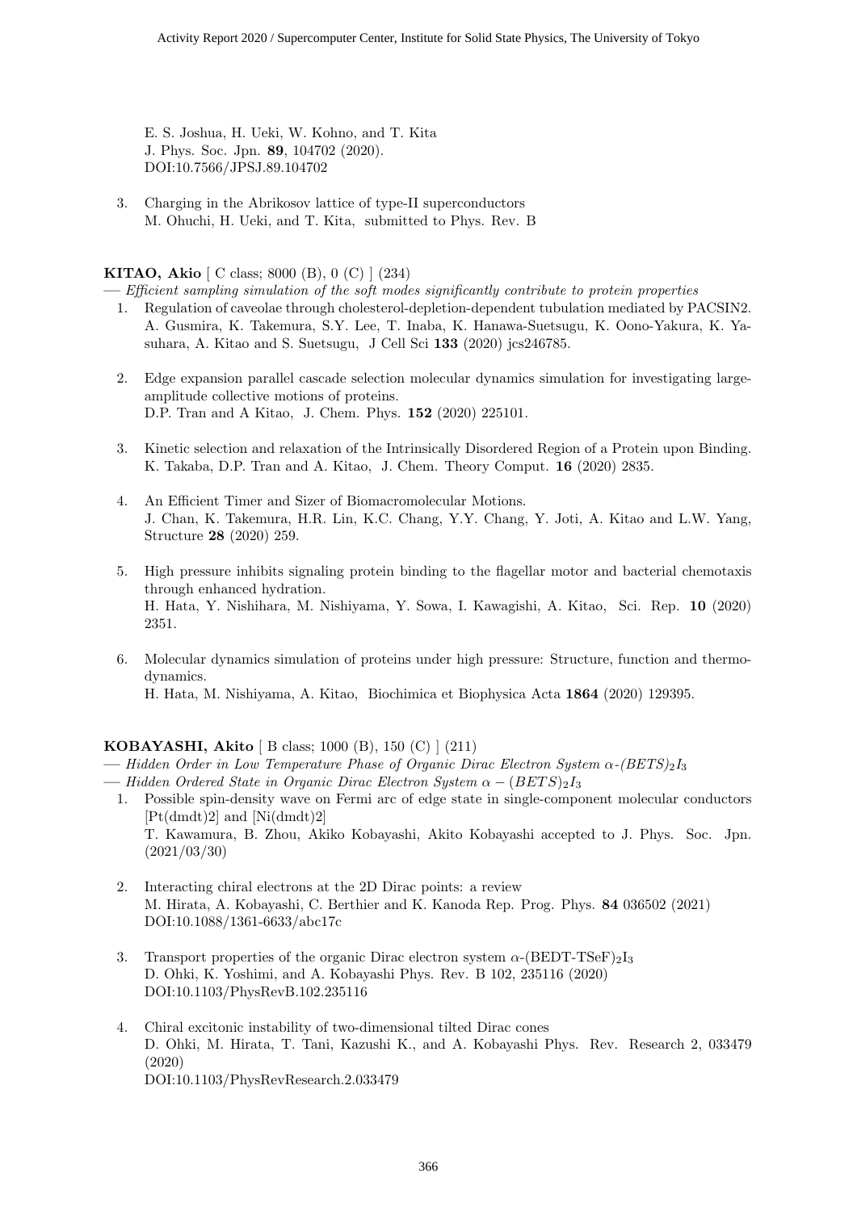E. S. Joshua, H. Ueki, W. Kohno, and T. Kita
J. Phys. Soc. Jpn. **89**, 104702 (2020).
DOI:10.7566/JPSJ.89.104702

3. Charging in the Abrikosov lattice of type-II superconductors
M. Ohuchi, H. Ueki, and T. Kita, submitted to Phys. Rev. B

**KITAO, Akio** [ C class; 8000 (B), 0 (C) ] (234)

— *Efficient sampling simulation of the soft modes significantly contribute to protein properties*

1. Regulation of caveolae through cholesterol-depletion-dependent tubulation mediated by PACSIN2.
A. Gusmira, K. Takemura, S.Y. Lee, T. Inaba, K. Hanawa-Suetsugu, K. Oono-Yakura, K. Yasuhara, A. Kitao and S. Suetsugu, J Cell Sci **133** (2020) jcs246785.

2. Edge expansion parallel cascade selection molecular dynamics simulation for investigating large-amplitude collective motions of proteins.
D.P. Tran and A Kitao, J. Chem. Phys. **152** (2020) 225101.

3. Kinetic selection and relaxation of the Intrinsically Disordered Region of a Protein upon Binding.
K. Takaba, D.P. Tran and A. Kitao, J. Chem. Theory Comput. **16** (2020) 2835.

4. An Efficient Timer and Sizer of Biomacromolecular Motions.
J. Chan, K. Takemura, H.R. Lin, K.C. Chang, Y.Y. Chang, Y. Joti, A. Kitao and L.W. Yang, Structure **28** (2020) 259.

5. High pressure inhibits signaling protein binding to the flagellar motor and bacterial chemotaxis through enhanced hydration.
H. Hata, Y. Nishihara, M. Nishiyama, Y. Sowa, I. Kawagishi, A. Kitao, Sci. Rep. **10** (2020) 2351.

6. Molecular dynamics simulation of proteins under high pressure: Structure, function and thermodynamics.
H. Hata, M. Nishiyama, A. Kitao, Biochimica et Biophysica Acta **1864** (2020) 129395.

**KOBAYASHI, Akito** [ B class; 1000 (B), 150 (C) ] (211)

— *Hidden Order in Low Temperature Phase of Organic Dirac Electron System α-(BETS)$_2$I$_3$*

— *Hidden Ordered State in Organic Dirac Electron System $\alpha - (BETS)_2I_3$*

1. Possible spin-density wave on Fermi arc of edge state in single-component molecular conductors [Pt(dmdt)2] and [Ni(dmdt)2]
T. Kawamura, B. Zhou, Akiko Kobayashi, Akito Kobayashi accepted to J. Phys. Soc. Jpn. (2021/03/30)

2. Interacting chiral electrons at the 2D Dirac points: a review
M. Hirata, A. Kobayashi, C. Berthier and K. Kanoda Rep. Prog. Phys. **84** 036502 (2021)
DOI:10.1088/1361-6633/abc17c

3. Transport properties of the organic Dirac electron system α-(BEDT-TSeF)$_2$I$_3$
D. Ohki, K. Yoshimi, and A. Kobayashi Phys. Rev. B 102, 235116 (2020)
DOI:10.1103/PhysRevB.102.235116

4. Chiral excitonic instability of two-dimensional tilted Dirac cones
D. Ohki, M. Hirata, T. Tani, Kazushi K., and A. Kobayashi Phys. Rev. Research 2, 033479 (2020)
DOI:10.1103/PhysRevResearch.2.033479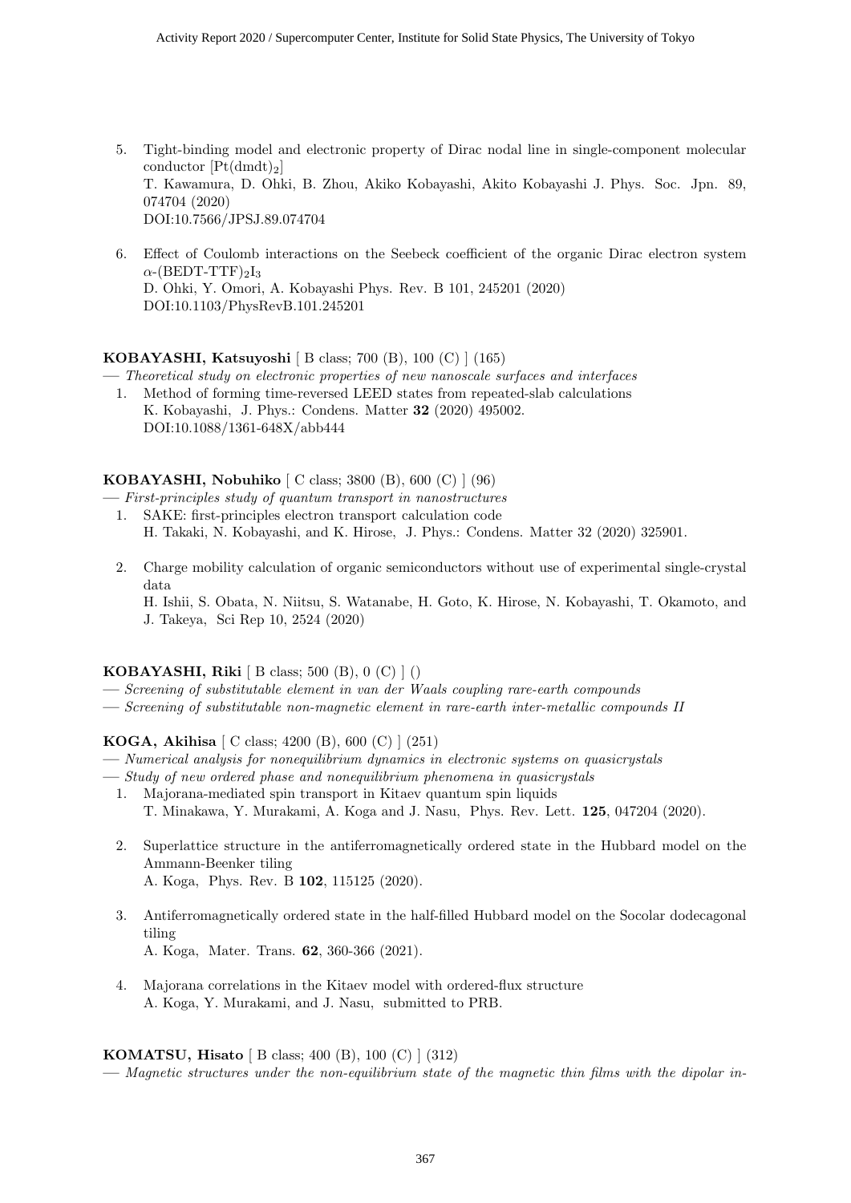5. Tight-binding model and electronic property of Dirac nodal line in single-component molecular conductor [Pt(dmdt)$_2$]
   T. Kawamura, D. Ohki, B. Zhou, Akiko Kobayashi, Akito Kobayashi J. Phys. Soc. Jpn. 89, 074704 (2020)
   DOI:10.7566/JPSJ.89.074704

6. Effect of Coulomb interactions on the Seebeck coefficient of the organic Dirac electron system $\alpha$-(BEDT-TTF)$_2$I$_3$
   D. Ohki, Y. Omori, A. Kobayashi Phys. Rev. B 101, 245201 (2020)
   DOI:10.1103/PhysRevB.101.245201

**KOBAYASHI, Katsuyoshi** [ B class; 700 (B), 100 (C) ] (165)

— *Theoretical study on electronic properties of new nanoscale surfaces and interfaces*

1. Method of forming time-reversed LEED states from repeated-slab calculations
   K. Kobayashi, J. Phys.: Condens. Matter **32** (2020) 495002.
   DOI:10.1088/1361-648X/abb444

**KOBAYASHI, Nobuhiko** [ C class; 3800 (B), 600 (C) ] (96)

— *First-principles study of quantum transport in nanostructures*

1. SAKE: first-principles electron transport calculation code
   H. Takaki, N. Kobayashi, and K. Hirose, J. Phys.: Condens. Matter 32 (2020) 325901.

2. Charge mobility calculation of organic semiconductors without use of experimental single-crystal data
   H. Ishii, S. Obata, N. Niitsu, S. Watanabe, H. Goto, K. Hirose, N. Kobayashi, T. Okamoto, and J. Takeya, Sci Rep 10, 2524 (2020)

**KOBAYASHI, Riki** [ B class; 500 (B), 0 (C) ] ()

— *Screening of substitutable element in van der Waals coupling rare-earth compounds*

— *Screening of substitutable non-magnetic element in rare-earth inter-metallic compounds II*

**KOGA, Akihisa** [ C class; 4200 (B), 600 (C) ] (251)

— *Numerical analysis for nonequilibrium dynamics in electronic systems on quasicrystals*

— *Study of new ordered phase and nonequilibrium phenomena in quasicrystals*

1. Majorana-mediated spin transport in Kitaev quantum spin liquids
   T. Minakawa, Y. Murakami, A. Koga and J. Nasu, Phys. Rev. Lett. **125**, 047204 (2020).

2. Superlattice structure in the antiferromagnetically ordered state in the Hubbard model on the Ammann-Beenker tiling
   A. Koga, Phys. Rev. B **102**, 115125 (2020).

3. Antiferromagnetically ordered state in the half-filled Hubbard model on the Socolar dodecagonal tiling
   A. Koga, Mater. Trans. **62**, 360-366 (2021).

4. Majorana correlations in the Kitaev model with ordered-flux structure
   A. Koga, Y. Murakami, and J. Nasu, submitted to PRB.

**KOMATSU, Hisato** [ B class; 400 (B), 100 (C) ] (312)

— *Magnetic structures under the non-equilibrium state of the magnetic thin films with the dipolar in-*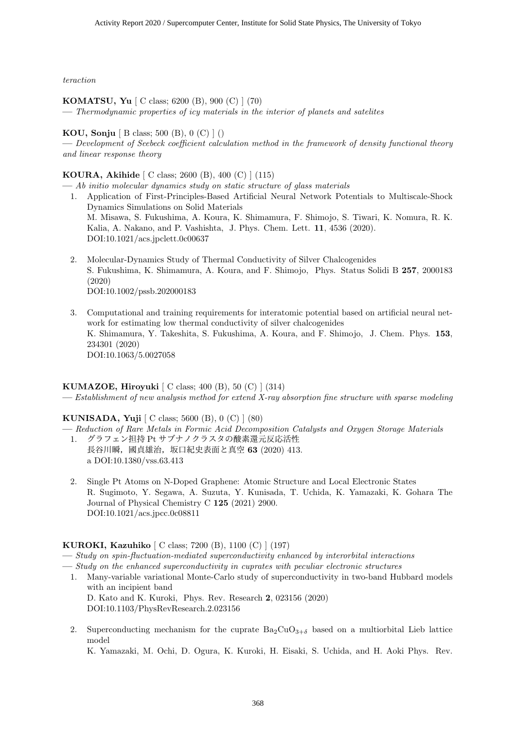*teraction*

**KOMATSU, Yu** [ C class; 6200 (B), 900 (C) ] (70)
— *Thermodynamic properties of icy materials in the interior of planets and satelites*

**KOU, Sonju** [ B class; 500 (B), 0 (C) ] ()
— *Development of Seebeck coefficient calculation method in the framework of density functional theory and linear response theory*

**KOURA, Akihide** [ C class; 2600 (B), 400 (C) ] (115)
— *Ab initio molecular dynamics study on static structure of glass materials*

1. Application of First-Principles-Based Artificial Neural Network Potentials to Multiscale-Shock Dynamics Simulations on Solid Materials
   M. Misawa, S. Fukushima, A. Koura, K. Shimamura, F. Shimojo, S. Tiwari, K. Nomura, R. K. Kalia, A. Nakano, and P. Vashishta, J. Phys. Chem. Lett. **11**, 4536 (2020).
   DOI:10.1021/acs.jpclett.0c00637

2. Molecular-Dynamics Study of Thermal Conductivity of Silver Chalcogenides
   S. Fukushima, K. Shimamura, A. Koura, and F. Shimojo, Phys. Status Solidi B **257**, 2000183 (2020)
   DOI:10.1002/pssb.202000183

3. Computational and training requirements for interatomic potential based on artificial neural network for estimating low thermal conductivity of silver chalcogenides
   K. Shimamura, Y. Takeshita, S. Fukushima, A. Koura, and F. Shimojo, J. Chem. Phys. **153**, 234301 (2020)
   DOI:10.1063/5.0027058

**KUMAZOE, Hiroyuki** [ C class; 400 (B), 50 (C) ] (314)
— *Establishment of new analysis method for extend X-ray absorption fine structure with sparse modeling*

**KUNISADA, Yuji** [ C class; 5600 (B), 0 (C) ] (80)
— *Reduction of Rare Metals in Formic Acid Decomposition Catalysts and Oxygen Storage Materials*

1. グラフェン担持 Pt サブナノクラスタの酸素還元反応活性
   長谷川瞬，國貞雄治，坂口紀史表面と真空 **63** (2020) 413.
   a DOI:10.1380/vss.63.413

2. Single Pt Atoms on N-Doped Graphene: Atomic Structure and Local Electronic States
   R. Sugimoto, Y. Segawa, A. Suzuta, Y. Kunisada, T. Uchida, K. Yamazaki, K. Gohara The Journal of Physical Chemistry C **125** (2021) 2900.
   DOI:10.1021/acs.jpcc.0c08811

**KUROKI, Kazuhiko** [ C class; 7200 (B), 1100 (C) ] (197)
— *Study on spin-fluctuation-mediated superconductivity enhanced by interorbital interactions*
— *Study on the enhanced superconductivity in cuprates with peculiar electronic structures*

1. Many-variable variational Monte-Carlo study of superconductivity in two-band Hubbard models with an incipient band
   D. Kato and K. Kuroki, Phys. Rev. Research **2**, 023156 (2020)
   DOI:10.1103/PhysRevResearch.2.023156

2. Superconducting mechanism for the cuprate $Ba_2CuO_{3+\delta}$ based on a multiorbital Lieb lattice model
   K. Yamazaki, M. Ochi, D. Ogura, K. Kuroki, H. Eisaki, S. Uchida, and H. Aoki Phys. Rev.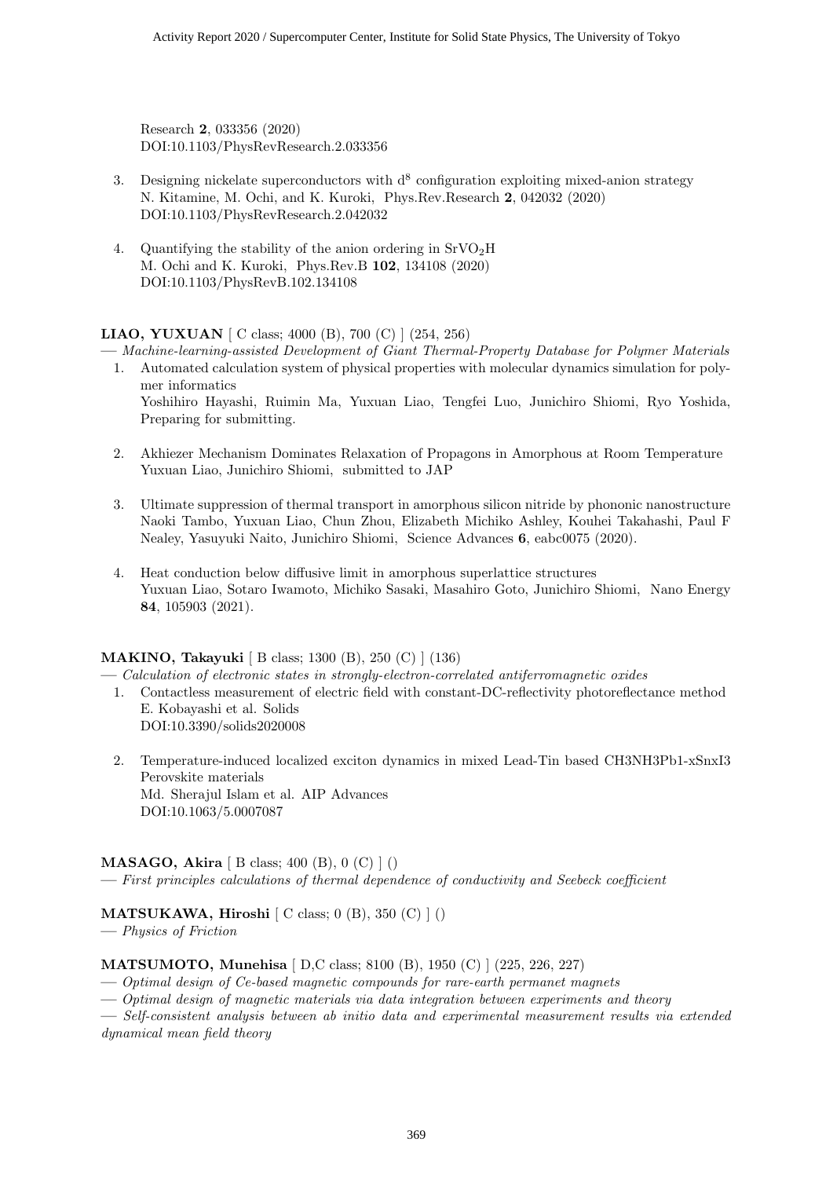Research **2**, 033356 (2020)
DOI:10.1103/PhysRevResearch.2.033356

3. Designing nickelate superconductors with $d^8$ configuration exploiting mixed-anion strategy
   N. Kitamine, M. Ochi, and K. Kuroki, Phys.Rev.Research **2**, 042032 (2020)
   DOI:10.1103/PhysRevResearch.2.042032

4. Quantifying the stability of the anion ordering in $SrVO_2H$
   M. Ochi and K. Kuroki, Phys.Rev.B **102**, 134108 (2020)
   DOI:10.1103/PhysRevB.102.134108

**LIAO, YUXUAN** [ C class; 4000 (B), 700 (C) ] (254, 256)

— *Machine-learning-assisted Development of Giant Thermal-Property Database for Polymer Materials*

1. Automated calculation system of physical properties with molecular dynamics simulation for polymer informatics
   Yoshihiro Hayashi, Ruimin Ma, Yuxuan Liao, Tengfei Luo, Junichiro Shiomi, Ryo Yoshida, Preparing for submitting.

2. Akhiezer Mechanism Dominates Relaxation of Propagons in Amorphous at Room Temperature
   Yuxuan Liao, Junichiro Shiomi, submitted to JAP

3. Ultimate suppression of thermal transport in amorphous silicon nitride by phononic nanostructure
   Naoki Tambo, Yuxuan Liao, Chun Zhou, Elizabeth Michiko Ashley, Kouhei Takahashi, Paul F Nealey, Yasuyuki Naito, Junichiro Shiomi, Science Advances **6**, eabc0075 (2020).

4. Heat conduction below diffusive limit in amorphous superlattice structures
   Yuxuan Liao, Sotaro Iwamoto, Michiko Sasaki, Masahiro Goto, Junichiro Shiomi, Nano Energy **84**, 105903 (2021).

**MAKINO, Takayuki** [ B class; 1300 (B), 250 (C) ] (136)

— *Calculation of electronic states in strongly-electron-correlated antiferromagnetic oxides*

1. Contactless measurement of electric field with constant-DC-reflectivity photoreflectance method
   E. Kobayashi et al. Solids
   DOI:10.3390/solids2020008

2. Temperature-induced localized exciton dynamics in mixed Lead-Tin based CH3NH3Pb1-xSnxI3 Perovskite materials
   Md. Sherajul Islam et al. AIP Advances
   DOI:10.1063/5.0007087

**MASAGO, Akira** [ B class; 400 (B), 0 (C) ] ()

— *First principles calculations of thermal dependence of conductivity and Seebeck coefficient*

**MATSUKAWA, Hiroshi** [ C class; 0 (B), 350 (C) ] ()

— *Physics of Friction*

**MATSUMOTO, Munehisa** [ D,C class; 8100 (B), 1950 (C) ] (225, 226, 227)

— *Optimal design of Ce-based magnetic compounds for rare-earth permanet magnets*

— *Optimal design of magnetic materials via data integration between experiments and theory*

— *Self-consistent analysis between ab initio data and experimental measurement results via extended dynamical mean field theory*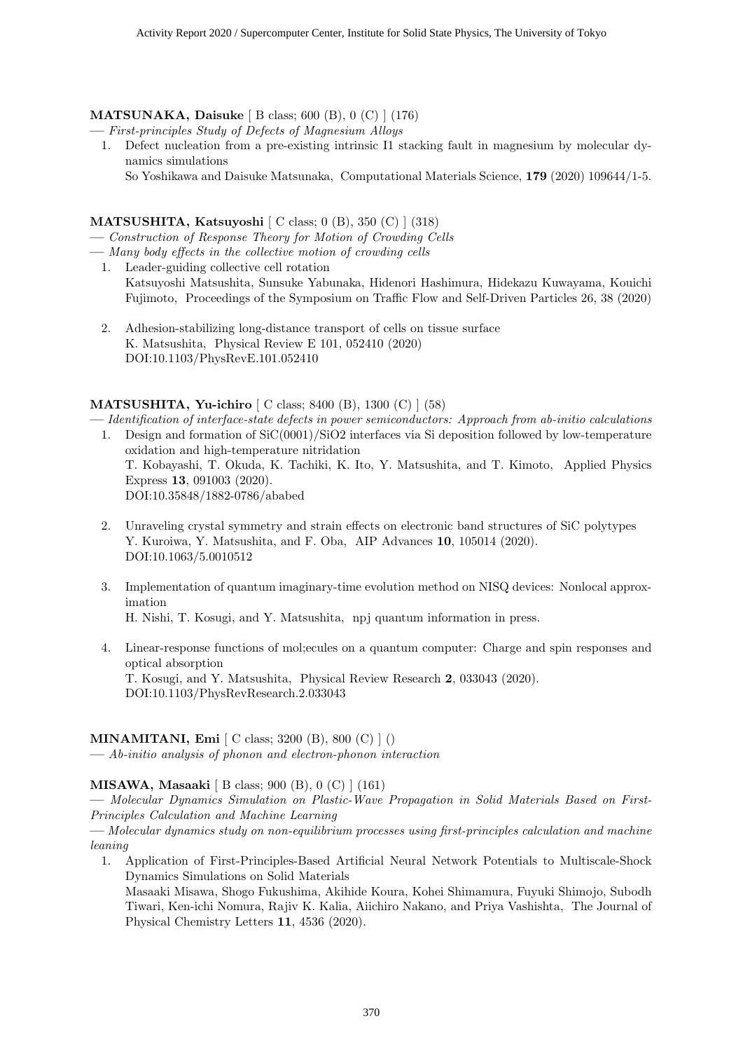**MATSUNAKA, Daisuke** [ B class; 600 (B), 0 (C) ] (176)

— *First-principles Study of Defects of Magnesium Alloys*

1. Defect nucleation from a pre-existing intrinsic I1 stacking fault in magnesium by molecular dynamics simulations
   So Yoshikawa and Daisuke Matsunaka, Computational Materials Science, **179** (2020) 109644/1-5.

**MATSUSHITA, Katsuyoshi** [ C class; 0 (B), 350 (C) ] (318)

— *Construction of Response Theory for Motion of Crowding Cells*

— *Many body effects in the collective motion of crowding cells*

1. Leader-guiding collective cell rotation
   Katsuyoshi Matsushita, Sunsuke Yabunaka, Hidenori Hashimura, Hidekazu Kuwayama, Kouichi Fujimoto, Proceedings of the Symposium on Traffic Flow and Self-Driven Particles 26, 38 (2020)

2. Adhesion-stabilizing long-distance transport of cells on tissue surface
   K. Matsushita, Physical Review E 101, 052410 (2020)
   DOI:10.1103/PhysRevE.101.052410

**MATSUSHITA, Yu-ichiro** [ C class; 8400 (B), 1300 (C) ] (58)

— *Identification of interface-state defects in power semiconductors: Approach from ab-initio calculations*

1. Design and formation of SiC(0001)/SiO2 interfaces via Si deposition followed by low-temperature oxidation and high-temperature nitridation
   T. Kobayashi, T. Okuda, K. Tachiki, K. Ito, Y. Matsushita, and T. Kimoto, Applied Physics Express **13**, 091003 (2020).
   DOI:10.35848/1882-0786/ababed

2. Unraveling crystal symmetry and strain effects on electronic band structures of SiC polytypes
   Y. Kuroiwa, Y. Matsushita, and F. Oba, AIP Advances **10**, 105014 (2020).
   DOI:10.1063/5.0010512

3. Implementation of quantum imaginary-time evolution method on NISQ devices: Nonlocal approximation
   H. Nishi, T. Kosugi, and Y. Matsushita, npj quantum information in press.

4. Linear-response functions of mol;ecules on a quantum computer: Charge and spin responses and optical absorption
   T. Kosugi, and Y. Matsushita, Physical Review Research **2**, 033043 (2020).
   DOI:10.1103/PhysRevResearch.2.033043

**MINAMITANI, Emi** [ C class; 3200 (B), 800 (C) ] ()

— *Ab-initio analysis of phonon and electron-phonon interaction*

**MISAWA, Masaaki** [ B class; 900 (B), 0 (C) ] (161)

— *Molecular Dynamics Simulation on Plastic-Wave Propagation in Solid Materials Based on First-Principles Calculation and Machine Learning*

— *Molecular dynamics study on non-equilibrium processes using first-principles calculation and machine leaning*

1. Application of First-Principles-Based Artificial Neural Network Potentials to Multiscale-Shock Dynamics Simulations on Solid Materials
   Masaaki Misawa, Shogo Fukushima, Akihide Koura, Kohei Shimamura, Fuyuki Shimojo, Subodh Tiwari, Ken-ichi Nomura, Rajiv K. Kalia, Aiichiro Nakano, and Priya Vashishta, The Journal of Physical Chemistry Letters **11**, 4536 (2020).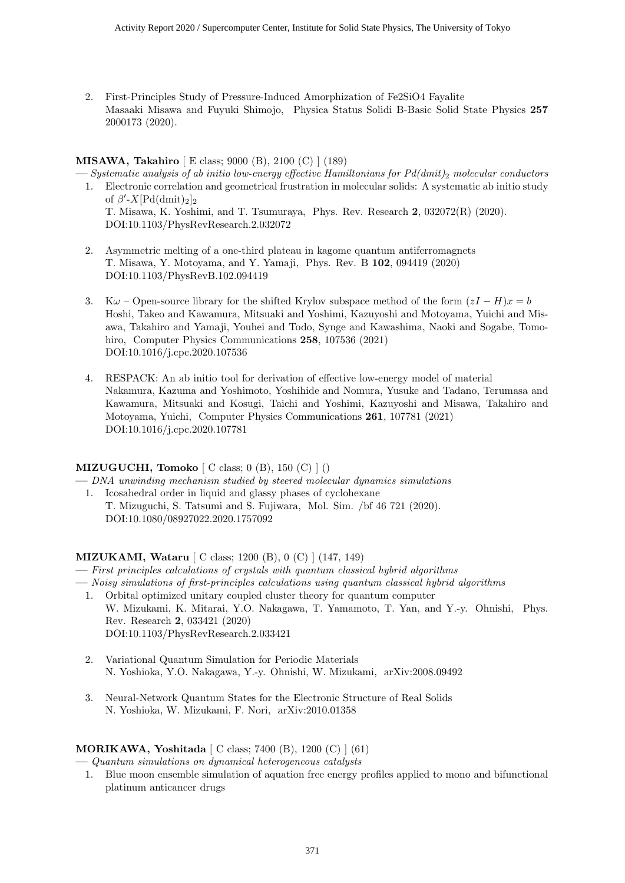2. First-Principles Study of Pressure-Induced Amorphization of Fe2SiO4 Fayalite
   Masaaki Misawa and Fuyuki Shimojo, Physica Status Solidi B-Basic Solid State Physics **257** 2000173 (2020).

**MISAWA, Takahiro** [ E class; 9000 (B), 2100 (C) ] (189)

— *Systematic analysis of ab initio low-energy effective Hamiltonians for Pd(dmit)$_2$ molecular conductors*

1. Electronic correlation and geometrical frustration in molecular solids: A systematic ab initio study of $\beta'$-$X$[Pd(dmit)$_2$]$_2$
   T. Misawa, K. Yoshimi, and T. Tsumuraya, Phys. Rev. Research **2**, 032072(R) (2020).
   DOI:10.1103/PhysRevResearch.2.032072

2. Asymmetric melting of a one-third plateau in kagome quantum antiferromagnets
   T. Misawa, Y. Motoyama, and Y. Yamaji, Phys. Rev. B **102**, 094419 (2020)
   DOI:10.1103/PhysRevB.102.094419

3. K$\omega$ – Open-source library for the shifted Krylov subspace method of the form $(zI - H)x = b$
   Hoshi, Takeo and Kawamura, Mitsuaki and Yoshimi, Kazuyoshi and Motoyama, Yuichi and Misawa, Takahiro and Yamaji, Youhei and Todo, Synge and Kawashima, Naoki and Sogabe, Tomohiro, Computer Physics Communications **258**, 107536 (2021)
   DOI:10.1016/j.cpc.2020.107536

4. RESPACK: An ab initio tool for derivation of effective low-energy model of material
   Nakamura, Kazuma and Yoshimoto, Yoshihide and Nomura, Yusuke and Tadano, Terumasa and Kawamura, Mitsuaki and Kosugi, Taichi and Yoshimi, Kazuyoshi and Misawa, Takahiro and Motoyama, Yuichi, Computer Physics Communications **261**, 107781 (2021)
   DOI:10.1016/j.cpc.2020.107781

**MIZUGUCHI, Tomoko** [ C class; 0 (B), 150 (C) ] ()

— *DNA unwinding mechanism studied by steered molecular dynamics simulations*

1. Icosahedral order in liquid and glassy phases of cyclohexane
   T. Mizuguchi, S. Tatsumi and S. Fujiwara, Mol. Sim. /bf 46 721 (2020).
   DOI:10.1080/08927022.2020.1757092

**MIZUKAMI, Wataru** [ C class; 1200 (B), 0 (C) ] (147, 149)

— *First principles calculations of crystals with quantum classical hybrid algorithms*

— *Noisy simulations of first-principles calculations using quantum classical hybrid algorithms*

1. Orbital optimized unitary coupled cluster theory for quantum computer
   W. Mizukami, K. Mitarai, Y.O. Nakagawa, T. Yamamoto, T. Yan, and Y.-y. Ohnishi, Phys. Rev. Research **2**, 033421 (2020)
   DOI:10.1103/PhysRevResearch.2.033421

2. Variational Quantum Simulation for Periodic Materials
   N. Yoshioka, Y.O. Nakagawa, Y.-y. Ohnishi, W. Mizukami, arXiv:2008.09492

3. Neural-Network Quantum States for the Electronic Structure of Real Solids
   N. Yoshioka, W. Mizukami, F. Nori, arXiv:2010.01358

**MORIKAWA, Yoshitada** [ C class; 7400 (B), 1200 (C) ] (61)

— *Quantum simulations on dynamical heterogeneous catalysts*

1. Blue moon ensemble simulation of aquation free energy profiles applied to mono and bifunctional platinum anticancer drugs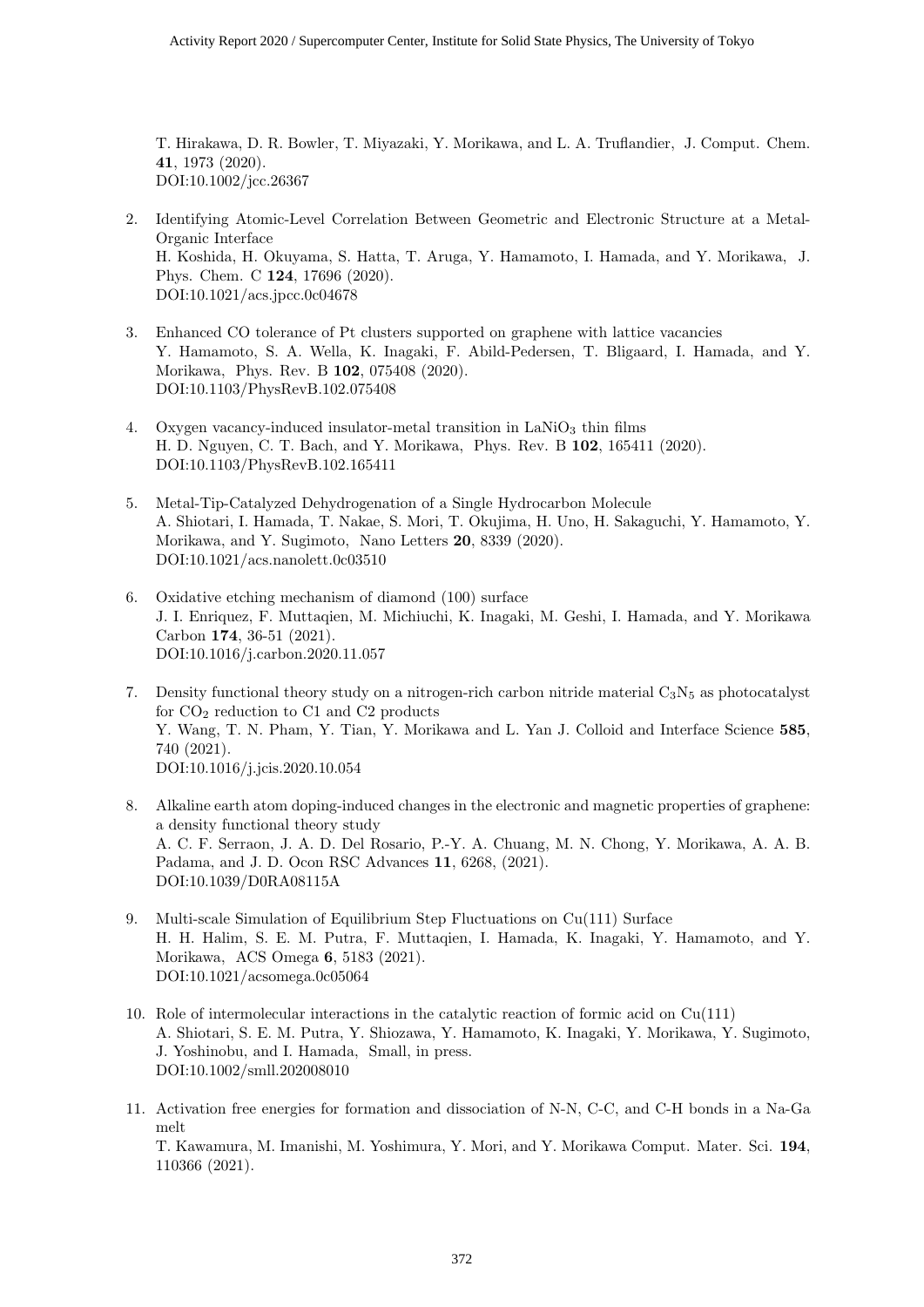T. Hirakawa, D. R. Bowler, T. Miyazaki, Y. Morikawa, and L. A. Truflandier, J. Comput. Chem. **41**, 1973 (2020).
DOI:10.1002/jcc.26367

2. Identifying Atomic-Level Correlation Between Geometric and Electronic Structure at a Metal-Organic Interface
H. Koshida, H. Okuyama, S. Hatta, T. Aruga, Y. Hamamoto, I. Hamada, and Y. Morikawa, J. Phys. Chem. C **124**, 17696 (2020).
DOI:10.1021/acs.jpcc.0c04678

3. Enhanced CO tolerance of Pt clusters supported on graphene with lattice vacancies
Y. Hamamoto, S. A. Wella, K. Inagaki, F. Abild-Pedersen, T. Bligaard, I. Hamada, and Y. Morikawa, Phys. Rev. B **102**, 075408 (2020).
DOI:10.1103/PhysRevB.102.075408

4. Oxygen vacancy-induced insulator-metal transition in $LaNiO_3$ thin films
H. D. Nguyen, C. T. Bach, and Y. Morikawa, Phys. Rev. B **102**, 165411 (2020).
DOI:10.1103/PhysRevB.102.165411

5. Metal-Tip-Catalyzed Dehydrogenation of a Single Hydrocarbon Molecule
A. Shiotari, I. Hamada, T. Nakae, S. Mori, T. Okujima, H. Uno, H. Sakaguchi, Y. Hamamoto, Y. Morikawa, and Y. Sugimoto, Nano Letters **20**, 8339 (2020).
DOI:10.1021/acs.nanolett.0c03510

6. Oxidative etching mechanism of diamond (100) surface
J. I. Enriquez, F. Muttaqien, M. Michiuchi, K. Inagaki, M. Geshi, I. Hamada, and Y. Morikawa Carbon **174**, 36-51 (2021).
DOI:10.1016/j.carbon.2020.11.057

7. Density functional theory study on a nitrogen-rich carbon nitride material $C_3N_5$ as photocatalyst for $CO_2$ reduction to C1 and C2 products
Y. Wang, T. N. Pham, Y. Tian, Y. Morikawa and L. Yan J. Colloid and Interface Science **585**, 740 (2021).
DOI:10.1016/j.jcis.2020.10.054

8. Alkaline earth atom doping-induced changes in the electronic and magnetic properties of graphene: a density functional theory study
A. C. F. Serraon, J. A. D. Del Rosario, P.-Y. A. Chuang, M. N. Chong, Y. Morikawa, A. A. B. Padama, and J. D. Ocon RSC Advances **11**, 6268, (2021).
DOI:10.1039/D0RA08115A

9. Multi-scale Simulation of Equilibrium Step Fluctuations on Cu(111) Surface
H. H. Halim, S. E. M. Putra, F. Muttaqien, I. Hamada, K. Inagaki, Y. Hamamoto, and Y. Morikawa, ACS Omega **6**, 5183 (2021).
DOI:10.1021/acsomega.0c05064

10. Role of intermolecular interactions in the catalytic reaction of formic acid on Cu(111)
A. Shiotari, S. E. M. Putra, Y. Shiozawa, Y. Hamamoto, K. Inagaki, Y. Morikawa, Y. Sugimoto, J. Yoshinobu, and I. Hamada, Small, in press.
DOI:10.1002/smll.202008010

11. Activation free energies for formation and dissociation of N-N, C-C, and C-H bonds in a Na-Ga melt
T. Kawamura, M. Imanishi, M. Yoshimura, Y. Mori, and Y. Morikawa Comput. Mater. Sci. **194**, 110366 (2021).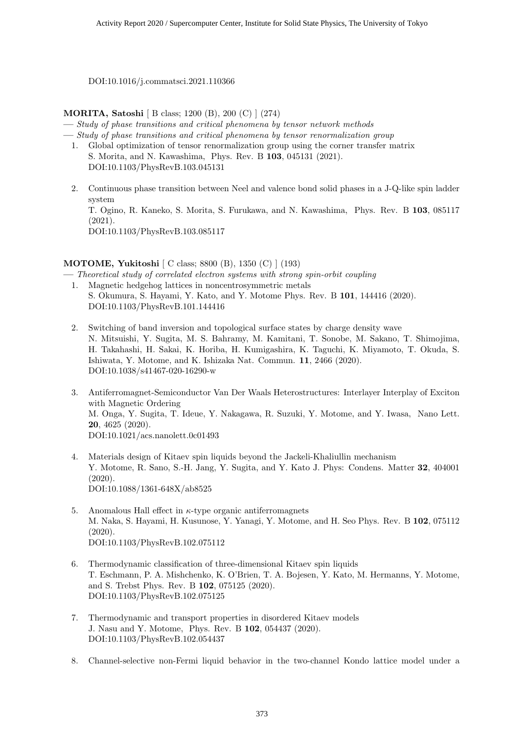DOI:10.1016/j.commatsci.2021.110366

**MORITA, Satoshi** [ B class; 1200 (B), 200 (C) ] (274)

— *Study of phase transitions and critical phenomena by tensor network methods*

— *Study of phase transitions and critical phenomena by tensor renormalization group*

1. Global optimization of tensor renormalization group using the corner transfer matrix
   S. Morita, and N. Kawashima, Phys. Rev. B **103**, 045131 (2021).
   DOI:10.1103/PhysRevB.103.045131

2. Continuous phase transition between Neel and valence bond solid phases in a J-Q-like spin ladder system
   T. Ogino, R. Kaneko, S. Morita, S. Furukawa, and N. Kawashima, Phys. Rev. B **103**, 085117 (2021).
   DOI:10.1103/PhysRevB.103.085117

**MOTOME, Yukitoshi** [ C class; 8800 (B), 1350 (C) ] (193)

— *Theoretical study of correlated electron systems with strong spin-orbit coupling*

1. Magnetic hedgehog lattices in noncentrosymmetric metals
   S. Okumura, S. Hayami, Y. Kato, and Y. Motome Phys. Rev. B **101**, 144416 (2020).
   DOI:10.1103/PhysRevB.101.144416

2. Switching of band inversion and topological surface states by charge density wave
   N. Mitsuishi, Y. Sugita, M. S. Bahramy, M. Kamitani, T. Sonobe, M. Sakano, T. Shimojima, H. Takahashi, H. Sakai, K. Horiba, H. Kumigashira, K. Taguchi, K. Miyamoto, T. Okuda, S. Ishiwata, Y. Motome, and K. Ishizaka Nat. Commun. **11**, 2466 (2020).
   DOI:10.1038/s41467-020-16290-w

3. Antiferromagnet-Semiconductor Van Der Waals Heterostructures: Interlayer Interplay of Exciton with Magnetic Ordering
   M. Onga, Y. Sugita, T. Ideue, Y. Nakagawa, R. Suzuki, Y. Motome, and Y. Iwasa, Nano Lett. **20**, 4625 (2020).
   DOI:10.1021/acs.nanolett.0c01493

4. Materials design of Kitaev spin liquids beyond the Jackeli-Khaliullin mechanism
   Y. Motome, R. Sano, S.-H. Jang, Y. Sugita, and Y. Kato J. Phys: Condens. Matter **32**, 404001 (2020).
   DOI:10.1088/1361-648X/ab8525

5. Anomalous Hall effect in $\kappa$-type organic antiferromagnets
   M. Naka, S. Hayami, H. Kusunose, Y. Yanagi, Y. Motome, and H. Seo Phys. Rev. B **102**, 075112 (2020).
   DOI:10.1103/PhysRevB.102.075112

6. Thermodynamic classification of three-dimensional Kitaev spin liquids
   T. Eschmann, P. A. Mishchenko, K. O'Brien, T. A. Bojesen, Y. Kato, M. Hermanns, Y. Motome, and S. Trebst Phys. Rev. B **102**, 075125 (2020).
   DOI:10.1103/PhysRevB.102.075125

7. Thermodynamic and transport properties in disordered Kitaev models
   J. Nasu and Y. Motome, Phys. Rev. B **102**, 054437 (2020).
   DOI:10.1103/PhysRevB.102.054437

8. Channel-selective non-Fermi liquid behavior in the two-channel Kondo lattice model under a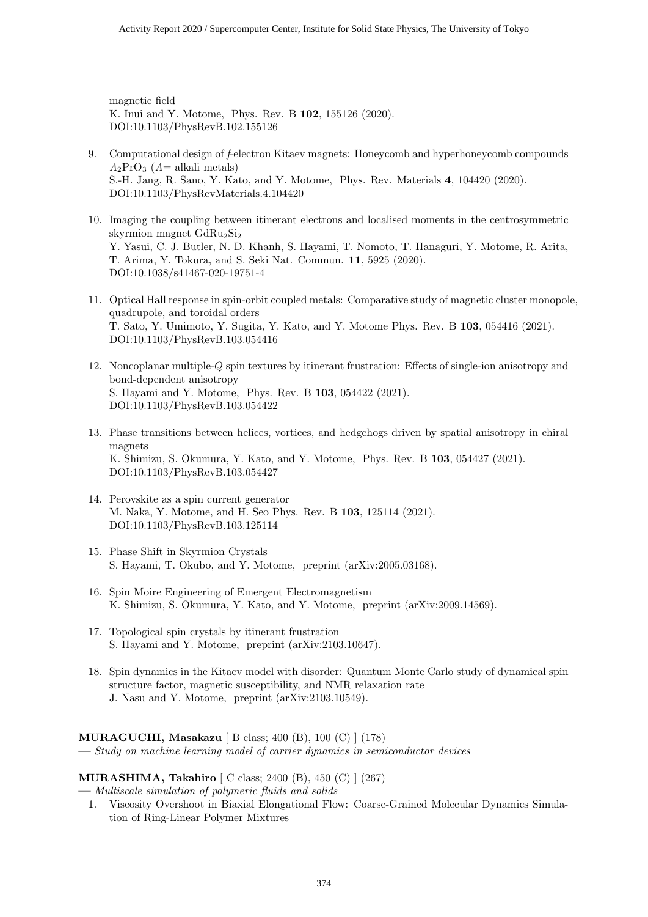magnetic field
K. Inui and Y. Motome, Phys. Rev. B **102**, 155126 (2020).
DOI:10.1103/PhysRevB.102.155126

9. Computational design of *f*-electron Kitaev magnets: Honeycomb and hyperhoneycomb compounds $A_2PrO_3$ ($A$= alkali metals)
   S.-H. Jang, R. Sano, Y. Kato, and Y. Motome, Phys. Rev. Materials **4**, 104420 (2020).
   DOI:10.1103/PhysRevMaterials.4.104420

10. Imaging the coupling between itinerant electrons and localised moments in the centrosymmetric skyrmion magnet $GdRu_2Si_2$
    Y. Yasui, C. J. Butler, N. D. Khanh, S. Hayami, T. Nomoto, T. Hanaguri, Y. Motome, R. Arita, T. Arima, Y. Tokura, and S. Seki Nat. Commun. **11**, 5925 (2020).
    DOI:10.1038/s41467-020-19751-4

11. Optical Hall response in spin-orbit coupled metals: Comparative study of magnetic cluster monopole, quadrupole, and toroidal orders
    T. Sato, Y. Umimoto, Y. Sugita, Y. Kato, and Y. Motome Phys. Rev. B **103**, 054416 (2021).
    DOI:10.1103/PhysRevB.103.054416

12. Noncoplanar multiple-$Q$ spin textures by itinerant frustration: Effects of single-ion anisotropy and bond-dependent anisotropy
    S. Hayami and Y. Motome, Phys. Rev. B **103**, 054422 (2021).
    DOI:10.1103/PhysRevB.103.054422

13. Phase transitions between helices, vortices, and hedgehogs driven by spatial anisotropy in chiral magnets
    K. Shimizu, S. Okumura, Y. Kato, and Y. Motome, Phys. Rev. B **103**, 054427 (2021).
    DOI:10.1103/PhysRevB.103.054427

14. Perovskite as a spin current generator
    M. Naka, Y. Motome, and H. Seo Phys. Rev. B **103**, 125114 (2021).
    DOI:10.1103/PhysRevB.103.125114

15. Phase Shift in Skyrmion Crystals
    S. Hayami, T. Okubo, and Y. Motome, preprint (arXiv:2005.03168).

16. Spin Moire Engineering of Emergent Electromagnetism
    K. Shimizu, S. Okumura, Y. Kato, and Y. Motome, preprint (arXiv:2009.14569).

17. Topological spin crystals by itinerant frustration
    S. Hayami and Y. Motome, preprint (arXiv:2103.10647).

18. Spin dynamics in the Kitaev model with disorder: Quantum Monte Carlo study of dynamical spin structure factor, magnetic susceptibility, and NMR relaxation rate
    J. Nasu and Y. Motome, preprint (arXiv:2103.10549).

**MURAGUCHI, Masakazu** [ B class; 400 (B), 100 (C) ] (178)
— *Study on machine learning model of carrier dynamics in semiconductor devices*

**MURASHIMA, Takahiro** [ C class; 2400 (B), 450 (C) ] (267)
— *Multiscale simulation of polymeric fluids and solids*

1. Viscosity Overshoot in Biaxial Elongational Flow: Coarse-Grained Molecular Dynamics Simulation of Ring-Linear Polymer Mixtures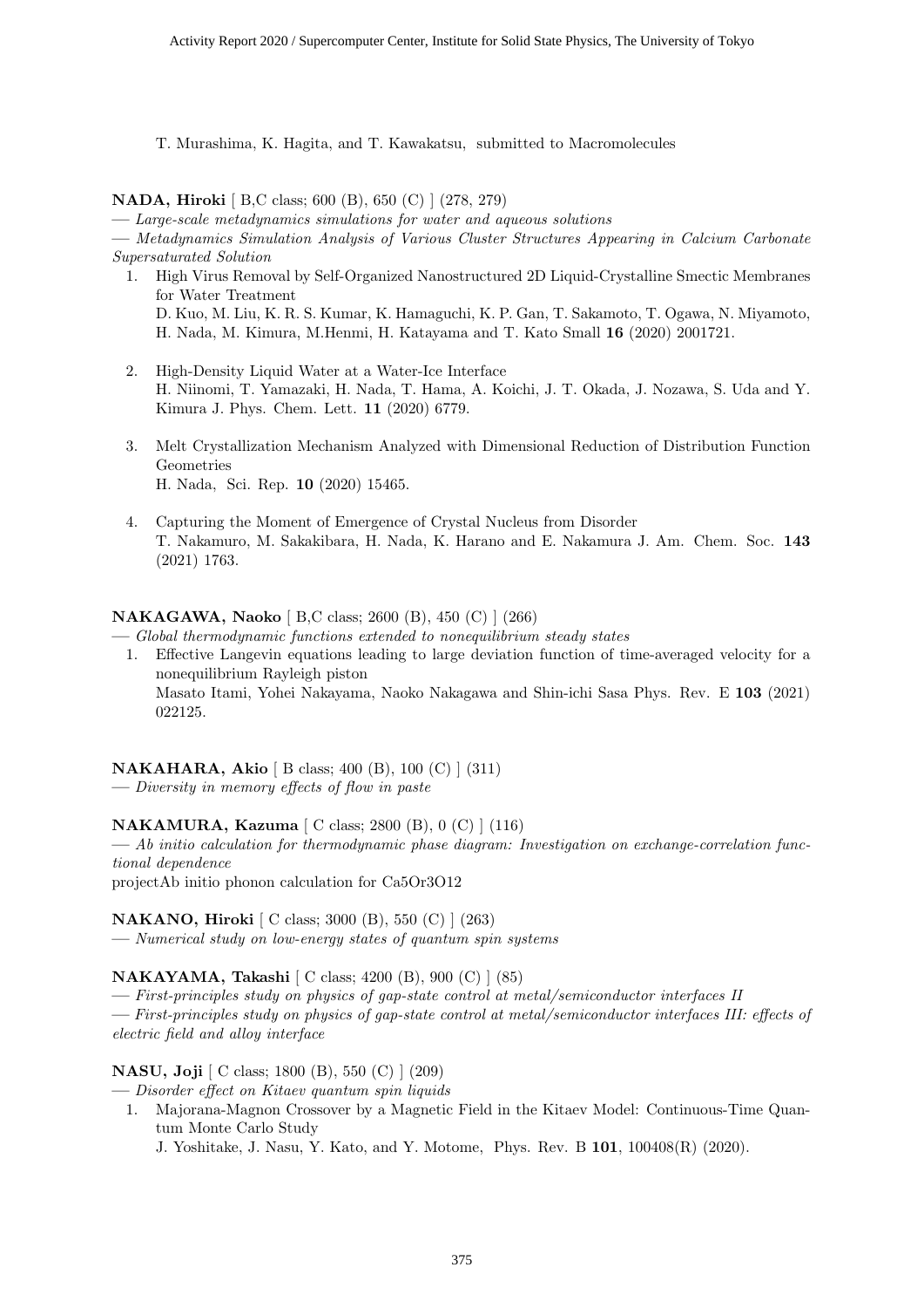T. Murashima, K. Hagita, and T. Kawakatsu, submitted to Macromolecules

**NADA, Hiroki** [ B,C class; 600 (B), 650 (C) ] (278, 279)

— *Large-scale metadynamics simulations for water and aqueous solutions*

— *Metadynamics Simulation Analysis of Various Cluster Structures Appearing in Calcium Carbonate Supersaturated Solution*

1. High Virus Removal by Self-Organized Nanostructured 2D Liquid-Crystalline Smectic Membranes for Water Treatment
   D. Kuo, M. Liu, K. R. S. Kumar, K. Hamaguchi, K. P. Gan, T. Sakamoto, T. Ogawa, N. Miyamoto, H. Nada, M. Kimura, M.Henmi, H. Katayama and T. Kato Small **16** (2020) 2001721.

2. High-Density Liquid Water at a Water-Ice Interface
   H. Niinomi, T. Yamazaki, H. Nada, T. Hama, A. Koichi, J. T. Okada, J. Nozawa, S. Uda and Y. Kimura J. Phys. Chem. Lett. **11** (2020) 6779.

3. Melt Crystallization Mechanism Analyzed with Dimensional Reduction of Distribution Function Geometries
   H. Nada, Sci. Rep. **10** (2020) 15465.

4. Capturing the Moment of Emergence of Crystal Nucleus from Disorder
   T. Nakamuro, M. Sakakibara, H. Nada, K. Harano and E. Nakamura J. Am. Chem. Soc. **143** (2021) 1763.

**NAKAGAWA, Naoko** [ B,C class; 2600 (B), 450 (C) ] (266)

— *Global thermodynamic functions extended to nonequilibrium steady states*

1. Effective Langevin equations leading to large deviation function of time-averaged velocity for a nonequilibrium Rayleigh piston
   Masato Itami, Yohei Nakayama, Naoko Nakagawa and Shin-ichi Sasa Phys. Rev. E **103** (2021) 022125.

**NAKAHARA, Akio** [ B class; 400 (B), 100 (C) ] (311)

— *Diversity in memory effects of flow in paste*

**NAKAMURA, Kazuma** [ C class; 2800 (B), 0 (C) ] (116)

— *Ab initio calculation for thermodynamic phase diagram: Investigation on exchange-correlation functional dependence*

projectAb initio phonon calculation for Ca5Or3O12

**NAKANO, Hiroki** [ C class; 3000 (B), 550 (C) ] (263)

— *Numerical study on low-energy states of quantum spin systems*

**NAKAYAMA, Takashi** [ C class; 4200 (B), 900 (C) ] (85)

— *First-principles study on physics of gap-state control at metal/semiconductor interfaces II*

— *First-principles study on physics of gap-state control at metal/semiconductor interfaces III: effects of electric field and alloy interface*

**NASU, Joji** [ C class; 1800 (B), 550 (C) ] (209)

— *Disorder effect on Kitaev quantum spin liquids*

1. Majorana-Magnon Crossover by a Magnetic Field in the Kitaev Model: Continuous-Time Quantum Monte Carlo Study
   J. Yoshitake, J. Nasu, Y. Kato, and Y. Motome, Phys. Rev. B **101**, 100408(R) (2020).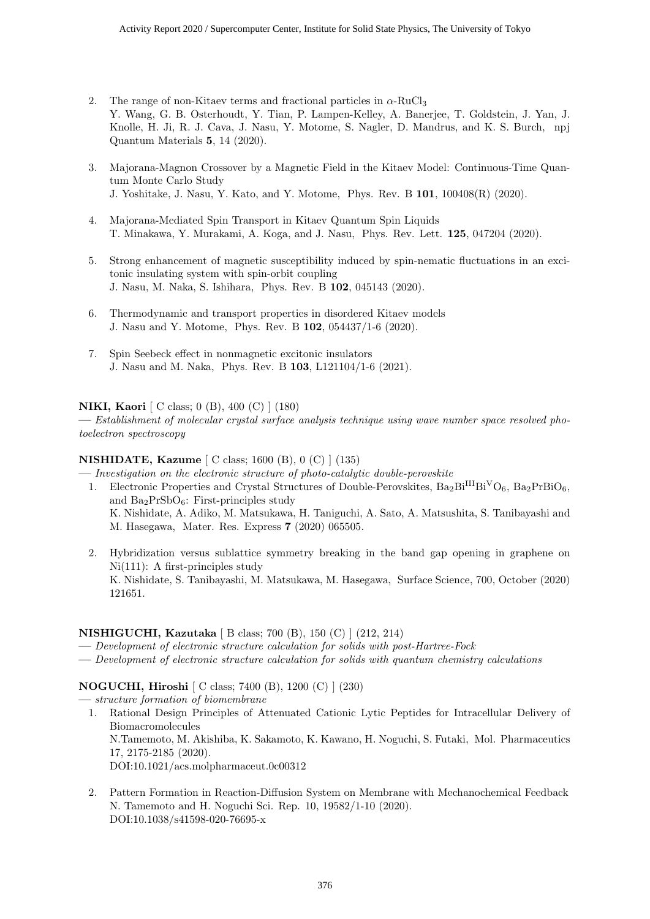2. The range of non-Kitaev terms and fractional particles in $\alpha$-$RuCl_3$
   Y. Wang, G. B. Osterhoudt, Y. Tian, P. Lampen-Kelley, A. Banerjee, T. Goldstein, J. Yan, J. Knolle, H. Ji, R. J. Cava, J. Nasu, Y. Motome, S. Nagler, D. Mandrus, and K. S. Burch, npj Quantum Materials **5**, 14 (2020).

3. Majorana-Magnon Crossover by a Magnetic Field in the Kitaev Model: Continuous-Time Quantum Monte Carlo Study
   J. Yoshitake, J. Nasu, Y. Kato, and Y. Motome, Phys. Rev. B **101**, 100408(R) (2020).

4. Majorana-Mediated Spin Transport in Kitaev Quantum Spin Liquids
   T. Minakawa, Y. Murakami, A. Koga, and J. Nasu, Phys. Rev. Lett. **125**, 047204 (2020).

5. Strong enhancement of magnetic susceptibility induced by spin-nematic fluctuations in an excitonic insulating system with spin-orbit coupling
   J. Nasu, M. Naka, S. Ishihara, Phys. Rev. B **102**, 045143 (2020).

6. Thermodynamic and transport properties in disordered Kitaev models
   J. Nasu and Y. Motome, Phys. Rev. B **102**, 054437/1-6 (2020).

7. Spin Seebeck effect in nonmagnetic excitonic insulators
   J. Nasu and M. Naka, Phys. Rev. B **103**, L121104/1-6 (2021).

**NIKI, Kaori** [ C class; 0 (B), 400 (C) ] (180)
— *Establishment of molecular crystal surface analysis technique using wave number space resolved photoelectron spectroscopy*

**NISHIDATE, Kazume** [ C class; 1600 (B), 0 (C) ] (135)
— *Investigation on the electronic structure of photo-catalytic double-perovskite*

1. Electronic Properties and Crystal Structures of Double-Perovskites, $Ba_2Bi^{III}Bi^{V}O_6$, $Ba_2PrBiO_6$, and $Ba_2PrSbO_6$: First-principles study
   K. Nishidate, A. Adiko, M. Matsukawa, H. Taniguchi, A. Sato, A. Matsushita, S. Tanibayashi and M. Hasegawa, Mater. Res. Express **7** (2020) 065505.

2. Hybridization versus sublattice symmetry breaking in the band gap opening in graphene on Ni(111): A first-principles study
   K. Nishidate, S. Tanibayashi, M. Matsukawa, M. Hasegawa, Surface Science, 700, October (2020) 121651.

**NISHIGUCHI, Kazutaka** [ B class; 700 (B), 150 (C) ] (212, 214)
— *Development of electronic structure calculation for solids with post-Hartree-Fock*
— *Development of electronic structure calculation for solids with quantum chemistry calculations*

**NOGUCHI, Hiroshi** [ C class; 7400 (B), 1200 (C) ] (230)
— *structure formation of biomembrane*

1. Rational Design Principles of Attenuated Cationic Lytic Peptides for Intracellular Delivery of Biomacromolecules
   N.Tamemoto, M. Akishiba, K. Sakamoto, K. Kawano, H. Noguchi, S. Futaki, Mol. Pharmaceutics 17, 2175-2185 (2020).
   DOI:10.1021/acs.molpharmaceut.0c00312

2. Pattern Formation in Reaction-Diffusion System on Membrane with Mechanochemical Feedback
   N. Tamemoto and H. Noguchi Sci. Rep. 10, 19582/1-10 (2020).
   DOI:10.1038/s41598-020-76695-x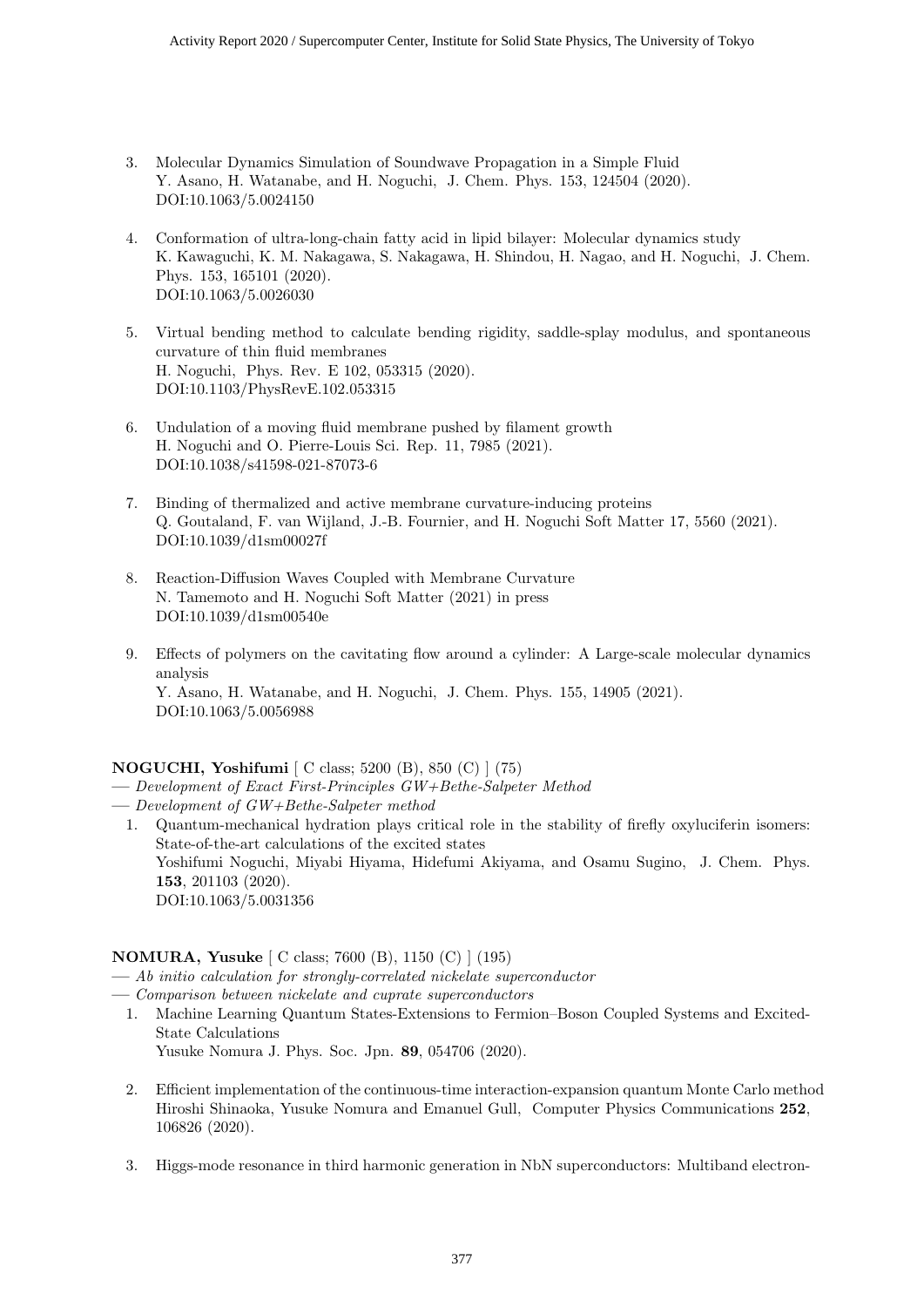3. Molecular Dynamics Simulation of Soundwave Propagation in a Simple Fluid
   Y. Asano, H. Watanabe, and H. Noguchi, J. Chem. Phys. 153, 124504 (2020).
   DOI:10.1063/5.0024150

4. Conformation of ultra-long-chain fatty acid in lipid bilayer: Molecular dynamics study
   K. Kawaguchi, K. M. Nakagawa, S. Nakagawa, H. Shindou, H. Nagao, and H. Noguchi, J. Chem. Phys. 153, 165101 (2020).
   DOI:10.1063/5.0026030

5. Virtual bending method to calculate bending rigidity, saddle-splay modulus, and spontaneous curvature of thin fluid membranes
   H. Noguchi, Phys. Rev. E 102, 053315 (2020).
   DOI:10.1103/PhysRevE.102.053315

6. Undulation of a moving fluid membrane pushed by filament growth
   H. Noguchi and O. Pierre-Louis Sci. Rep. 11, 7985 (2021).
   DOI:10.1038/s41598-021-87073-6

7. Binding of thermalized and active membrane curvature-inducing proteins
   Q. Goutaland, F. van Wijland, J.-B. Fournier, and H. Noguchi Soft Matter 17, 5560 (2021).
   DOI:10.1039/d1sm00027f

8. Reaction-Diffusion Waves Coupled with Membrane Curvature
   N. Tamemoto and H. Noguchi Soft Matter (2021) in press
   DOI:10.1039/d1sm00540e

9. Effects of polymers on the cavitating flow around a cylinder: A Large-scale molecular dynamics analysis
   Y. Asano, H. Watanabe, and H. Noguchi, J. Chem. Phys. 155, 14905 (2021).
   DOI:10.1063/5.0056988

**NOGUCHI, Yoshifumi** [ C class; 5200 (B), 850 (C) ] (75)

— *Development of Exact First-Principles GW+Bethe-Salpeter Method*

— *Development of GW+Bethe-Salpeter method*

1. Quantum-mechanical hydration plays critical role in the stability of firefly oxyluciferin isomers: State-of-the-art calculations of the excited states
   Yoshifumi Noguchi, Miyabi Hiyama, Hidefumi Akiyama, and Osamu Sugino, J. Chem. Phys. **153**, 201103 (2020).
   DOI:10.1063/5.0031356

**NOMURA, Yusuke** [ C class; 7600 (B), 1150 (C) ] (195)

— *Ab initio calculation for strongly-correlated nickelate superconductor*

— *Comparison between nickelate and cuprate superconductors*

1. Machine Learning Quantum States-Extensions to Fermion–Boson Coupled Systems and Excited-State Calculations
   Yusuke Nomura J. Phys. Soc. Jpn. **89**, 054706 (2020).

2. Efficient implementation of the continuous-time interaction-expansion quantum Monte Carlo method
   Hiroshi Shinaoka, Yusuke Nomura and Emanuel Gull, Computer Physics Communications **252**, 106826 (2020).

3. Higgs-mode resonance in third harmonic generation in NbN superconductors: Multiband electron-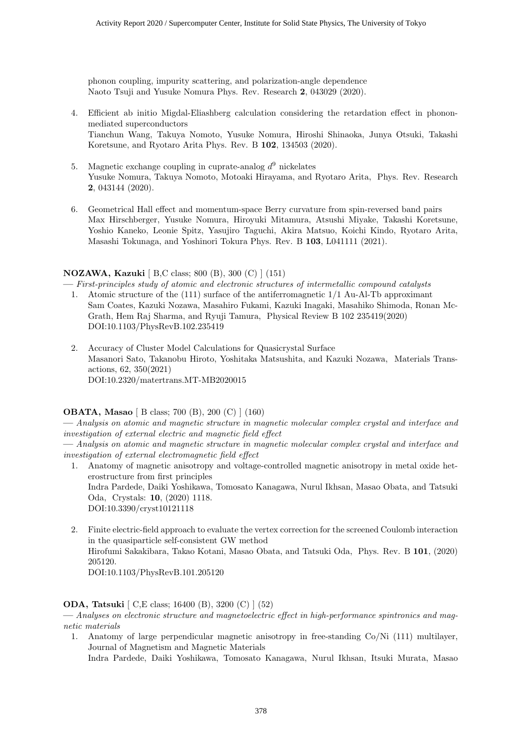phonon coupling, impurity scattering, and polarization-angle dependence
Naoto Tsuji and Yusuke Nomura Phys. Rev. Research **2**, 043029 (2020).

4. Efficient ab initio Migdal-Eliashberg calculation considering the retardation effect in phonon-mediated superconductors
Tianchun Wang, Takuya Nomoto, Yusuke Nomura, Hiroshi Shinaoka, Junya Otsuki, Takashi Koretsune, and Ryotaro Arita Phys. Rev. B **102**, 134503 (2020).

5. Magnetic exchange coupling in cuprate-analog $d^9$ nickelates
Yusuke Nomura, Takuya Nomoto, Motoaki Hirayama, and Ryotaro Arita, Phys. Rev. Research **2**, 043144 (2020).

6. Geometrical Hall effect and momentum-space Berry curvature from spin-reversed band pairs
Max Hirschberger, Yusuke Nomura, Hiroyuki Mitamura, Atsushi Miyake, Takashi Koretsune, Yoshio Kaneko, Leonie Spitz, Yasujiro Taguchi, Akira Matsuo, Koichi Kindo, Ryotaro Arita, Masashi Tokunaga, and Yoshinori Tokura Phys. Rev. B **103**, L041111 (2021).

**NOZAWA, Kazuki** [ B,C class; 800 (B), 300 (C) ] (151)

— *First-principles study of atomic and electronic structures of intermetallic compound catalysts*

1. Atomic structure of the (111) surface of the antiferromagnetic 1/1 Au-Al-Tb approximant
Sam Coates, Kazuki Nozawa, Masahiro Fukami, Kazuki Inagaki, Masahiko Shimoda, Ronan McGrath, Hem Raj Sharma, and Ryuji Tamura, Physical Review B 102 235419(2020)
DOI:10.1103/PhysRevB.102.235419

2. Accuracy of Cluster Model Calculations for Quasicrystal Surface
Masanori Sato, Takanobu Hiroto, Yoshitaka Matsushita, and Kazuki Nozawa, Materials Transactions, 62, 350(2021)
DOI:10.2320/matertrans.MT-MB2020015

**OBATA, Masao** [ B class; 700 (B), 200 (C) ] (160)

— *Analysis on atomic and magnetic structure in magnetic molecular complex crystal and interface and investigation of external electric and magnetic field effect*

— *Analysis on atomic and magnetic structure in magnetic molecular complex crystal and interface and investigation of external electromagnetic field effect*

1. Anatomy of magnetic anisotropy and voltage-controlled magnetic anisotropy in metal oxide heterostructure from first principles
Indra Pardede, Daiki Yoshikawa, Tomosato Kanagawa, Nurul Ikhsan, Masao Obata, and Tatsuki Oda, Crystals: **10**, (2020) 1118.
DOI:10.3390/cryst10121118

2. Finite electric-field approach to evaluate the vertex correction for the screened Coulomb interaction in the quasiparticle self-consistent GW method
Hirofumi Sakakibara, Takao Kotani, Masao Obata, and Tatsuki Oda, Phys. Rev. B **101**, (2020) 205120.
DOI:10.1103/PhysRevB.101.205120

**ODA, Tatsuki** [ C,E class; 16400 (B), 3200 (C) ] (52)

— *Analyses on electronic structure and magnetoelectric effect in high-performance spintronics and magnetic materials*

1. Anatomy of large perpendicular magnetic anisotropy in free-standing Co/Ni (111) multilayer, Journal of Magnetism and Magnetic Materials
Indra Pardede, Daiki Yoshikawa, Tomosato Kanagawa, Nurul Ikhsan, Itsuki Murata, Masao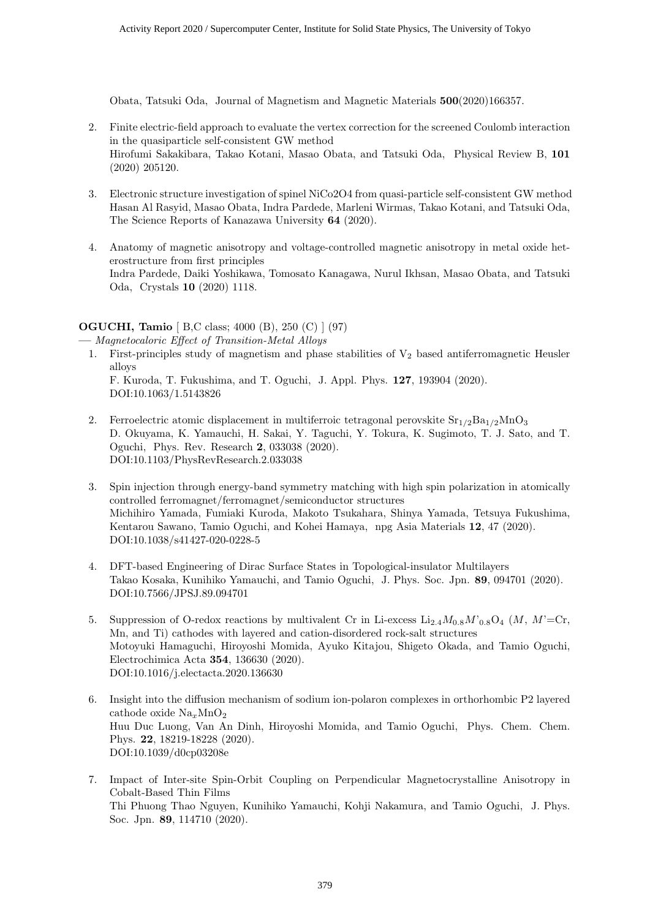Obata, Tatsuki Oda, Journal of Magnetism and Magnetic Materials **500**(2020)166357.

2. Finite electric-field approach to evaluate the vertex correction for the screened Coulomb interaction in the quasiparticle self-consistent GW method
Hirofumi Sakakibara, Takao Kotani, Masao Obata, and Tatsuki Oda, Physical Review B, **101** (2020) 205120.

3. Electronic structure investigation of spinel NiCo2O4 from quasi-particle self-consistent GW method
Hasan Al Rasyid, Masao Obata, Indra Pardede, Marleni Wirmas, Takao Kotani, and Tatsuki Oda, The Science Reports of Kanazawa University **64** (2020).

4. Anatomy of magnetic anisotropy and voltage-controlled magnetic anisotropy in metal oxide heterostructure from first principles
Indra Pardede, Daiki Yoshikawa, Tomosato Kanagawa, Nurul Ikhsan, Masao Obata, and Tatsuki Oda, Crystals **10** (2020) 1118.

**OGUCHI, Tamio** [ B,C class; 4000 (B), 250 (C) ] (97)
— *Magnetocaloric Effect of Transition-Metal Alloys*

1. First-principles study of magnetism and phase stabilities of $V_2$ based antiferromagnetic Heusler alloys
F. Kuroda, T. Fukushima, and T. Oguchi, J. Appl. Phys. **127**, 193904 (2020).
DOI:10.1063/1.5143826

2. Ferroelectric atomic displacement in multiferroic tetragonal perovskite $Sr_{1/2}Ba_{1/2}MnO_3$
D. Okuyama, K. Yamauchi, H. Sakai, Y. Taguchi, Y. Tokura, K. Sugimoto, T. J. Sato, and T. Oguchi, Phys. Rev. Research **2**, 033038 (2020).
DOI:10.1103/PhysRevResearch.2.033038

3. Spin injection through energy-band symmetry matching with high spin polarization in atomically controlled ferromagnet/ferromagnet/semiconductor structures
Michihiro Yamada, Fumiaki Kuroda, Makoto Tsukahara, Shinya Yamada, Tetsuya Fukushima, Kentarou Sawano, Tamio Oguchi, and Kohei Hamaya, npg Asia Materials **12**, 47 (2020).
DOI:10.1038/s41427-020-0228-5

4. DFT-based Engineering of Dirac Surface States in Topological-insulator Multilayers
Takao Kosaka, Kunihiko Yamauchi, and Tamio Oguchi, J. Phys. Soc. Jpn. **89**, 094701 (2020).
DOI:10.7566/JPSJ.89.094701

5. Suppression of O-redox reactions by multivalent Cr in Li-excess $Li_{2.4}M_{0.8}M'_{0.8}O_4$ ($M$, $M'$=Cr, Mn, and Ti) cathodes with layered and cation-disordered rock-salt structures
Motoyuki Hamaguchi, Hiroyoshi Momida, Ayuko Kitajou, Shigeto Okada, and Tamio Oguchi, Electrochimica Acta **354**, 136630 (2020).
DOI:10.1016/j.electacta.2020.136630

6. Insight into the diffusion mechanism of sodium ion-polaron complexes in orthorhombic P2 layered cathode oxide $Na_xMnO_2$
Huu Duc Luong, Van An Dinh, Hiroyoshi Momida, and Tamio Oguchi, Phys. Chem. Chem. Phys. **22**, 18219-18228 (2020).
DOI:10.1039/d0cp03208e

7. Impact of Inter-site Spin-Orbit Coupling on Perpendicular Magnetocrystalline Anisotropy in Cobalt-Based Thin Films
Thi Phuong Thao Nguyen, Kunihiko Yamauchi, Kohji Nakamura, and Tamio Oguchi, J. Phys. Soc. Jpn. **89**, 114710 (2020).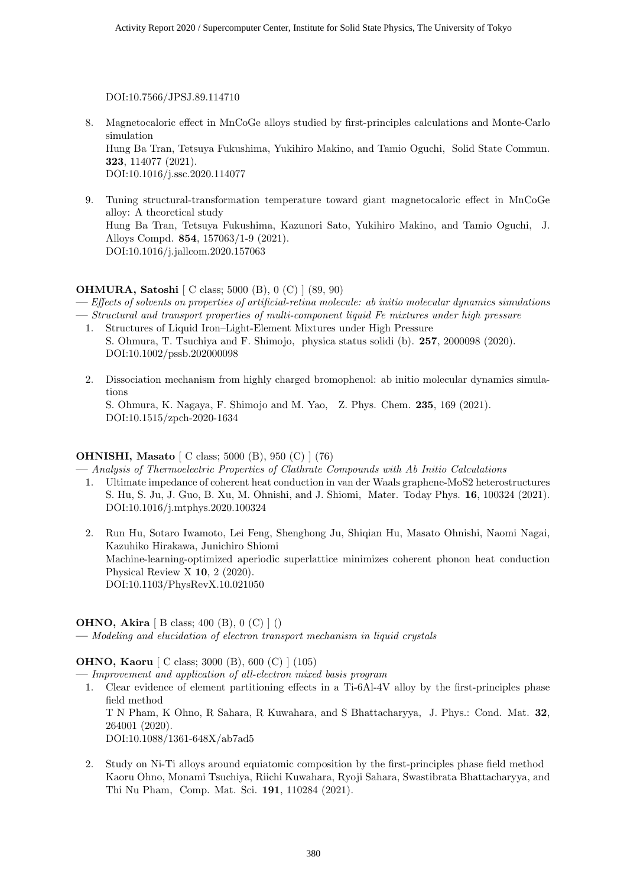DOI:10.7566/JPSJ.89.114710

8. Magnetocaloric effect in MnCoGe alloys studied by first-principles calculations and Monte-Carlo simulation
   Hung Ba Tran, Tetsuya Fukushima, Yukihiro Makino, and Tamio Oguchi, Solid State Commun. **323**, 114077 (2021).
   DOI:10.1016/j.ssc.2020.114077

9. Tuning structural-transformation temperature toward giant magnetocaloric effect in MnCoGe alloy: A theoretical study
   Hung Ba Tran, Tetsuya Fukushima, Kazunori Sato, Yukihiro Makino, and Tamio Oguchi, J. Alloys Compd. **854**, 157063/1-9 (2021).
   DOI:10.1016/j.jallcom.2020.157063

**OHMURA, Satoshi** [ C class; 5000 (B), 0 (C) ] (89, 90)

— *Effects of solvents on properties of artificial-retina molecule: ab initio molecular dynamics simulations*
— *Structural and transport properties of multi-component liquid Fe mixtures under high pressure*

1. Structures of Liquid Iron–Light-Element Mixtures under High Pressure
   S. Ohmura, T. Tsuchiya and F. Shimojo, physica status solidi (b). **257**, 2000098 (2020).
   DOI:10.1002/pssb.202000098

2. Dissociation mechanism from highly charged bromophenol: ab initio molecular dynamics simulations
   S. Ohmura, K. Nagaya, F. Shimojo and M. Yao, Z. Phys. Chem. **235**, 169 (2021).
   DOI:10.1515/zpch-2020-1634

**OHNISHI, Masato** [ C class; 5000 (B), 950 (C) ] (76)

— *Analysis of Thermoelectric Properties of Clathrate Compounds with Ab Initio Calculations*

1. Ultimate impedance of coherent heat conduction in van der Waals graphene-MoS2 heterostructures
   S. Hu, S. Ju, J. Guo, B. Xu, M. Ohnishi, and J. Shiomi, Mater. Today Phys. **16**, 100324 (2021).
   DOI:10.1016/j.mtphys.2020.100324

2. Run Hu, Sotaro Iwamoto, Lei Feng, Shenghong Ju, Shiqian Hu, Masato Ohnishi, Naomi Nagai, Kazuhiko Hirakawa, Junichiro Shiomi
   Machine-learning-optimized aperiodic superlattice minimizes coherent phonon heat conduction
   Physical Review X **10**, 2 (2020).
   DOI:10.1103/PhysRevX.10.021050

**OHNO, Akira** [ B class; 400 (B), 0 (C) ] ()

— *Modeling and elucidation of electron transport mechanism in liquid crystals*

**OHNO, Kaoru** [ C class; 3000 (B), 600 (C) ] (105)

— *Improvement and application of all-electron mixed basis program*

1. Clear evidence of element partitioning effects in a Ti-6Al-4V alloy by the first-principles phase field method
   T N Pham, K Ohno, R Sahara, R Kuwahara, and S Bhattacharyya, J. Phys.: Cond. Mat. **32**, 264001 (2020).
   DOI:10.1088/1361-648X/ab7ad5

2. Study on Ni-Ti alloys around equiatomic composition by the first-principles phase field method
   Kaoru Ohno, Monami Tsuchiya, Riichi Kuwahara, Ryoji Sahara, Swastibrata Bhattacharyya, and Thi Nu Pham, Comp. Mat. Sci. **191**, 110284 (2021).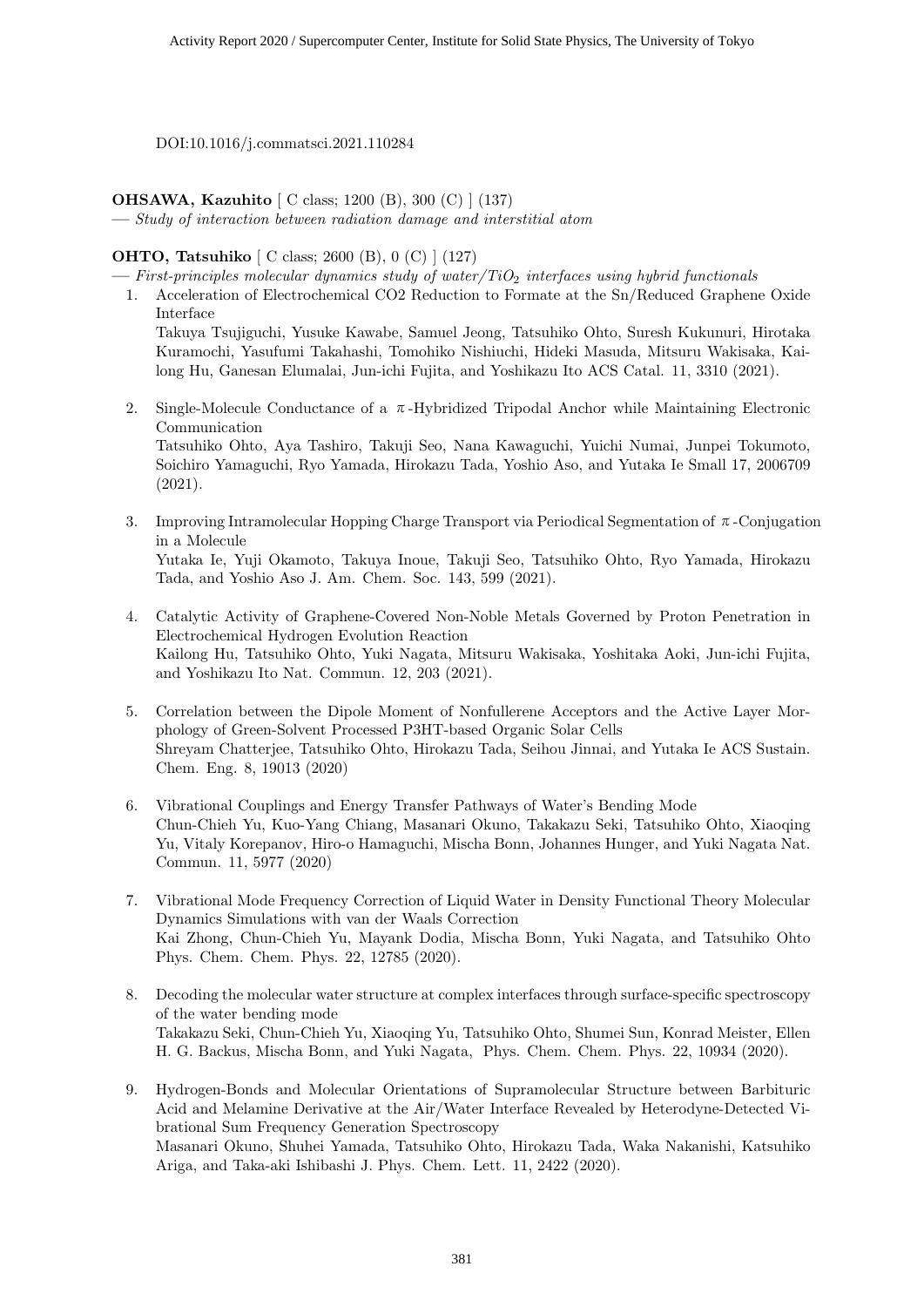DOI:10.1016/j.commatsci.2021.110284

**OHSAWA, Kazuhito** [ C class; 1200 (B), 300 (C) ] (137)

— *Study of interaction between radiation damage and interstitial atom*

**OHTO, Tatsuhiko** [ C class; 2600 (B), 0 (C) ] (127)

— *First-principles molecular dynamics study of water/$TiO_2$ interfaces using hybrid functionals*

1. Acceleration of Electrochemical CO2 Reduction to Formate at the Sn/Reduced Graphene Oxide Interface
   Takuya Tsujiguchi, Yusuke Kawabe, Samuel Jeong, Tatsuhiko Ohto, Suresh Kukunuri, Hirotaka Kuramochi, Yasufumi Takahashi, Tomohiko Nishiuchi, Hideki Masuda, Mitsuru Wakisaka, Kailong Hu, Ganesan Elumalai, Jun-ichi Fujita, and Yoshikazu Ito ACS Catal. 11, 3310 (2021).

2. Single-Molecule Conductance of a $\pi$-Hybridized Tripodal Anchor while Maintaining Electronic Communication
   Tatsuhiko Ohto, Aya Tashiro, Takuji Seo, Nana Kawaguchi, Yuichi Numai, Junpei Tokumoto, Soichiro Yamaguchi, Ryo Yamada, Hirokazu Tada, Yoshio Aso, and Yutaka Ie Small 17, 2006709 (2021).

3. Improving Intramolecular Hopping Charge Transport via Periodical Segmentation of $\pi$-Conjugation in a Molecule
   Yutaka Ie, Yuji Okamoto, Takuya Inoue, Takuji Seo, Tatsuhiko Ohto, Ryo Yamada, Hirokazu Tada, and Yoshio Aso J. Am. Chem. Soc. 143, 599 (2021).

4. Catalytic Activity of Graphene-Covered Non-Noble Metals Governed by Proton Penetration in Electrochemical Hydrogen Evolution Reaction
   Kailong Hu, Tatsuhiko Ohto, Yuki Nagata, Mitsuru Wakisaka, Yoshitaka Aoki, Jun-ichi Fujita, and Yoshikazu Ito Nat. Commun. 12, 203 (2021).

5. Correlation between the Dipole Moment of Nonfullerene Acceptors and the Active Layer Morphology of Green-Solvent Processed P3HT-based Organic Solar Cells
   Shreyam Chatterjee, Tatsuhiko Ohto, Hirokazu Tada, Seihou Jinnai, and Yutaka Ie ACS Sustain. Chem. Eng. 8, 19013 (2020)

6. Vibrational Couplings and Energy Transfer Pathways of Water's Bending Mode
   Chun-Chieh Yu, Kuo-Yang Chiang, Masanari Okuno, Takakazu Seki, Tatsuhiko Ohto, Xiaoqing Yu, Vitaly Korepanov, Hiro-o Hamaguchi, Mischa Bonn, Johannes Hunger, and Yuki Nagata Nat. Commun. 11, 5977 (2020)

7. Vibrational Mode Frequency Correction of Liquid Water in Density Functional Theory Molecular Dynamics Simulations with van der Waals Correction
   Kai Zhong, Chun-Chieh Yu, Mayank Dodia, Mischa Bonn, Yuki Nagata, and Tatsuhiko Ohto Phys. Chem. Chem. Phys. 22, 12785 (2020).

8. Decoding the molecular water structure at complex interfaces through surface-specific spectroscopy of the water bending mode
   Takakazu Seki, Chun-Chieh Yu, Xiaoqing Yu, Tatsuhiko Ohto, Shumei Sun, Konrad Meister, Ellen H. G. Backus, Mischa Bonn, and Yuki Nagata, Phys. Chem. Chem. Phys. 22, 10934 (2020).

9. Hydrogen-Bonds and Molecular Orientations of Supramolecular Structure between Barbituric Acid and Melamine Derivative at the Air/Water Interface Revealed by Heterodyne-Detected Vibrational Sum Frequency Generation Spectroscopy
   Masanari Okuno, Shuhei Yamada, Tatsuhiko Ohto, Hirokazu Tada, Waka Nakanishi, Katsuhiko Ariga, and Taka-aki Ishibashi J. Phys. Chem. Lett. 11, 2422 (2020).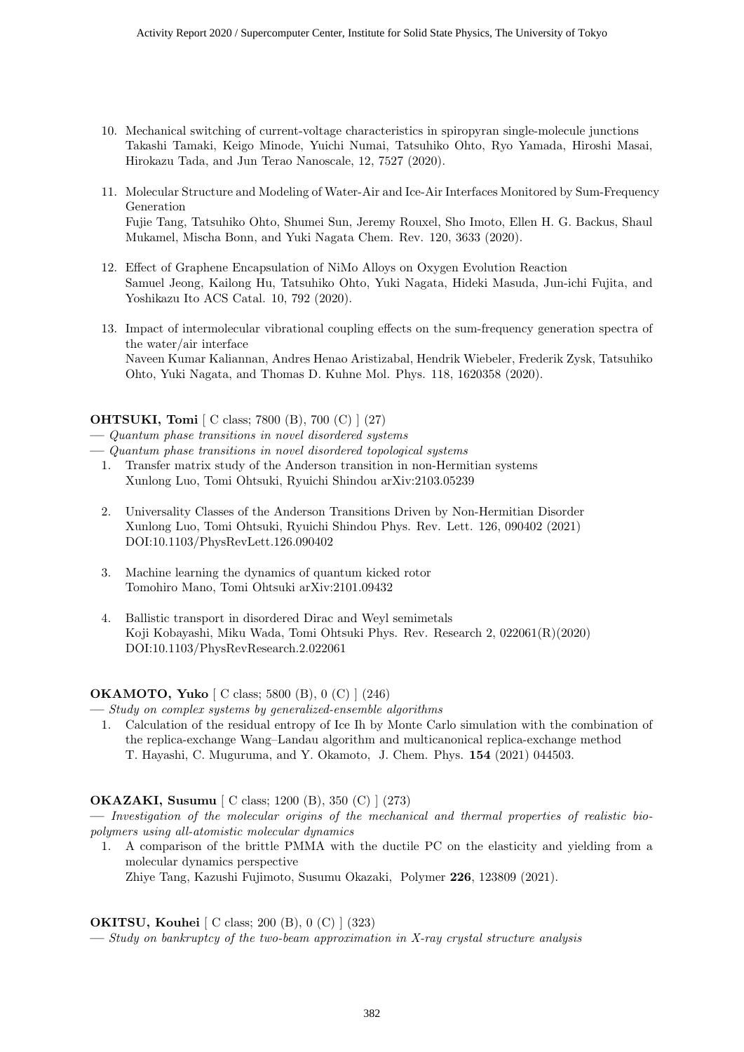10. Mechanical switching of current-voltage characteristics in spiropyran single-molecule junctions
    Takashi Tamaki, Keigo Minode, Yuichi Numai, Tatsuhiko Ohto, Ryo Yamada, Hiroshi Masai, Hirokazu Tada, and Jun Terao Nanoscale, 12, 7527 (2020).

11. Molecular Structure and Modeling of Water-Air and Ice-Air Interfaces Monitored by Sum-Frequency Generation
    Fujie Tang, Tatsuhiko Ohto, Shumei Sun, Jeremy Rouxel, Sho Imoto, Ellen H. G. Backus, Shaul Mukamel, Mischa Bonn, and Yuki Nagata Chem. Rev. 120, 3633 (2020).

12. Effect of Graphene Encapsulation of NiMo Alloys on Oxygen Evolution Reaction
    Samuel Jeong, Kailong Hu, Tatsuhiko Ohto, Yuki Nagata, Hideki Masuda, Jun-ichi Fujita, and Yoshikazu Ito ACS Catal. 10, 792 (2020).

13. Impact of intermolecular vibrational coupling effects on the sum-frequency generation spectra of the water/air interface
    Naveen Kumar Kaliannan, Andres Henao Aristizabal, Hendrik Wiebeler, Frederik Zysk, Tatsuhiko Ohto, Yuki Nagata, and Thomas D. Kuhne Mol. Phys. 118, 1620358 (2020).

**OHTSUKI, Tomi** [ C class; 7800 (B), 700 (C) ] (27)

— *Quantum phase transitions in novel disordered systems*

— *Quantum phase transitions in novel disordered topological systems*

1. Transfer matrix study of the Anderson transition in non-Hermitian systems
   Xunlong Luo, Tomi Ohtsuki, Ryuichi Shindou arXiv:2103.05239

2. Universality Classes of the Anderson Transitions Driven by Non-Hermitian Disorder
   Xunlong Luo, Tomi Ohtsuki, Ryuichi Shindou Phys. Rev. Lett. 126, 090402 (2021)
   DOI:10.1103/PhysRevLett.126.090402

3. Machine learning the dynamics of quantum kicked rotor
   Tomohiro Mano, Tomi Ohtsuki arXiv:2101.09432

4. Ballistic transport in disordered Dirac and Weyl semimetals
   Koji Kobayashi, Miku Wada, Tomi Ohtsuki Phys. Rev. Research 2, 022061(R)(2020)
   DOI:10.1103/PhysRevResearch.2.022061

**OKAMOTO, Yuko** [ C class; 5800 (B), 0 (C) ] (246)

— *Study on complex systems by generalized-ensemble algorithms*

1. Calculation of the residual entropy of Ice Ih by Monte Carlo simulation with the combination of the replica-exchange Wang–Landau algorithm and multicanonical replica-exchange method
   T. Hayashi, C. Muguruma, and Y. Okamoto, J. Chem. Phys. **154** (2021) 044503.

**OKAZAKI, Susumu** [ C class; 1200 (B), 350 (C) ] (273)

— *Investigation of the molecular origins of the mechanical and thermal properties of realistic biopolymers using all-atomistic molecular dynamics*

1. A comparison of the brittle PMMA with the ductile PC on the elasticity and yielding from a molecular dynamics perspective
   Zhiye Tang, Kazushi Fujimoto, Susumu Okazaki, Polymer **226**, 123809 (2021).

**OKITSU, Kouhei** [ C class; 200 (B), 0 (C) ] (323)

— *Study on bankruptcy of the two-beam approximation in X-ray crystal structure analysis*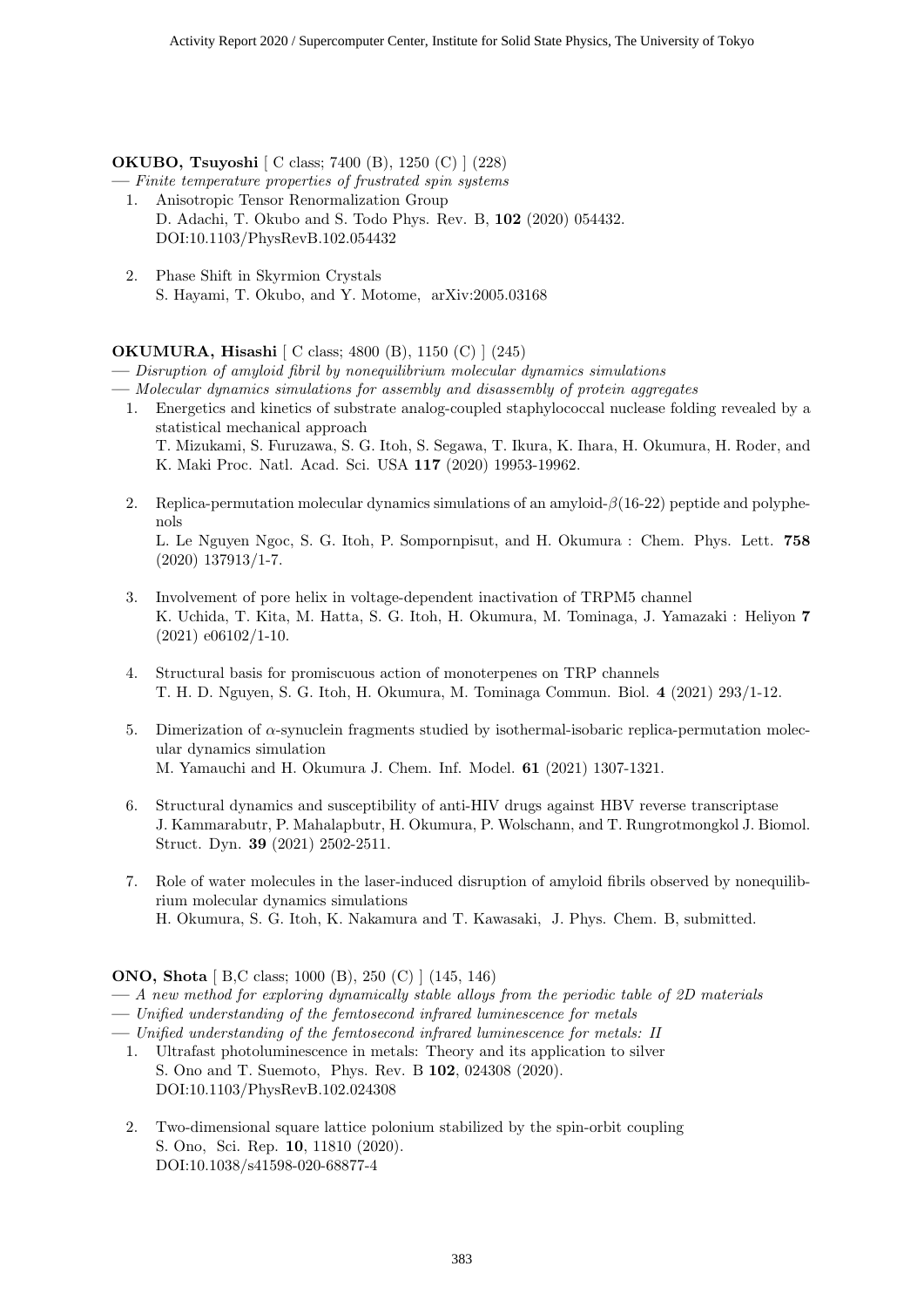**OKUBO, Tsuyoshi** [ C class; 7400 (B), 1250 (C) ] (228)

— *Finite temperature properties of frustrated spin systems*

1. Anisotropic Tensor Renormalization Group
   D. Adachi, T. Okubo and S. Todo Phys. Rev. B, **102** (2020) 054432.
   DOI:10.1103/PhysRevB.102.054432

2. Phase Shift in Skyrmion Crystals
   S. Hayami, T. Okubo, and Y. Motome, arXiv:2005.03168

**OKUMURA, Hisashi** [ C class; 4800 (B), 1150 (C) ] (245)

— *Disruption of amyloid fibril by nonequilibrium molecular dynamics simulations*

— *Molecular dynamics simulations for assembly and disassembly of protein aggregates*

1. Energetics and kinetics of substrate analog-coupled staphylococcal nuclease folding revealed by a statistical mechanical approach
   T. Mizukami, S. Furuzawa, S. G. Itoh, S. Segawa, T. Ikura, K. Ihara, H. Okumura, H. Roder, and K. Maki Proc. Natl. Acad. Sci. USA **117** (2020) 19953-19962.

2. Replica-permutation molecular dynamics simulations of an amyloid-$\beta$(16-22) peptide and polyphenols
   L. Le Nguyen Ngoc, S. G. Itoh, P. Sompornpisut, and H. Okumura : Chem. Phys. Lett. **758** (2020) 137913/1-7.

3. Involvement of pore helix in voltage-dependent inactivation of TRPM5 channel
   K. Uchida, T. Kita, M. Hatta, S. G. Itoh, H. Okumura, M. Tominaga, J. Yamazaki : Heliyon **7** (2021) e06102/1-10.

4. Structural basis for promiscuous action of monoterpenes on TRP channels
   T. H. D. Nguyen, S. G. Itoh, H. Okumura, M. Tominaga Commun. Biol. **4** (2021) 293/1-12.

5. Dimerization of $\alpha$-synuclein fragments studied by isothermal-isobaric replica-permutation molecular dynamics simulation
   M. Yamauchi and H. Okumura J. Chem. Inf. Model. **61** (2021) 1307-1321.

6. Structural dynamics and susceptibility of anti-HIV drugs against HBV reverse transcriptase
   J. Kammarabutr, P. Mahalapbutr, H. Okumura, P. Wolschann, and T. Rungrotmongkol J. Biomol. Struct. Dyn. **39** (2021) 2502-2511.

7. Role of water molecules in the laser-induced disruption of amyloid fibrils observed by nonequilibrium molecular dynamics simulations
   H. Okumura, S. G. Itoh, K. Nakamura and T. Kawasaki, J. Phys. Chem. B, submitted.

**ONO, Shota** [ B,C class; 1000 (B), 250 (C) ] (145, 146)

— *A new method for exploring dynamically stable alloys from the periodic table of 2D materials*

— *Unified understanding of the femtosecond infrared luminescence for metals*

— *Unified understanding of the femtosecond infrared luminescence for metals: II*

1. Ultrafast photoluminescence in metals: Theory and its application to silver
   S. Ono and T. Suemoto, Phys. Rev. B **102**, 024308 (2020).
   DOI:10.1103/PhysRevB.102.024308

2. Two-dimensional square lattice polonium stabilized by the spin-orbit coupling
   S. Ono, Sci. Rep. **10**, 11810 (2020).
   DOI:10.1038/s41598-020-68877-4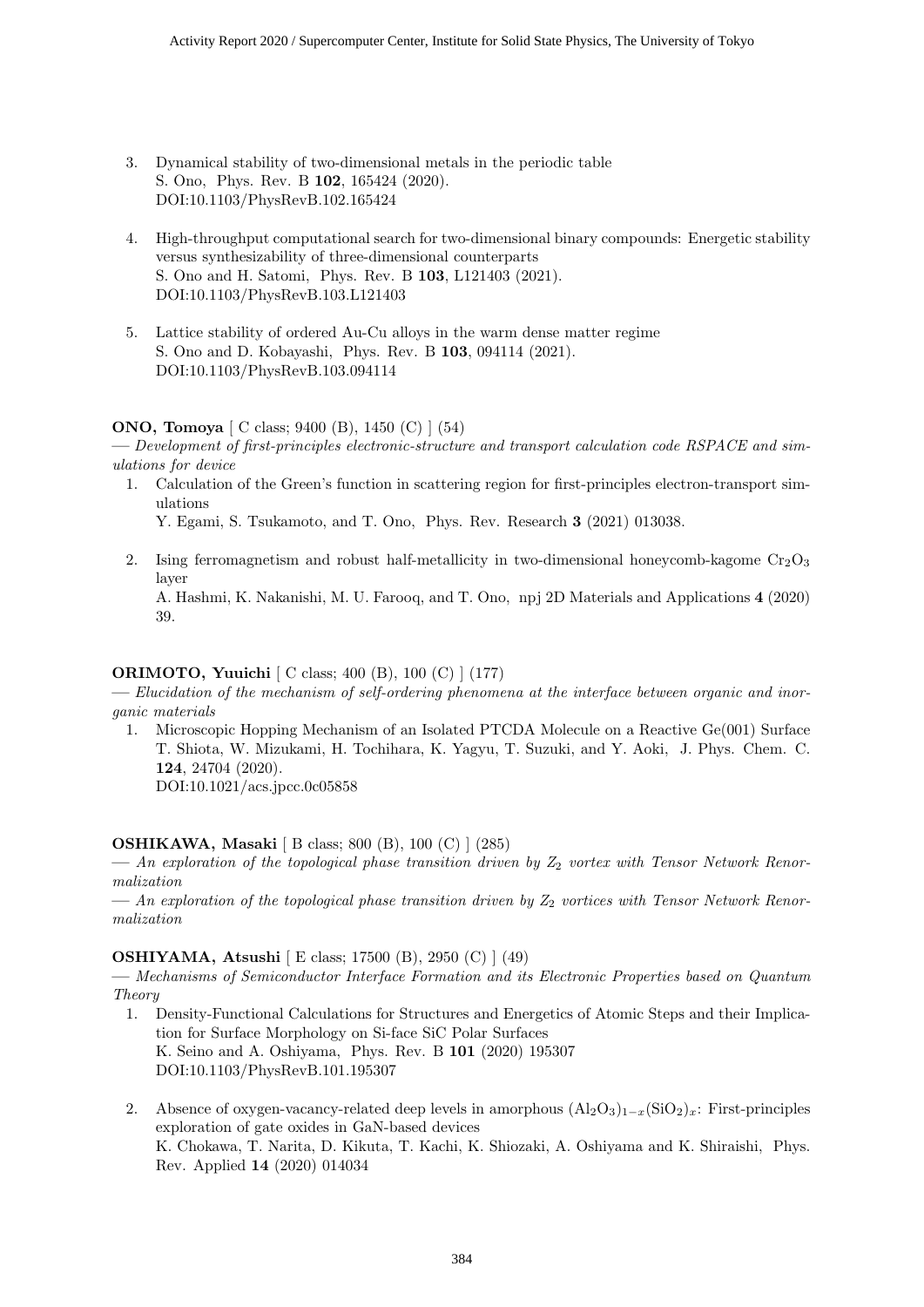3. Dynamical stability of two-dimensional metals in the periodic table
   S. Ono, Phys. Rev. B **102**, 165424 (2020).
   DOI:10.1103/PhysRevB.102.165424

4. High-throughput computational search for two-dimensional binary compounds: Energetic stability versus synthesizability of three-dimensional counterparts
   S. Ono and H. Satomi, Phys. Rev. B **103**, L121403 (2021).
   DOI:10.1103/PhysRevB.103.L121403

5. Lattice stability of ordered Au-Cu alloys in the warm dense matter regime
   S. Ono and D. Kobayashi, Phys. Rev. B **103**, 094114 (2021).
   DOI:10.1103/PhysRevB.103.094114

**ONO, Tomoya** [ C class; 9400 (B), 1450 (C) ] (54)

— *Development of first-principles electronic-structure and transport calculation code RSPACE and simulations for device*

1. Calculation of the Green's function in scattering region for first-principles electron-transport simulations
   Y. Egami, S. Tsukamoto, and T. Ono, Phys. Rev. Research **3** (2021) 013038.

2. Ising ferromagnetism and robust half-metallicity in two-dimensional honeycomb-kagome $Cr_2O_3$ layer
   A. Hashmi, K. Nakanishi, M. U. Farooq, and T. Ono, npj 2D Materials and Applications **4** (2020) 39.

**ORIMOTO, Yuuichi** [ C class; 400 (B), 100 (C) ] (177)

— *Elucidation of the mechanism of self-ordering phenomena at the interface between organic and inorganic materials*

1. Microscopic Hopping Mechanism of an Isolated PTCDA Molecule on a Reactive Ge(001) Surface
   T. Shiota, W. Mizukami, H. Tochihara, K. Yagyu, T. Suzuki, and Y. Aoki, J. Phys. Chem. C. **124**, 24704 (2020).
   DOI:10.1021/acs.jpcc.0c05858

**OSHIKAWA, Masaki** [ B class; 800 (B), 100 (C) ] (285)

— *An exploration of the topological phase transition driven by $Z_2$ vortex with Tensor Network Renormalization*

— *An exploration of the topological phase transition driven by $Z_2$ vortices with Tensor Network Renormalization*

**OSHIYAMA, Atsushi** [ E class; 17500 (B), 2950 (C) ] (49)

— *Mechanisms of Semiconductor Interface Formation and its Electronic Properties based on Quantum Theory*

1. Density-Functional Calculations for Structures and Energetics of Atomic Steps and their Implication for Surface Morphology on Si-face SiC Polar Surfaces
   K. Seino and A. Oshiyama, Phys. Rev. B **101** (2020) 195307
   DOI:10.1103/PhysRevB.101.195307

2. Absence of oxygen-vacancy-related deep levels in amorphous $(Al_2O_3)_{1-x}(SiO_2)_x$: First-principles exploration of gate oxides in GaN-based devices
   K. Chokawa, T. Narita, D. Kikuta, T. Kachi, K. Shiozaki, A. Oshiyama and K. Shiraishi, Phys. Rev. Applied **14** (2020) 014034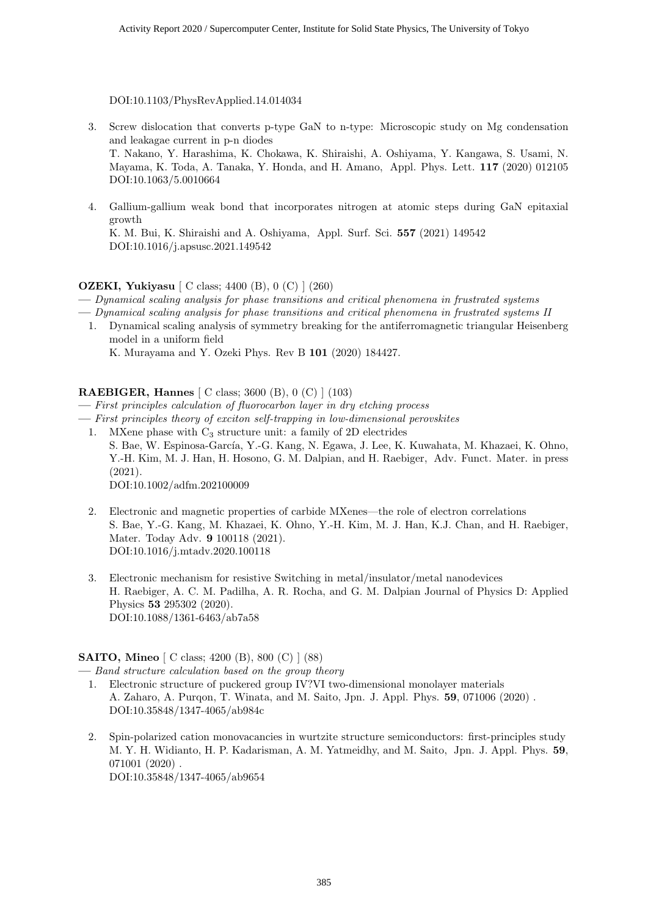DOI:10.1103/PhysRevApplied.14.014034

3. Screw dislocation that converts p-type GaN to n-type: Microscopic study on Mg condensation and leakagae current in p-n diodes
   T. Nakano, Y. Harashima, K. Chokawa, K. Shiraishi, A. Oshiyama, Y. Kangawa, S. Usami, N. Mayama, K. Toda, A. Tanaka, Y. Honda, and H. Amano, Appl. Phys. Lett. **117** (2020) 012105
   DOI:10.1063/5.0010664

4. Gallium-gallium weak bond that incorporates nitrogen at atomic steps during GaN epitaxial growth
   K. M. Bui, K. Shiraishi and A. Oshiyama, Appl. Surf. Sci. **557** (2021) 149542
   DOI:10.1016/j.apsusc.2021.149542

**OZEKI, Yukiyasu** [ C class; 4400 (B), 0 (C) ] (260)

— *Dynamical scaling analysis for phase transitions and critical phenomena in frustrated systems*

— *Dynamical scaling analysis for phase transitions and critical phenomena in frustrated systems II*

1. Dynamical scaling analysis of symmetry breaking for the antiferromagnetic triangular Heisenberg model in a uniform field
   K. Murayama and Y. Ozeki Phys. Rev B **101** (2020) 184427.

**RAEBIGER, Hannes** [ C class; 3600 (B), 0 (C) ] (103)

— *First principles calculation of fluorocarbon layer in dry etching process*

— *First principles theory of exciton self-trapping in low-dimensional perovskites*

1. MXene phase with $C_3$ structure unit: a family of 2D electrides
   S. Bae, W. Espinosa-García, Y.-G. Kang, N. Egawa, J. Lee, K. Kuwahata, M. Khazaei, K. Ohno, Y.-H. Kim, M. J. Han, H. Hosono, G. M. Dalpian, and H. Raebiger, Adv. Funct. Mater. in press (2021).
   DOI:10.1002/adfm.202100009

2. Electronic and magnetic properties of carbide MXenes—the role of electron correlations
   S. Bae, Y.-G. Kang, M. Khazaei, K. Ohno, Y.-H. Kim, M. J. Han, K.J. Chan, and H. Raebiger, Mater. Today Adv. **9** 100118 (2021).
   DOI:10.1016/j.mtadv.2020.100118

3. Electronic mechanism for resistive Switching in metal/insulator/metal nanodevices
   H. Raebiger, A. C. M. Padilha, A. R. Rocha, and G. M. Dalpian Journal of Physics D: Applied Physics **53** 295302 (2020).
   DOI:10.1088/1361-6463/ab7a58

**SAITO, Mineo** [ C class; 4200 (B), 800 (C) ] (88)

— *Band structure calculation based on the group theory*

1. Electronic structure of puckered group IV?VI two-dimensional monolayer materials
   A. Zaharo, A. Purqon, T. Winata, and M. Saito, Jpn. J. Appl. Phys. **59**, 071006 (2020) .
   DOI:10.35848/1347-4065/ab984c

2. Spin-polarized cation monovacancies in wurtzite structure semiconductors: first-principles study
   M. Y. H. Widianto, H. P. Kadarisman, A. M. Yatmeidhy, and M. Saito, Jpn. J. Appl. Phys. **59**, 071001 (2020) .
   DOI:10.35848/1347-4065/ab9654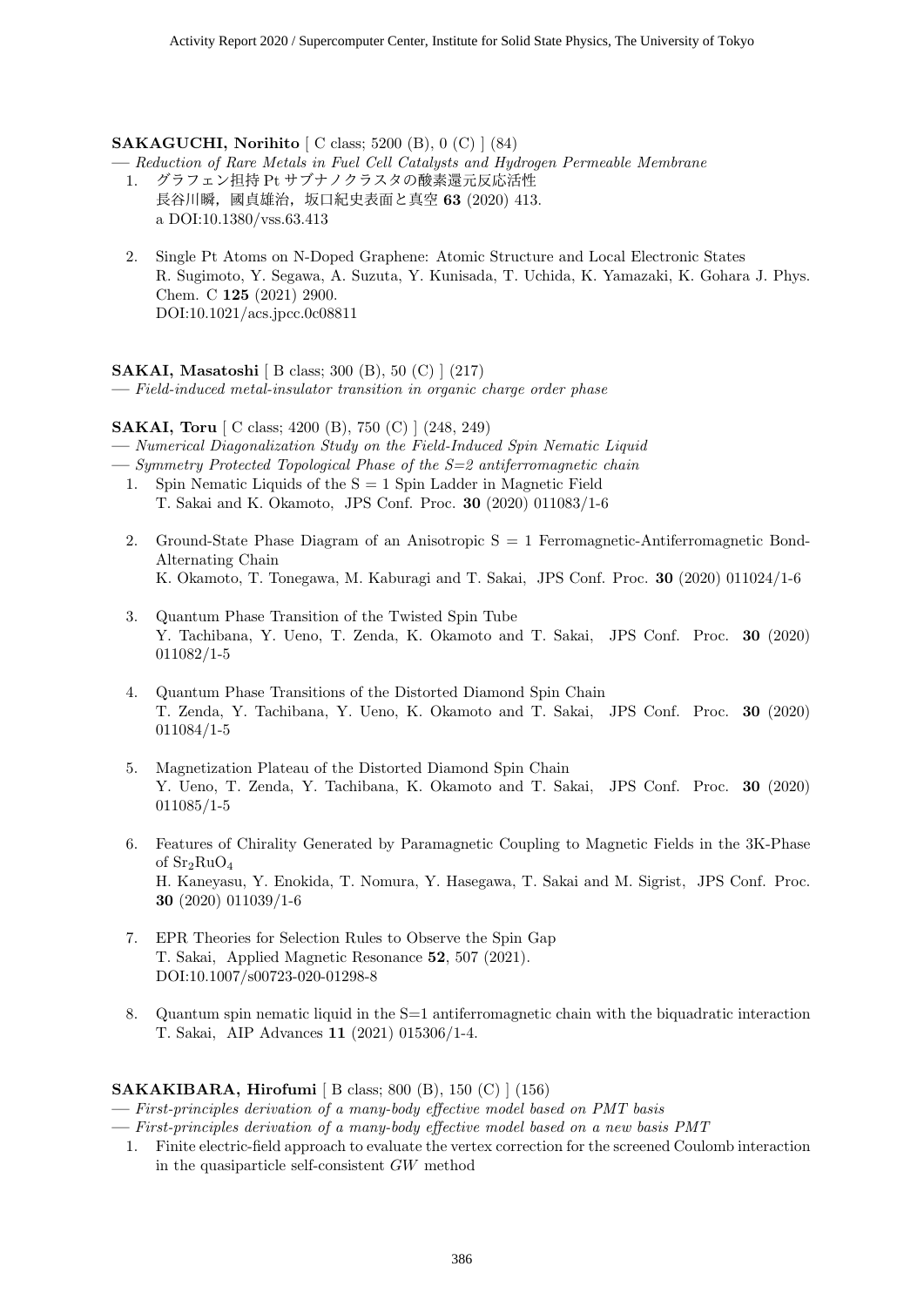**SAKAGUCHI, Norihito** [ C class; 5200 (B), 0 (C) ] (84)

— *Reduction of Rare Metals in Fuel Cell Catalysts and Hydrogen Permeable Membrane*

1. グラフェン担持 Pt サブナノクラスタの酸素還元反応活性
   長谷川瞬，國貞雄治，坂口紀史表面と真空 **63** (2020) 413.
   a DOI:10.1380/vss.63.413

2. Single Pt Atoms on N-Doped Graphene: Atomic Structure and Local Electronic States
   R. Sugimoto, Y. Segawa, A. Suzuta, Y. Kunisada, T. Uchida, K. Yamazaki, K. Gohara J. Phys. Chem. C **125** (2021) 2900.
   DOI:10.1021/acs.jpcc.0c08811

**SAKAI, Masatoshi** [ B class; 300 (B), 50 (C) ] (217)

— *Field-induced metal-insulator transition in organic charge order phase*

**SAKAI, Toru** [ C class; 4200 (B), 750 (C) ] (248, 249)

— *Numerical Diagonalization Study on the Field-Induced Spin Nematic Liquid*

— *Symmetry Protected Topological Phase of the S=2 antiferromagnetic chain*

1. Spin Nematic Liquids of the S = 1 Spin Ladder in Magnetic Field
   T. Sakai and K. Okamoto, JPS Conf. Proc. **30** (2020) 011083/1-6

2. Ground-State Phase Diagram of an Anisotropic S = 1 Ferromagnetic-Antiferromagnetic Bond-Alternating Chain
   K. Okamoto, T. Tonegawa, M. Kaburagi and T. Sakai, JPS Conf. Proc. **30** (2020) 011024/1-6

3. Quantum Phase Transition of the Twisted Spin Tube
   Y. Tachibana, Y. Ueno, T. Zenda, K. Okamoto and T. Sakai, JPS Conf. Proc. **30** (2020) 011082/1-5

4. Quantum Phase Transitions of the Distorted Diamond Spin Chain
   T. Zenda, Y. Tachibana, Y. Ueno, K. Okamoto and T. Sakai, JPS Conf. Proc. **30** (2020) 011084/1-5

5. Magnetization Plateau of the Distorted Diamond Spin Chain
   Y. Ueno, T. Zenda, Y. Tachibana, K. Okamoto and T. Sakai, JPS Conf. Proc. **30** (2020) 011085/1-5

6. Features of Chirality Generated by Paramagnetic Coupling to Magnetic Fields in the 3K-Phase of $Sr_2RuO_4$
   H. Kaneyasu, Y. Enokida, T. Nomura, Y. Hasegawa, T. Sakai and M. Sigrist, JPS Conf. Proc. **30** (2020) 011039/1-6

7. EPR Theories for Selection Rules to Observe the Spin Gap
   T. Sakai, Applied Magnetic Resonance **52**, 507 (2021).
   DOI:10.1007/s00723-020-01298-8

8. Quantum spin nematic liquid in the S=1 antiferromagnetic chain with the biquadratic interaction
   T. Sakai, AIP Advances **11** (2021) 015306/1-4.

**SAKAKIBARA, Hirofumi** [ B class; 800 (B), 150 (C) ] (156)

— *First-principles derivation of a many-body effective model based on PMT basis*

— *First-principles derivation of a many-body effective model based on a new basis PMT*

1. Finite electric-field approach to evaluate the vertex correction for the screened Coulomb interaction in the quasiparticle self-consistent *GW* method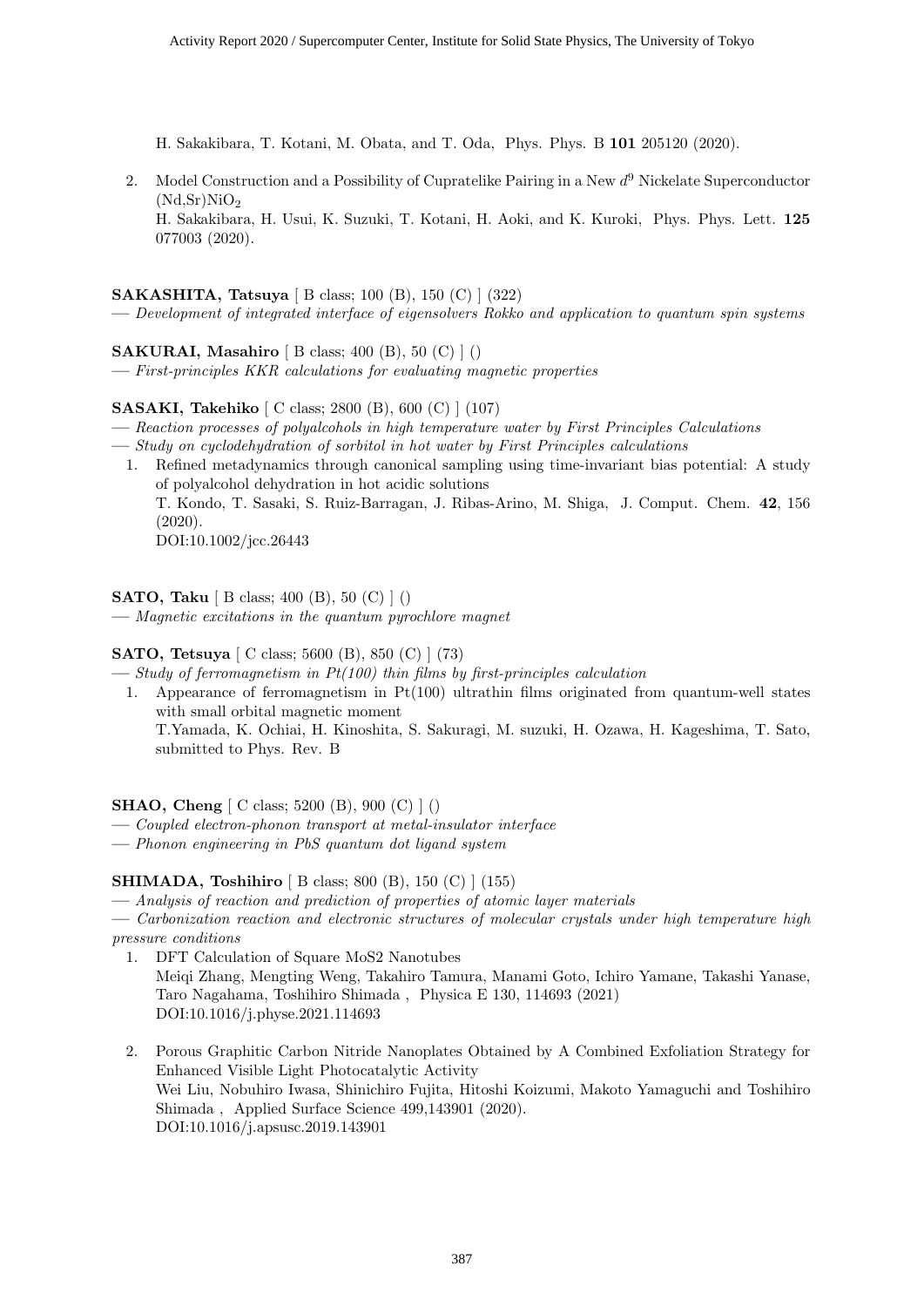H. Sakakibara, T. Kotani, M. Obata, and T. Oda, Phys. Phys. B **101** 205120 (2020).

2. Model Construction and a Possibility of Cupratelike Pairing in a New $d^9$ Nickelate Superconductor $(Nd,Sr)NiO_2$
   H. Sakakibara, H. Usui, K. Suzuki, T. Kotani, H. Aoki, and K. Kuroki, Phys. Phys. Lett. **125** 077003 (2020).

**SAKASHITA, Tatsuya** [ B class; 100 (B), 150 (C) ] (322)
— *Development of integrated interface of eigensolvers Rokko and application to quantum spin systems*

**SAKURAI, Masahiro** [ B class; 400 (B), 50 (C) ] ()
— *First-principles KKR calculations for evaluating magnetic properties*

**SASAKI, Takehiko** [ C class; 2800 (B), 600 (C) ] (107)
— *Reaction processes of polyalcohols in high temperature water by First Principles Calculations*
— *Study on cyclodehydration of sorbitol in hot water by First Principles calculations*

1. Refined metadynamics through canonical sampling using time-invariant bias potential: A study of polyalcohol dehydration in hot acidic solutions
   T. Kondo, T. Sasaki, S. Ruiz-Barragan, J. Ribas-Arino, M. Shiga, J. Comput. Chem. **42**, 156 (2020).
   DOI:10.1002/jcc.26443

**SATO, Taku** [ B class; 400 (B), 50 (C) ] ()
— *Magnetic excitations in the quantum pyrochlore magnet*

**SATO, Tetsuya** [ C class; 5600 (B), 850 (C) ] (73)
— *Study of ferromagnetism in Pt(100) thin films by first-principles calculation*

1. Appearance of ferromagnetism in Pt(100) ultrathin films originated from quantum-well states with small orbital magnetic moment
   T.Yamada, K. Ochiai, H. Kinoshita, S. Sakuragi, M. suzuki, H. Ozawa, H. Kageshima, T. Sato, submitted to Phys. Rev. B

**SHAO, Cheng** [ C class; 5200 (B), 900 (C) ] ()
— *Coupled electron-phonon transport at metal-insulator interface*
— *Phonon engineering in PbS quantum dot ligand system*

**SHIMADA, Toshihiro** [ B class; 800 (B), 150 (C) ] (155)
— *Analysis of reaction and prediction of properties of atomic layer materials*
— *Carbonization reaction and electronic structures of molecular crystals under high temperature high pressure conditions*

1. DFT Calculation of Square MoS2 Nanotubes
   Meiqi Zhang, Mengting Weng, Takahiro Tamura, Manami Goto, Ichiro Yamane, Takashi Yanase, Taro Nagahama, Toshihiro Shimada , Physica E 130, 114693 (2021)
   DOI:10.1016/j.physe.2021.114693

2. Porous Graphitic Carbon Nitride Nanoplates Obtained by A Combined Exfoliation Strategy for Enhanced Visible Light Photocatalytic Activity
   Wei Liu, Nobuhiro Iwasa, Shinichiro Fujita, Hitoshi Koizumi, Makoto Yamaguchi and Toshihiro Shimada , Applied Surface Science 499,143901 (2020).
   DOI:10.1016/j.apsusc.2019.143901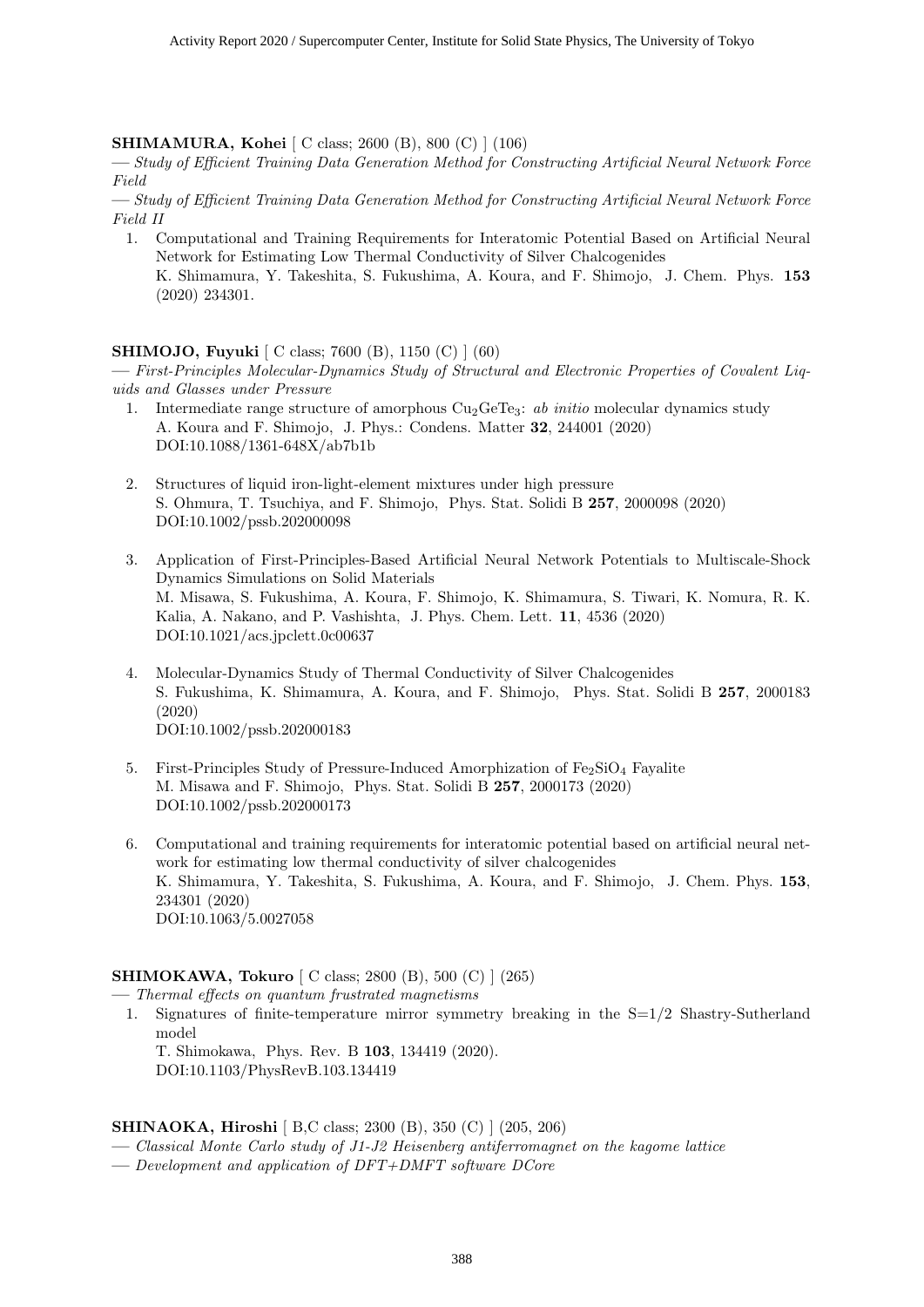**SHIMAMURA, Kohei** [ C class; 2600 (B), 800 (C) ] (106)

— *Study of Efficient Training Data Generation Method for Constructing Artificial Neural Network Force Field*

— *Study of Efficient Training Data Generation Method for Constructing Artificial Neural Network Force Field II*

1. Computational and Training Requirements for Interatomic Potential Based on Artificial Neural Network for Estimating Low Thermal Conductivity of Silver Chalcogenides
   K. Shimamura, Y. Takeshita, S. Fukushima, A. Koura, and F. Shimojo, J. Chem. Phys. **153** (2020) 234301.

**SHIMOJO, Fuyuki** [ C class; 7600 (B), 1150 (C) ] (60)

— *First-Principles Molecular-Dynamics Study of Structural and Electronic Properties of Covalent Liquids and Glasses under Pressure*

1. Intermediate range structure of amorphous $Cu_2GeTe_3$: *ab initio* molecular dynamics study
   A. Koura and F. Shimojo, J. Phys.: Condens. Matter **32**, 244001 (2020)
   DOI:10.1088/1361-648X/ab7b1b

2. Structures of liquid iron-light-element mixtures under high pressure
   S. Ohmura, T. Tsuchiya, and F. Shimojo, Phys. Stat. Solidi B **257**, 2000098 (2020)
   DOI:10.1002/pssb.202000098

3. Application of First-Principles-Based Artificial Neural Network Potentials to Multiscale-Shock Dynamics Simulations on Solid Materials
   M. Misawa, S. Fukushima, A. Koura, F. Shimojo, K. Shimamura, S. Tiwari, K. Nomura, R. K. Kalia, A. Nakano, and P. Vashishta, J. Phys. Chem. Lett. **11**, 4536 (2020)
   DOI:10.1021/acs.jpclett.0c00637

4. Molecular-Dynamics Study of Thermal Conductivity of Silver Chalcogenides
   S. Fukushima, K. Shimamura, A. Koura, and F. Shimojo, Phys. Stat. Solidi B **257**, 2000183 (2020)
   DOI:10.1002/pssb.202000183

5. First-Principles Study of Pressure-Induced Amorphization of $Fe_2SiO_4$ Fayalite
   M. Misawa and F. Shimojo, Phys. Stat. Solidi B **257**, 2000173 (2020)
   DOI:10.1002/pssb.202000173

6. Computational and training requirements for interatomic potential based on artificial neural network for estimating low thermal conductivity of silver chalcogenides
   K. Shimamura, Y. Takeshita, S. Fukushima, A. Koura, and F. Shimojo, J. Chem. Phys. **153**, 234301 (2020)
   DOI:10.1063/5.0027058

**SHIMOKAWA, Tokuro** [ C class; 2800 (B), 500 (C) ] (265)

— *Thermal effects on quantum frustrated magnetisms*

1. Signatures of finite-temperature mirror symmetry breaking in the S=1/2 Shastry-Sutherland model
   T. Shimokawa, Phys. Rev. B **103**, 134419 (2020).
   DOI:10.1103/PhysRevB.103.134419

**SHINAOKA, Hiroshi** [ B,C class; 2300 (B), 350 (C) ] (205, 206)

— *Classical Monte Carlo study of J1-J2 Heisenberg antiferromagnet on the kagome lattice*

— *Development and application of DFT+DMFT software DCore*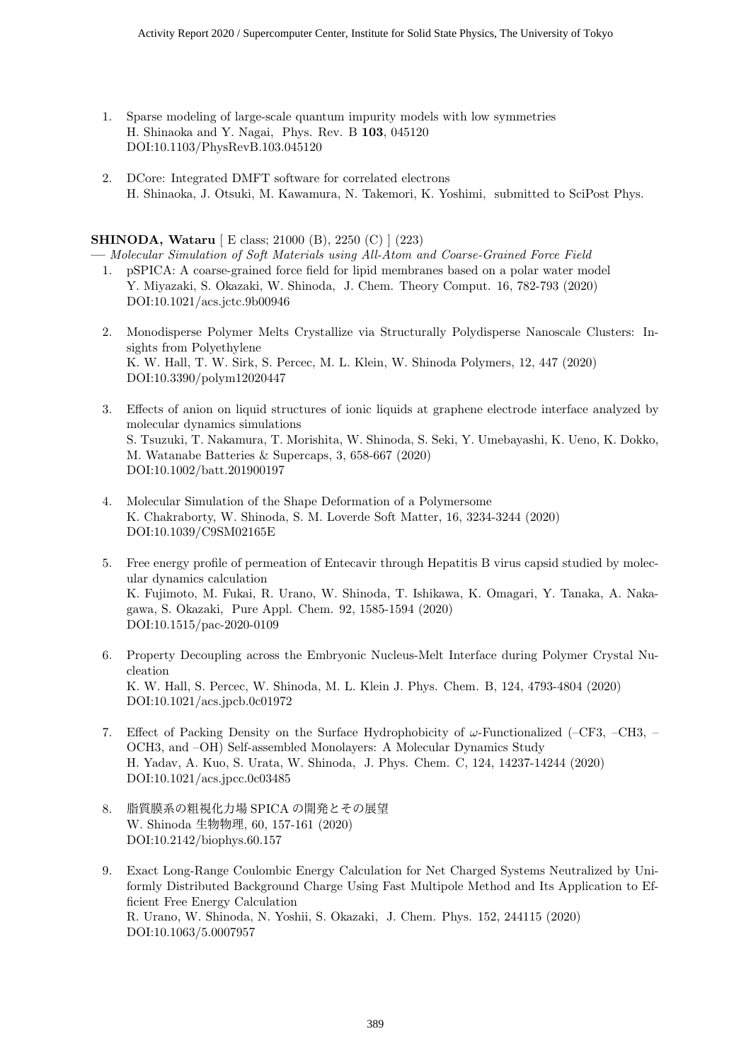1. Sparse modeling of large-scale quantum impurity models with low symmetries
   H. Shinaoka and Y. Nagai, Phys. Rev. B **103**, 045120
   DOI:10.1103/PhysRevB.103.045120

2. DCore: Integrated DMFT software for correlated electrons
   H. Shinaoka, J. Otsuki, M. Kawamura, N. Takemori, K. Yoshimi, submitted to SciPost Phys.

**SHINODA, Wataru** [ E class; 21000 (B), 2250 (C) ] (223)

— *Molecular Simulation of Soft Materials using All-Atom and Coarse-Grained Force Field*

1. pSPICA: A coarse-grained force field for lipid membranes based on a polar water model
   Y. Miyazaki, S. Okazaki, W. Shinoda, J. Chem. Theory Comput. 16, 782-793 (2020)
   DOI:10.1021/acs.jctc.9b00946

2. Monodisperse Polymer Melts Crystallize via Structurally Polydisperse Nanoscale Clusters: Insights from Polyethylene
   K. W. Hall, T. W. Sirk, S. Percec, M. L. Klein, W. Shinoda Polymers, 12, 447 (2020)
   DOI:10.3390/polym12020447

3. Effects of anion on liquid structures of ionic liquids at graphene electrode interface analyzed by molecular dynamics simulations
   S. Tsuzuki, T. Nakamura, T. Morishita, W. Shinoda, S. Seki, Y. Umebayashi, K. Ueno, K. Dokko, M. Watanabe Batteries & Supercaps, 3, 658-667 (2020)
   DOI:10.1002/batt.201900197

4. Molecular Simulation of the Shape Deformation of a Polymersome
   K. Chakraborty, W. Shinoda, S. M. Loverde Soft Matter, 16, 3234-3244 (2020)
   DOI:10.1039/C9SM02165E

5. Free energy profile of permeation of Entecavir through Hepatitis B virus capsid studied by molecular dynamics calculation
   K. Fujimoto, M. Fukai, R. Urano, W. Shinoda, T. Ishikawa, K. Omagari, Y. Tanaka, A. Nakagawa, S. Okazaki, Pure Appl. Chem. 92, 1585-1594 (2020)
   DOI:10.1515/pac-2020-0109

6. Property Decoupling across the Embryonic Nucleus-Melt Interface during Polymer Crystal Nucleation
   K. W. Hall, S. Percec, W. Shinoda, M. L. Klein J. Phys. Chem. B, 124, 4793-4804 (2020)
   DOI:10.1021/acs.jpcb.0c01972

7. Effect of Packing Density on the Surface Hydrophobicity of $\omega$-Functionalized (–CF3, –CH3, –OCH3, and –OH) Self-assembled Monolayers: A Molecular Dynamics Study
   H. Yadav, A. Kuo, S. Urata, W. Shinoda, J. Phys. Chem. C, 124, 14237-14244 (2020)
   DOI:10.1021/acs.jpcc.0c03485

8. 脂質膜系の粗視化力場 SPICA の開発とその展望
   W. Shinoda 生物物理, 60, 157-161 (2020)
   DOI:10.2142/biophys.60.157

9. Exact Long-Range Coulombic Energy Calculation for Net Charged Systems Neutralized by Uniformly Distributed Background Charge Using Fast Multipole Method and Its Application to Efficient Free Energy Calculation
   R. Urano, W. Shinoda, N. Yoshii, S. Okazaki, J. Chem. Phys. 152, 244115 (2020)
   DOI:10.1063/5.0007957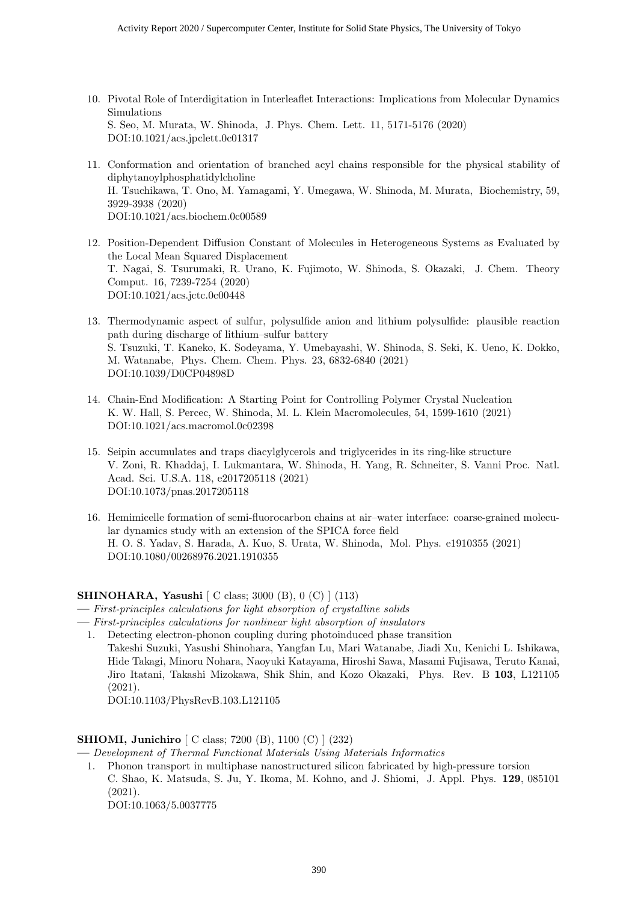10. Pivotal Role of Interdigitation in Interleaflet Interactions: Implications from Molecular Dynamics Simulations
    S. Seo, M. Murata, W. Shinoda, J. Phys. Chem. Lett. 11, 5171-5176 (2020)
    DOI:10.1021/acs.jpclett.0c01317

11. Conformation and orientation of branched acyl chains responsible for the physical stability of diphytanoylphosphatidylcholine
    H. Tsuchikawa, T. Ono, M. Yamagami, Y. Umegawa, W. Shinoda, M. Murata, Biochemistry, 59, 3929-3938 (2020)
    DOI:10.1021/acs.biochem.0c00589

12. Position-Dependent Diffusion Constant of Molecules in Heterogeneous Systems as Evaluated by the Local Mean Squared Displacement
    T. Nagai, S. Tsurumaki, R. Urano, K. Fujimoto, W. Shinoda, S. Okazaki, J. Chem. Theory Comput. 16, 7239-7254 (2020)
    DOI:10.1021/acs.jctc.0c00448

13. Thermodynamic aspect of sulfur, polysulfide anion and lithium polysulfide: plausible reaction path during discharge of lithium–sulfur battery
    S. Tsuzuki, T. Kaneko, K. Sodeyama, Y. Umebayashi, W. Shinoda, S. Seki, K. Ueno, K. Dokko, M. Watanabe, Phys. Chem. Chem. Phys. 23, 6832-6840 (2021)
    DOI:10.1039/D0CP04898D

14. Chain-End Modification: A Starting Point for Controlling Polymer Crystal Nucleation
    K. W. Hall, S. Percec, W. Shinoda, M. L. Klein Macromolecules, 54, 1599-1610 (2021)
    DOI:10.1021/acs.macromol.0c02398

15. Seipin accumulates and traps diacylglycerols and triglycerides in its ring-like structure
    V. Zoni, R. Khaddaj, I. Lukmantara, W. Shinoda, H. Yang, R. Schneiter, S. Vanni Proc. Natl. Acad. Sci. U.S.A. 118, e2017205118 (2021)
    DOI:10.1073/pnas.2017205118

16. Hemimicelle formation of semi-fluorocarbon chains at air–water interface: coarse-grained molecular dynamics study with an extension of the SPICA force field
    H. O. S. Yadav, S. Harada, A. Kuo, S. Urata, W. Shinoda, Mol. Phys. e1910355 (2021)
    DOI:10.1080/00268976.2021.1910355

**SHINOHARA, Yasushi** [ C class; 3000 (B), 0 (C) ] (113)

— *First-principles calculations for light absorption of crystalline solids*

— *First-principles calculations for nonlinear light absorption of insulators*

1. Detecting electron-phonon coupling during photoinduced phase transition
   Takeshi Suzuki, Yasushi Shinohara, Yangfan Lu, Mari Watanabe, Jiadi Xu, Kenichi L. Ishikawa, Hide Takagi, Minoru Nohara, Naoyuki Katayama, Hiroshi Sawa, Masami Fujisawa, Teruto Kanai, Jiro Itatani, Takashi Mizokawa, Shik Shin, and Kozo Okazaki, Phys. Rev. B **103**, L121105 (2021).
   DOI:10.1103/PhysRevB.103.L121105

**SHIOMI, Junichiro** [ C class; 7200 (B), 1100 (C) ] (232)

— *Development of Thermal Functional Materials Using Materials Informatics*

1. Phonon transport in multiphase nanostructured silicon fabricated by high-pressure torsion
   C. Shao, K. Matsuda, S. Ju, Y. Ikoma, M. Kohno, and J. Shiomi, J. Appl. Phys. **129**, 085101 (2021).
   DOI:10.1063/5.0037775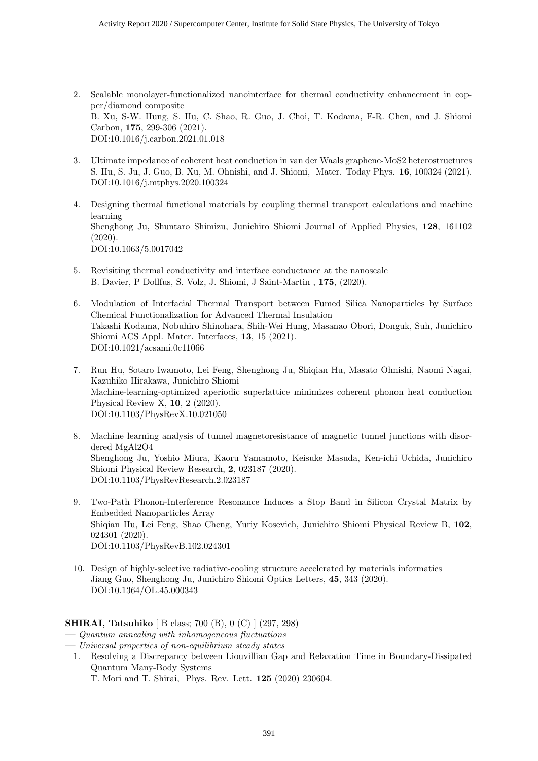2. Scalable monolayer-functionalized nanointerface for thermal conductivity enhancement in copper/diamond composite
   B. Xu, S-W. Hung, S. Hu, C. Shao, R. Guo, J. Choi, T. Kodama, F-R. Chen, and J. Shiomi Carbon, **175**, 299-306 (2021).
   DOI:10.1016/j.carbon.2021.01.018

3. Ultimate impedance of coherent heat conduction in van der Waals graphene-MoS2 heterostructures
   S. Hu, S. Ju, J. Guo, B. Xu, M. Ohnishi, and J. Shiomi, Mater. Today Phys. **16**, 100324 (2021).
   DOI:10.1016/j.mtphys.2020.100324

4. Designing thermal functional materials by coupling thermal transport calculations and machine learning
   Shenghong Ju, Shuntaro Shimizu, Junichiro Shiomi Journal of Applied Physics, **128**, 161102 (2020).
   DOI:10.1063/5.0017042

5. Revisiting thermal conductivity and interface conductance at the nanoscale
   B. Davier, P Dollfus, S. Volz, J. Shiomi, J Saint-Martin , **175**, (2020).

6. Modulation of Interfacial Thermal Transport between Fumed Silica Nanoparticles by Surface Chemical Functionalization for Advanced Thermal Insulation
   Takashi Kodama, Nobuhiro Shinohara, Shih-Wei Hung, Masanao Obori, Donguk, Suh, Junichiro Shiomi ACS Appl. Mater. Interfaces, **13**, 15 (2021).
   DOI:10.1021/acsami.0c11066

7. Run Hu, Sotaro Iwamoto, Lei Feng, Shenghong Ju, Shiqian Hu, Masato Ohnishi, Naomi Nagai, Kazuhiko Hirakawa, Junichiro Shiomi
   Machine-learning-optimized aperiodic superlattice minimizes coherent phonon heat conduction
   Physical Review X, **10**, 2 (2020).
   DOI:10.1103/PhysRevX.10.021050

8. Machine learning analysis of tunnel magnetoresistance of magnetic tunnel junctions with disordered MgAl2O4
   Shenghong Ju, Yoshio Miura, Kaoru Yamamoto, Keisuke Masuda, Ken-ichi Uchida, Junichiro Shiomi Physical Review Research, **2**, 023187 (2020).
   DOI:10.1103/PhysRevResearch.2.023187

9. Two-Path Phonon-Interference Resonance Induces a Stop Band in Silicon Crystal Matrix by Embedded Nanoparticles Array
   Shiqian Hu, Lei Feng, Shao Cheng, Yuriy Kosevich, Junichiro Shiomi Physical Review B, **102**, 024301 (2020).
   DOI:10.1103/PhysRevB.102.024301

10. Design of highly-selective radiative-cooling structure accelerated by materials informatics
    Jiang Guo, Shenghong Ju, Junichiro Shiomi Optics Letters, **45**, 343 (2020).
    DOI:10.1364/OL.45.000343

**SHIRAI, Tatsuhiko** [ B class; 700 (B), 0 (C) ] (297, 298)

— *Quantum annealing with inhomogeneous fluctuations*

— *Universal properties of non-equilibrium steady states*

1. Resolving a Discrepancy between Liouvillian Gap and Relaxation Time in Boundary-Dissipated Quantum Many-Body Systems
   T. Mori and T. Shirai, Phys. Rev. Lett. **125** (2020) 230604.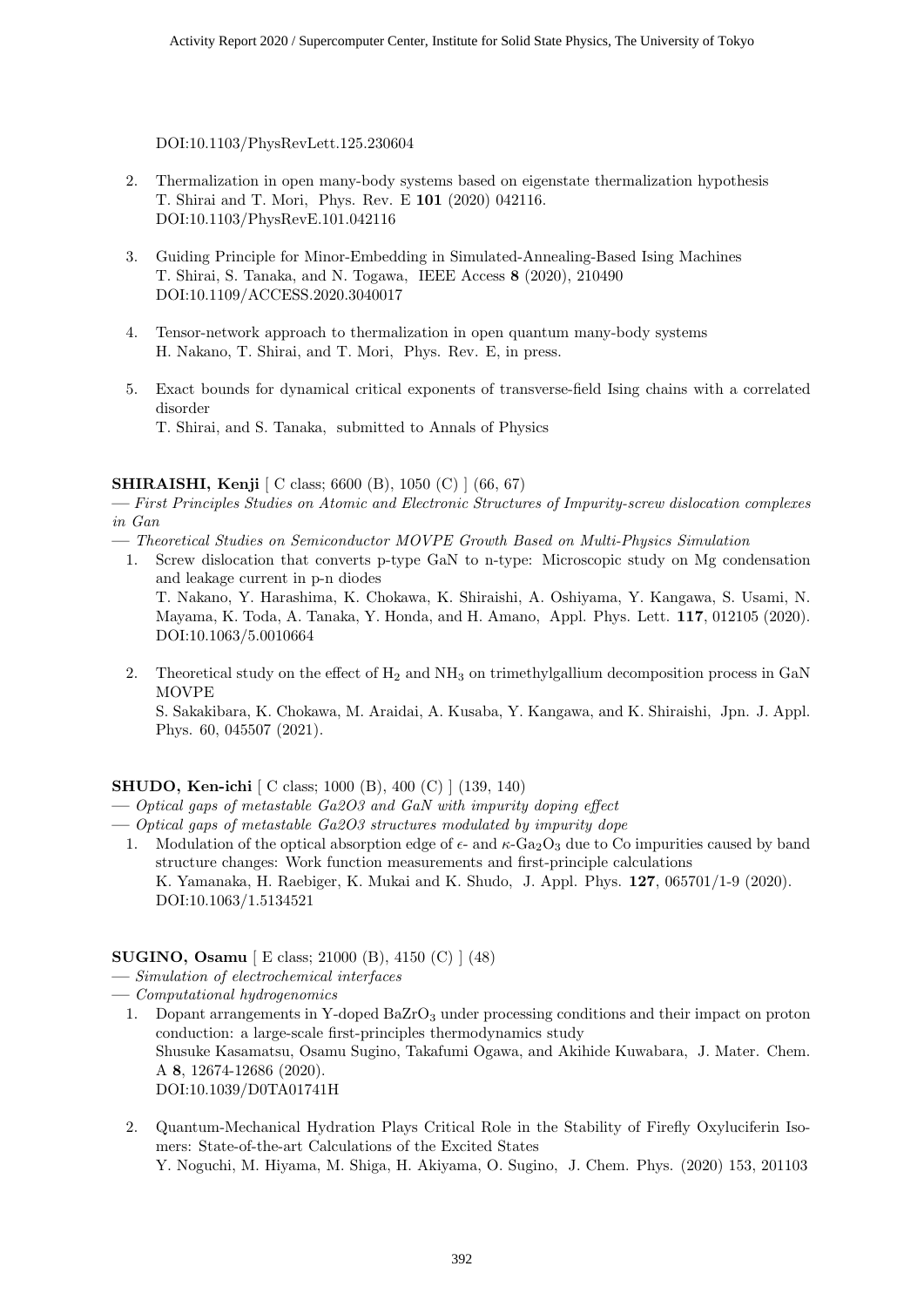DOI:10.1103/PhysRevLett.125.230604

2. Thermalization in open many-body systems based on eigenstate thermalization hypothesis
   T. Shirai and T. Mori, Phys. Rev. E **101** (2020) 042116.
   DOI:10.1103/PhysRevE.101.042116

3. Guiding Principle for Minor-Embedding in Simulated-Annealing-Based Ising Machines
   T. Shirai, S. Tanaka, and N. Togawa, IEEE Access **8** (2020), 210490
   DOI:10.1109/ACCESS.2020.3040017

4. Tensor-network approach to thermalization in open quantum many-body systems
   H. Nakano, T. Shirai, and T. Mori, Phys. Rev. E, in press.

5. Exact bounds for dynamical critical exponents of transverse-field Ising chains with a correlated disorder
   T. Shirai, and S. Tanaka, submitted to Annals of Physics

**SHIRAISHI, Kenji** [ C class; 6600 (B), 1050 (C) ] (66, 67)

— *First Principles Studies on Atomic and Electronic Structures of Impurity-screw dislocation complexes in Gan*

— *Theoretical Studies on Semiconductor MOVPE Growth Based on Multi-Physics Simulation*

1. Screw dislocation that converts p-type GaN to n-type: Microscopic study on Mg condensation and leakage current in p-n diodes
   T. Nakano, Y. Harashima, K. Chokawa, K. Shiraishi, A. Oshiyama, Y. Kangawa, S. Usami, N. Mayama, K. Toda, A. Tanaka, Y. Honda, and H. Amano, Appl. Phys. Lett. **117**, 012105 (2020).
   DOI:10.1063/5.0010664

2. Theoretical study on the effect of $H_2$ and $NH_3$ on trimethylgallium decomposition process in GaN MOVPE
   S. Sakakibara, K. Chokawa, M. Araidai, A. Kusaba, Y. Kangawa, and K. Shiraishi, Jpn. J. Appl. Phys. 60, 045507 (2021).

**SHUDO, Ken-ichi** [ C class; 1000 (B), 400 (C) ] (139, 140)

— *Optical gaps of metastable Ga2O3 and GaN with impurity doping effect*

— *Optical gaps of metastable Ga2O3 structures modulated by impurity dope*

1. Modulation of the optical absorption edge of $\epsilon$- and $\kappa$-$Ga_2O_3$ due to Co impurities caused by band structure changes: Work function measurements and first-principle calculations
   K. Yamanaka, H. Raebiger, K. Mukai and K. Shudo, J. Appl. Phys. **127**, 065701/1-9 (2020).
   DOI:10.1063/1.5134521

**SUGINO, Osamu** [ E class; 21000 (B), 4150 (C) ] (48)

— *Simulation of electrochemical interfaces*

— *Computational hydrogenomics*

1. Dopant arrangements in Y-doped $BaZrO_3$ under processing conditions and their impact on proton conduction: a large-scale first-principles thermodynamics study
   Shusuke Kasamatsu, Osamu Sugino, Takafumi Ogawa, and Akihide Kuwabara, J. Mater. Chem. A **8**, 12674-12686 (2020).
   DOI:10.1039/D0TA01741H

2. Quantum-Mechanical Hydration Plays Critical Role in the Stability of Firefly Oxyluciferin Isomers: State-of-the-art Calculations of the Excited States
   Y. Noguchi, M. Hiyama, M. Shiga, H. Akiyama, O. Sugino, J. Chem. Phys. (2020) 153, 201103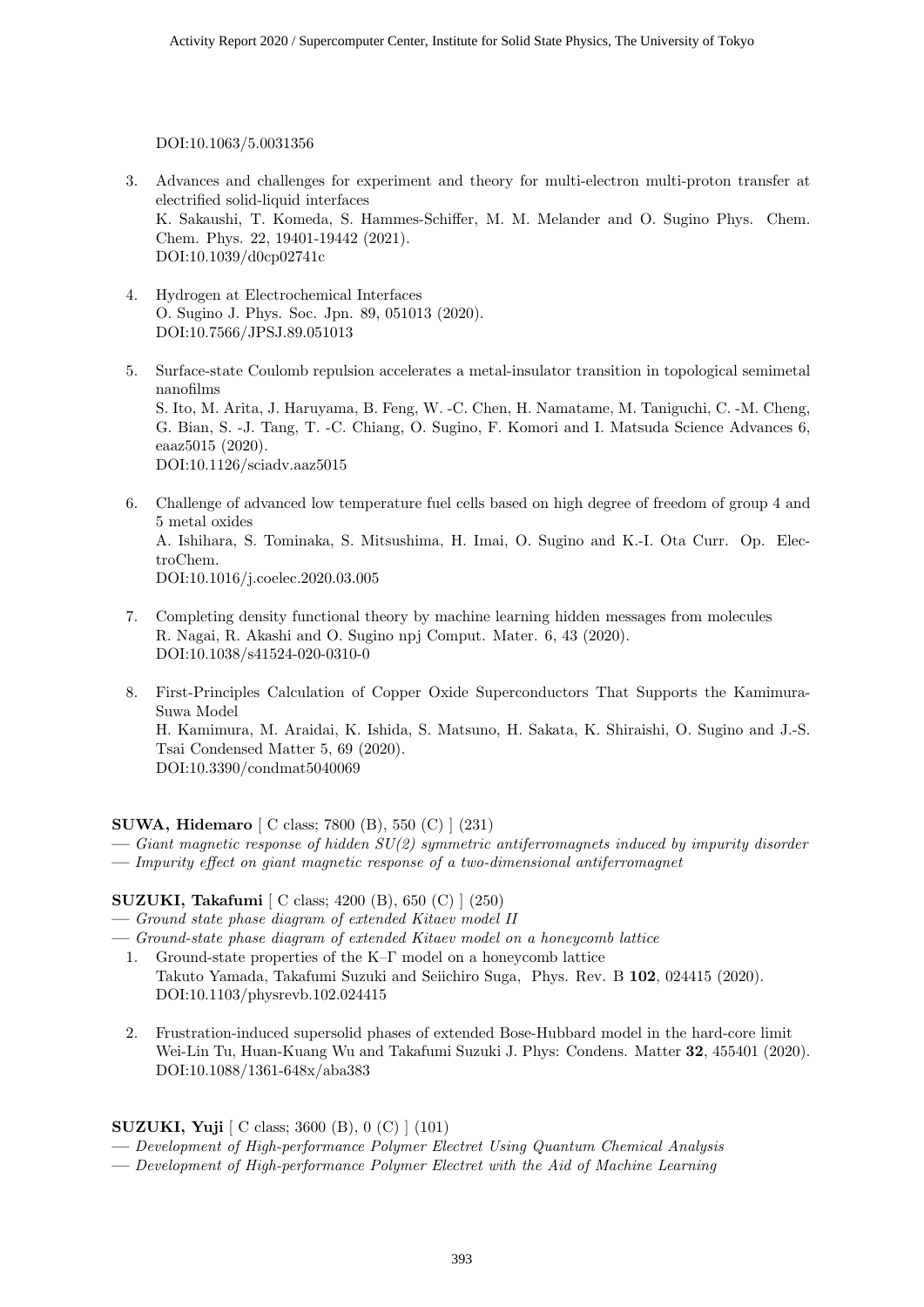DOI:10.1063/5.0031356

3. Advances and challenges for experiment and theory for multi-electron multi-proton transfer at electrified solid-liquid interfaces
   K. Sakaushi, T. Komeda, S. Hammes-Schiffer, M. M. Melander and O. Sugino Phys. Chem. Chem. Phys. 22, 19401-19442 (2021).
   DOI:10.1039/d0cp02741c

4. Hydrogen at Electrochemical Interfaces
   O. Sugino J. Phys. Soc. Jpn. 89, 051013 (2020).
   DOI:10.7566/JPSJ.89.051013

5. Surface-state Coulomb repulsion accelerates a metal-insulator transition in topological semimetal nanofilms
   S. Ito, M. Arita, J. Haruyama, B. Feng, W. -C. Chen, H. Namatame, M. Taniguchi, C. -M. Cheng, G. Bian, S. -J. Tang, T. -C. Chiang, O. Sugino, F. Komori and I. Matsuda Science Advances 6, eaaz5015 (2020).
   DOI:10.1126/sciadv.aaz5015

6. Challenge of advanced low temperature fuel cells based on high degree of freedom of group 4 and 5 metal oxides
   A. Ishihara, S. Tominaka, S. Mitsushima, H. Imai, O. Sugino and K.-I. Ota Curr. Op. ElectroChem.
   DOI:10.1016/j.coelec.2020.03.005

7. Completing density functional theory by machine learning hidden messages from molecules
   R. Nagai, R. Akashi and O. Sugino npj Comput. Mater. 6, 43 (2020).
   DOI:10.1038/s41524-020-0310-0

8. First-Principles Calculation of Copper Oxide Superconductors That Supports the Kamimura-Suwa Model
   H. Kamimura, M. Araidai, K. Ishida, S. Matsuno, H. Sakata, K. Shiraishi, O. Sugino and J.-S. Tsai Condensed Matter 5, 69 (2020).
   DOI:10.3390/condmat5040069

**SUWA, Hidemaro** [ C class; 7800 (B), 550 (C) ] (231)

— *Giant magnetic response of hidden SU(2) symmetric antiferromagnets induced by impurity disorder*

— *Impurity effect on giant magnetic response of a two-dimensional antiferromagnet*

**SUZUKI, Takafumi** [ C class; 4200 (B), 650 (C) ] (250)

— *Ground state phase diagram of extended Kitaev model II*

— *Ground-state phase diagram of extended Kitaev model on a honeycomb lattice*

1. Ground-state properties of the K–Γ model on a honeycomb lattice
   Takuto Yamada, Takafumi Suzuki and Seiichiro Suga, Phys. Rev. B **102**, 024415 (2020).
   DOI:10.1103/physrevb.102.024415

2. Frustration-induced supersolid phases of extended Bose-Hubbard model in the hard-core limit
   Wei-Lin Tu, Huan-Kuang Wu and Takafumi Suzuki J. Phys: Condens. Matter **32**, 455401 (2020).
   DOI:10.1088/1361-648x/aba383

**SUZUKI, Yuji** [ C class; 3600 (B), 0 (C) ] (101)

— *Development of High-performance Polymer Electret Using Quantum Chemical Analysis*

— *Development of High-performance Polymer Electret with the Aid of Machine Learning*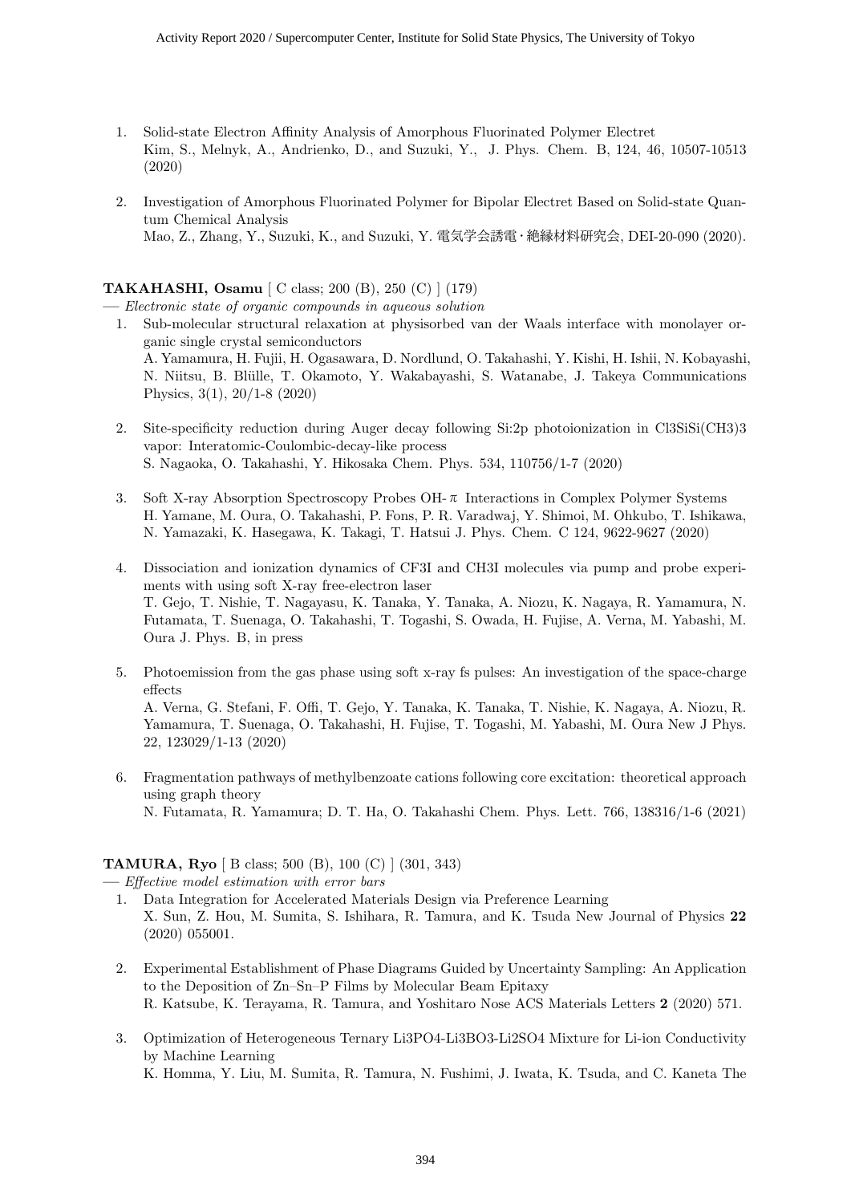1. Solid-state Electron Affinity Analysis of Amorphous Fluorinated Polymer Electret
   Kim, S., Melnyk, A., Andrienko, D., and Suzuki, Y., J. Phys. Chem. B, 124, 46, 10507-10513 (2020)

2. Investigation of Amorphous Fluorinated Polymer for Bipolar Electret Based on Solid-state Quantum Chemical Analysis
   Mao, Z., Zhang, Y., Suzuki, K., and Suzuki, Y. 電気学会誘電・絶縁材料研究会, DEI-20-090 (2020).

**TAKAHASHI, Osamu** [ C class; 200 (B), 250 (C) ] (179)

— *Electronic state of organic compounds in aqueous solution*

1. Sub-molecular structural relaxation at physisorbed van der Waals interface with monolayer organic single crystal semiconductors
   A. Yamamura, H. Fujii, H. Ogasawara, D. Nordlund, O. Takahashi, Y. Kishi, H. Ishii, N. Kobayashi, N. Niitsu, B. Blülle, T. Okamoto, Y. Wakabayashi, S. Watanabe, J. Takeya Communications Physics, 3(1), 20/1-8 (2020)

2. Site-specificity reduction during Auger decay following Si:2p photoionization in Cl3SiSi(CH3)3 vapor: Interatomic-Coulombic-decay-like process
   S. Nagaoka, O. Takahashi, Y. Hikosaka Chem. Phys. 534, 110756/1-7 (2020)

3. Soft X-ray Absorption Spectroscopy Probes OH-π Interactions in Complex Polymer Systems
   H. Yamane, M. Oura, O. Takahashi, P. Fons, P. R. Varadwaj, Y. Shimoi, M. Ohkubo, T. Ishikawa, N. Yamazaki, K. Hasegawa, K. Takagi, T. Hatsui J. Phys. Chem. C 124, 9622-9627 (2020)

4. Dissociation and ionization dynamics of CF3I and CH3I molecules via pump and probe experiments with using soft X-ray free-electron laser
   T. Gejo, T. Nishie, T. Nagayasu, K. Tanaka, Y. Tanaka, A. Niozu, K. Nagaya, R. Yamamura, N. Futamata, T. Suenaga, O. Takahashi, T. Togashi, S. Owada, H. Fujise, A. Verna, M. Yabashi, M. Oura J. Phys. B, in press

5. Photoemission from the gas phase using soft x-ray fs pulses: An investigation of the space-charge effects
   A. Verna, G. Stefani, F. Offi, T. Gejo, Y. Tanaka, K. Tanaka, T. Nishie, K. Nagaya, A. Niozu, R. Yamamura, T. Suenaga, O. Takahashi, H. Fujise, T. Togashi, M. Yabashi, M. Oura New J Phys. 22, 123029/1-13 (2020)

6. Fragmentation pathways of methylbenzoate cations following core excitation: theoretical approach using graph theory
   N. Futamata, R. Yamamura; D. T. Ha, O. Takahashi Chem. Phys. Lett. 766, 138316/1-6 (2021)

**TAMURA, Ryo** [ B class; 500 (B), 100 (C) ] (301, 343)

— *Effective model estimation with error bars*

1. Data Integration for Accelerated Materials Design via Preference Learning
   X. Sun, Z. Hou, M. Sumita, S. Ishihara, R. Tamura, and K. Tsuda New Journal of Physics **22** (2020) 055001.

2. Experimental Establishment of Phase Diagrams Guided by Uncertainty Sampling: An Application to the Deposition of Zn–Sn–P Films by Molecular Beam Epitaxy
   R. Katsube, K. Terayama, R. Tamura, and Yoshitaro Nose ACS Materials Letters **2** (2020) 571.

3. Optimization of Heterogeneous Ternary Li3PO4-Li3BO3-Li2SO4 Mixture for Li-ion Conductivity by Machine Learning
   K. Homma, Y. Liu, M. Sumita, R. Tamura, N. Fushimi, J. Iwata, K. Tsuda, and C. Kaneta The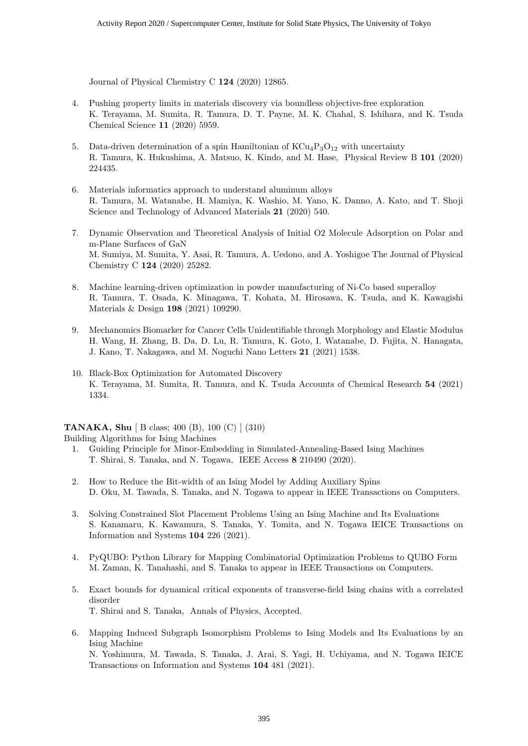Journal of Physical Chemistry C **124** (2020) 12865.

4. Pushing property limits in materials discovery via boundless objective-free exploration
   K. Terayama, M. Sumita, R. Tamura, D. T. Payne, M. K. Chahal, S. Ishihara, and K. Tsuda Chemical Science **11** (2020) 5959.

5. Data-driven determination of a spin Hamiltonian of $KCu_4P_3O_{12}$ with uncertainty
   R. Tamura, K. Hukushima, A. Matsuo, K. Kindo, and M. Hase, Physical Review B **101** (2020) 224435.

6. Materials informatics approach to understand aluminum alloys
   R. Tamura, M. Watanabe, H. Mamiya, K. Washio, M. Yano, K. Danno, A. Kato, and T. Shoji Science and Technology of Advanced Materials **21** (2020) 540.

7. Dynamic Observation and Theoretical Analysis of Initial O2 Molecule Adsorption on Polar and m-Plane Surfaces of GaN
   M. Sumiya, M. Sumita, Y. Asai, R. Tamura, A. Uedono, and A. Yoshigoe The Journal of Physical Chemistry C **124** (2020) 25282.

8. Machine learning-driven optimization in powder manufacturing of Ni-Co based superalloy
   R. Tamura, T. Osada, K. Minagawa, T. Kohata, M. Hirosawa, K. Tsuda, and K. Kawagishi Materials & Design **198** (2021) 109290.

9. Mechanomics Biomarker for Cancer Cells Unidentifiable through Morphology and Elastic Modulus
   H. Wang, H. Zhang, B. Da, D. Lu, R. Tamura, K. Goto, I. Watanabe, D. Fujita, N. Hanagata, J. Kano, T. Nakagawa, and M. Noguchi Nano Letters **21** (2021) 1538.

10. Black-Box Optimization for Automated Discovery
    K. Terayama, M. Sumita, R. Tamura, and K. Tsuda Accounts of Chemical Research **54** (2021) 1334.

**TANAKA, Shu** [ B class; 400 (B), 100 (C) ] (310)
Building Algorithms for Ising Machines

1. Guiding Principle for Minor-Embedding in Simulated-Annealing-Based Ising Machines
   T. Shirai, S. Tanaka, and N. Togawa, IEEE Access **8** 210490 (2020).

2. How to Reduce the Bit-width of an Ising Model by Adding Auxiliary Spins
   D. Oku, M. Tawada, S. Tanaka, and N. Togawa to appear in IEEE Transactions on Computers.

3. Solving Constrained Slot Placement Problems Using an Ising Machine and Its Evaluations
   S. Kanamaru, K. Kawamura, S. Tanaka, Y. Tomita, and N. Togawa IEICE Transactions on Information and Systems **104** 226 (2021).

4. PyQUBO: Python Library for Mapping Combinatorial Optimization Problems to QUBO Form
   M. Zaman, K. Tanahashi, and S. Tanaka to appear in IEEE Transactions on Computers.

5. Exact bounds for dynamical critical exponents of transverse-field Ising chains with a correlated disorder
   T. Shirai and S. Tanaka, Annals of Physics, Accepted.

6. Mapping Induced Subgraph Isomorphism Problems to Ising Models and Its Evaluations by an Ising Machine
   N. Yoshimura, M. Tawada, S. Tanaka, J. Arai, S. Yagi, H. Uchiyama, and N. Togawa IEICE Transactions on Information and Systems **104** 481 (2021).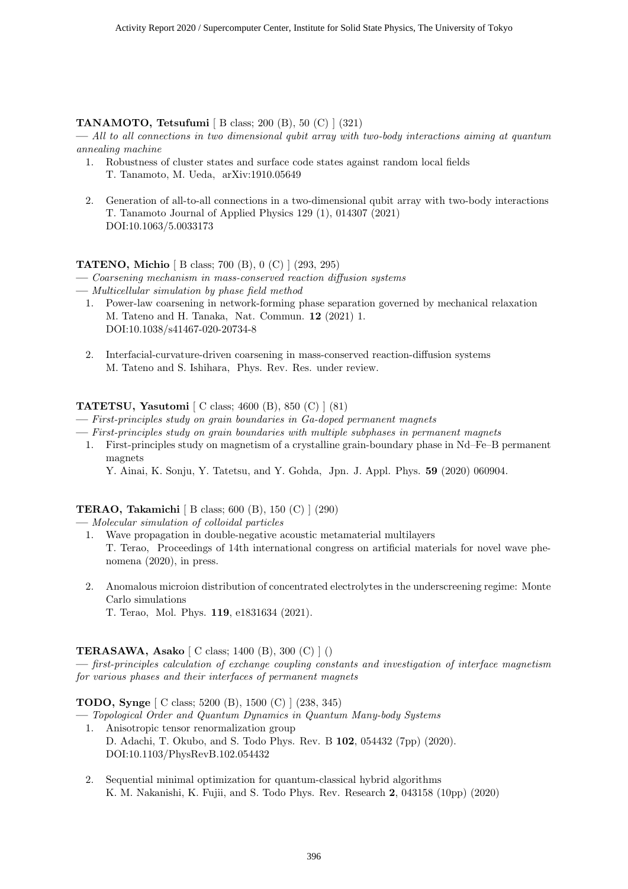**TANAMOTO, Tetsufumi** [ B class; 200 (B), 50 (C) ] (321)

— *All to all connections in two dimensional qubit array with two-body interactions aiming at quantum annealing machine*

1. Robustness of cluster states and surface code states against random local fields
   T. Tanamoto, M. Ueda, arXiv:1910.05649

2. Generation of all-to-all connections in a two-dimensional qubit array with two-body interactions
   T. Tanamoto Journal of Applied Physics 129 (1), 014307 (2021)
   DOI:10.1063/5.0033173

**TATENO, Michio** [ B class; 700 (B), 0 (C) ] (293, 295)

— *Coarsening mechanism in mass-conserved reaction diffusion systems*

— *Multicellular simulation by phase field method*

1. Power-law coarsening in network-forming phase separation governed by mechanical relaxation
   M. Tateno and H. Tanaka, Nat. Commun. **12** (2021) 1.
   DOI:10.1038/s41467-020-20734-8

2. Interfacial-curvature-driven coarsening in mass-conserved reaction-diffusion systems
   M. Tateno and S. Ishihara, Phys. Rev. Res. under review.

**TATETSU, Yasutomi** [ C class; 4600 (B), 850 (C) ] (81)

— *First-principles study on grain boundaries in Ga-doped permanent magnets*

— *First-principles study on grain boundaries with multiple subphases in permanent magnets*

1. First-principles study on magnetism of a crystalline grain-boundary phase in Nd–Fe–B permanent magnets
   Y. Ainai, K. Sonju, Y. Tatetsu, and Y. Gohda, Jpn. J. Appl. Phys. **59** (2020) 060904.

**TERAO, Takamichi** [ B class; 600 (B), 150 (C) ] (290)

— *Molecular simulation of colloidal particles*

1. Wave propagation in double-negative acoustic metamaterial multilayers
   T. Terao, Proceedings of 14th international congress on artificial materials for novel wave phenomena (2020), in press.

2. Anomalous microion distribution of concentrated electrolytes in the underscreening regime: Monte Carlo simulations
   T. Terao, Mol. Phys. **119**, e1831634 (2021).

**TERASAWA, Asako** [ C class; 1400 (B), 300 (C) ] ()

— *first-principles calculation of exchange coupling constants and investigation of interface magnetism for various phases and their interfaces of permanent magnets*

**TODO, Synge** [ C class; 5200 (B), 1500 (C) ] (238, 345)

— *Topological Order and Quantum Dynamics in Quantum Many-body Systems*

1. Anisotropic tensor renormalization group
   D. Adachi, T. Okubo, and S. Todo Phys. Rev. B **102**, 054432 (7pp) (2020).
   DOI:10.1103/PhysRevB.102.054432

2. Sequential minimal optimization for quantum-classical hybrid algorithms
   K. M. Nakanishi, K. Fujii, and S. Todo Phys. Rev. Research **2**, 043158 (10pp) (2020)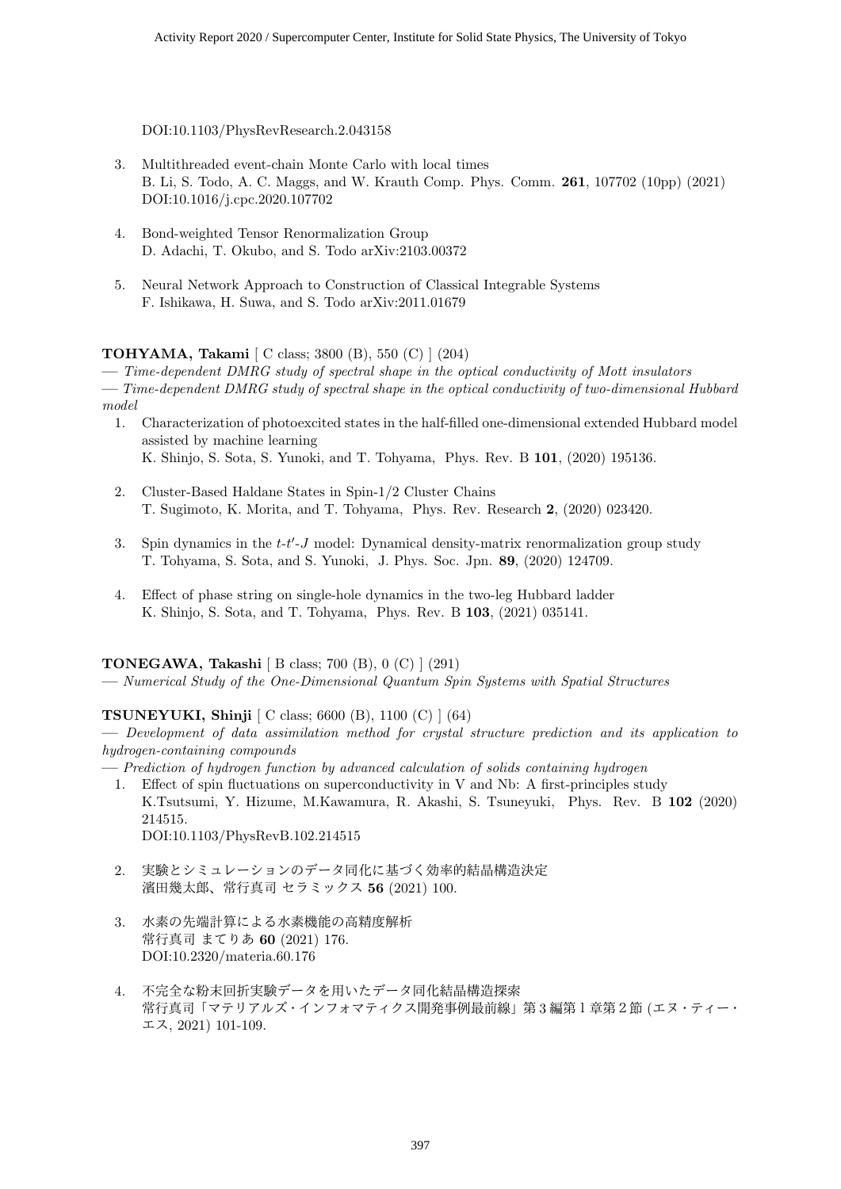DOI:10.1103/PhysRevResearch.2.043158

3. Multithreaded event-chain Monte Carlo with local times
   B. Li, S. Todo, A. C. Maggs, and W. Krauth Comp. Phys. Comm. **261**, 107702 (10pp) (2021)
   DOI:10.1016/j.cpc.2020.107702

4. Bond-weighted Tensor Renormalization Group
   D. Adachi, T. Okubo, and S. Todo arXiv:2103.00372

5. Neural Network Approach to Construction of Classical Integrable Systems
   F. Ishikawa, H. Suwa, and S. Todo arXiv:2011.01679

**TOHYAMA, Takami** [ C class; 3800 (B), 550 (C) ] (204)

— *Time-dependent DMRG study of spectral shape in the optical conductivity of Mott insulators*

— *Time-dependent DMRG study of spectral shape in the optical conductivity of two-dimensional Hubbard model*

1. Characterization of photoexcited states in the half-filled one-dimensional extended Hubbard model assisted by machine learning
   K. Shinjo, S. Sota, S. Yunoki, and T. Tohyama, Phys. Rev. B **101**, (2020) 195136.

2. Cluster-Based Haldane States in Spin-1/2 Cluster Chains
   T. Sugimoto, K. Morita, and T. Tohyama, Phys. Rev. Research **2**, (2020) 023420.

3. Spin dynamics in the $t$-$t'$-$J$ model: Dynamical density-matrix renormalization group study
   T. Tohyama, S. Sota, and S. Yunoki, J. Phys. Soc. Jpn. **89**, (2020) 124709.

4. Effect of phase string on single-hole dynamics in the two-leg Hubbard ladder
   K. Shinjo, S. Sota, and T. Tohyama, Phys. Rev. B **103**, (2021) 035141.

**TONEGAWA, Takashi** [ B class; 700 (B), 0 (C) ] (291)

— *Numerical Study of the One-Dimensional Quantum Spin Systems with Spatial Structures*

**TSUNEYUKI, Shinji** [ C class; 6600 (B), 1100 (C) ] (64)

— *Development of data assimilation method for crystal structure prediction and its application to hydrogen-containing compounds*

— *Prediction of hydrogen function by advanced calculation of solids containing hydrogen*

1. Effect of spin fluctuations on superconductivity in V and Nb: A first-principles study
   K.Tsutsumi, Y. Hizume, M.Kawamura, R. Akashi, S. Tsuneyuki, Phys. Rev. B **102** (2020) 214515.
   DOI:10.1103/PhysRevB.102.214515

2. 実験とシミュレーションのデータ同化に基づく効率的結晶構造決定
   濱田幾太郎、常行真司 セラミックス **56** (2021) 100.

3. 水素の先端計算による水素機能の高精度解析
   常行真司 まてりあ **60** (2021) 176.
   DOI:10.2320/materia.60.176

4. 不完全な粉末回折実験データを用いたデータ同化結晶構造探索
   常行真司「マテリアルズ・インフォマティクス開発事例最前線」第 3 編第 1 章第 2 節 (エヌ・ティー・エス, 2021) 101-109.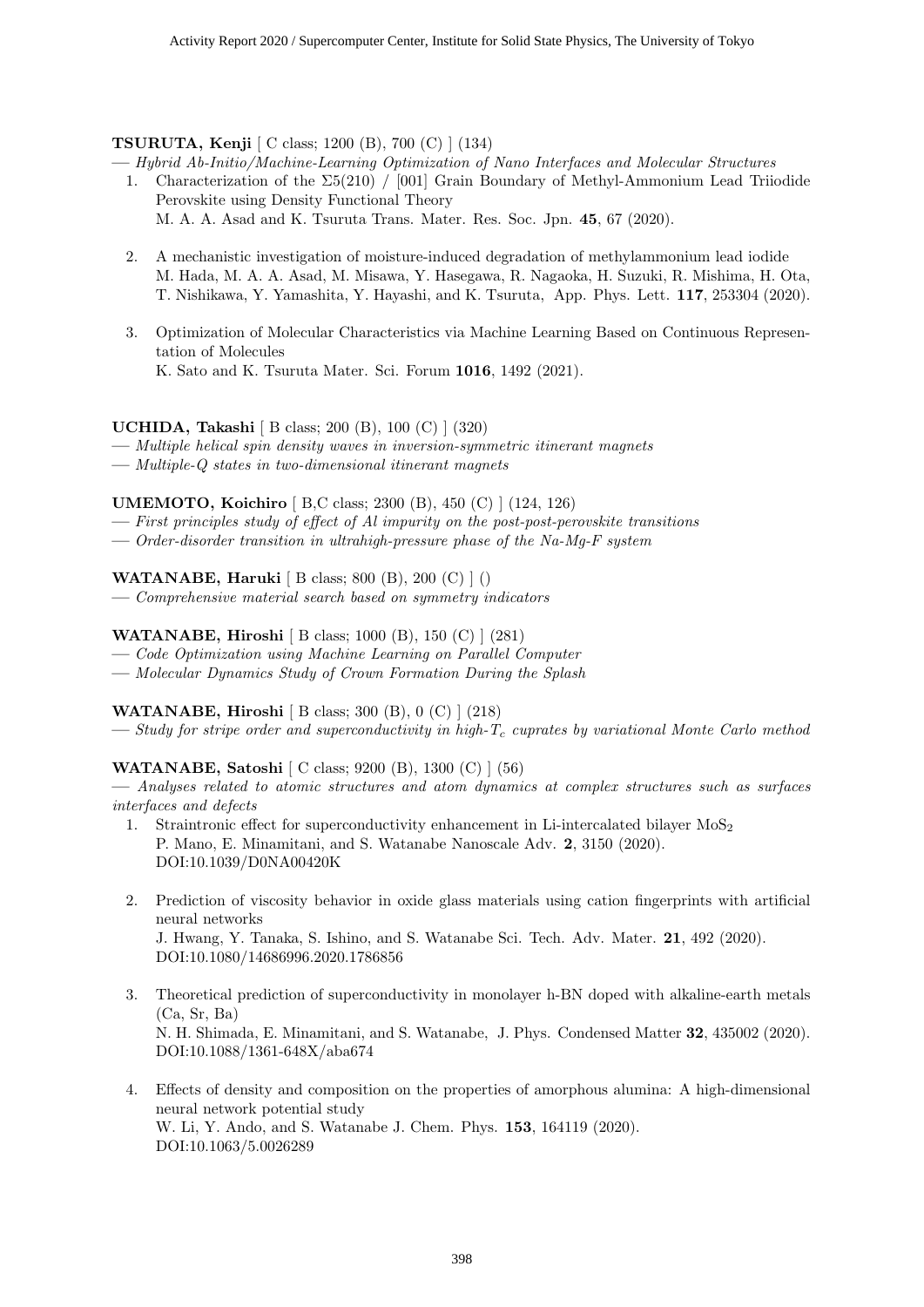**TSURUTA, Kenji** [ C class; 1200 (B), 700 (C) ] (134)

— *Hybrid Ab-Initio/Machine-Learning Optimization of Nano Interfaces and Molecular Structures*

1. Characterization of the $\Sigma5(210)$ / [001] Grain Boundary of Methyl-Ammonium Lead Triiodide Perovskite using Density Functional Theory
   M. A. A. Asad and K. Tsuruta Trans. Mater. Res. Soc. Jpn. **45**, 67 (2020).

2. A mechanistic investigation of moisture-induced degradation of methylammonium lead iodide
   M. Hada, M. A. A. Asad, M. Misawa, Y. Hasegawa, R. Nagaoka, H. Suzuki, R. Mishima, H. Ota, T. Nishikawa, Y. Yamashita, Y. Hayashi, and K. Tsuruta, App. Phys. Lett. **117**, 253304 (2020).

3. Optimization of Molecular Characteristics via Machine Learning Based on Continuous Representation of Molecules
   K. Sato and K. Tsuruta Mater. Sci. Forum **1016**, 1492 (2021).

**UCHIDA, Takashi** [ B class; 200 (B), 100 (C) ] (320)

— *Multiple helical spin density waves in inversion-symmetric itinerant magnets*

— *Multiple-Q states in two-dimensional itinerant magnets*

**UMEMOTO, Koichiro** [ B,C class; 2300 (B), 450 (C) ] (124, 126)

— *First principles study of effect of Al impurity on the post-post-perovskite transitions*

— *Order-disorder transition in ultrahigh-pressure phase of the Na-Mg-F system*

**WATANABE, Haruki** [ B class; 800 (B), 200 (C) ] ()

— *Comprehensive material search based on symmetry indicators*

**WATANABE, Hiroshi** [ B class; 1000 (B), 150 (C) ] (281)

— *Code Optimization using Machine Learning on Parallel Computer*

— *Molecular Dynamics Study of Crown Formation During the Splash*

**WATANABE, Hiroshi** [ B class; 300 (B), 0 (C) ] (218)

— *Study for stripe order and superconductivity in high-$T_c$ cuprates by variational Monte Carlo method*

**WATANABE, Satoshi** [ C class; 9200 (B), 1300 (C) ] (56)

— *Analyses related to atomic structures and atom dynamics at complex structures such as surfaces interfaces and defects*

1. Straintronic effect for superconductivity enhancement in Li-intercalated bilayer $MoS_2$
   P. Mano, E. Minamitani, and S. Watanabe Nanoscale Adv. **2**, 3150 (2020).
   DOI:10.1039/D0NA00420K

2. Prediction of viscosity behavior in oxide glass materials using cation fingerprints with artificial neural networks
   J. Hwang, Y. Tanaka, S. Ishino, and S. Watanabe Sci. Tech. Adv. Mater. **21**, 492 (2020).
   DOI:10.1080/14686996.2020.1786856

3. Theoretical prediction of superconductivity in monolayer h-BN doped with alkaline-earth metals (Ca, Sr, Ba)
   N. H. Shimada, E. Minamitani, and S. Watanabe, J. Phys. Condensed Matter **32**, 435002 (2020).
   DOI:10.1088/1361-648X/aba674

4. Effects of density and composition on the properties of amorphous alumina: A high-dimensional neural network potential study
   W. Li, Y. Ando, and S. Watanabe J. Chem. Phys. **153**, 164119 (2020).
   DOI:10.1063/5.0026289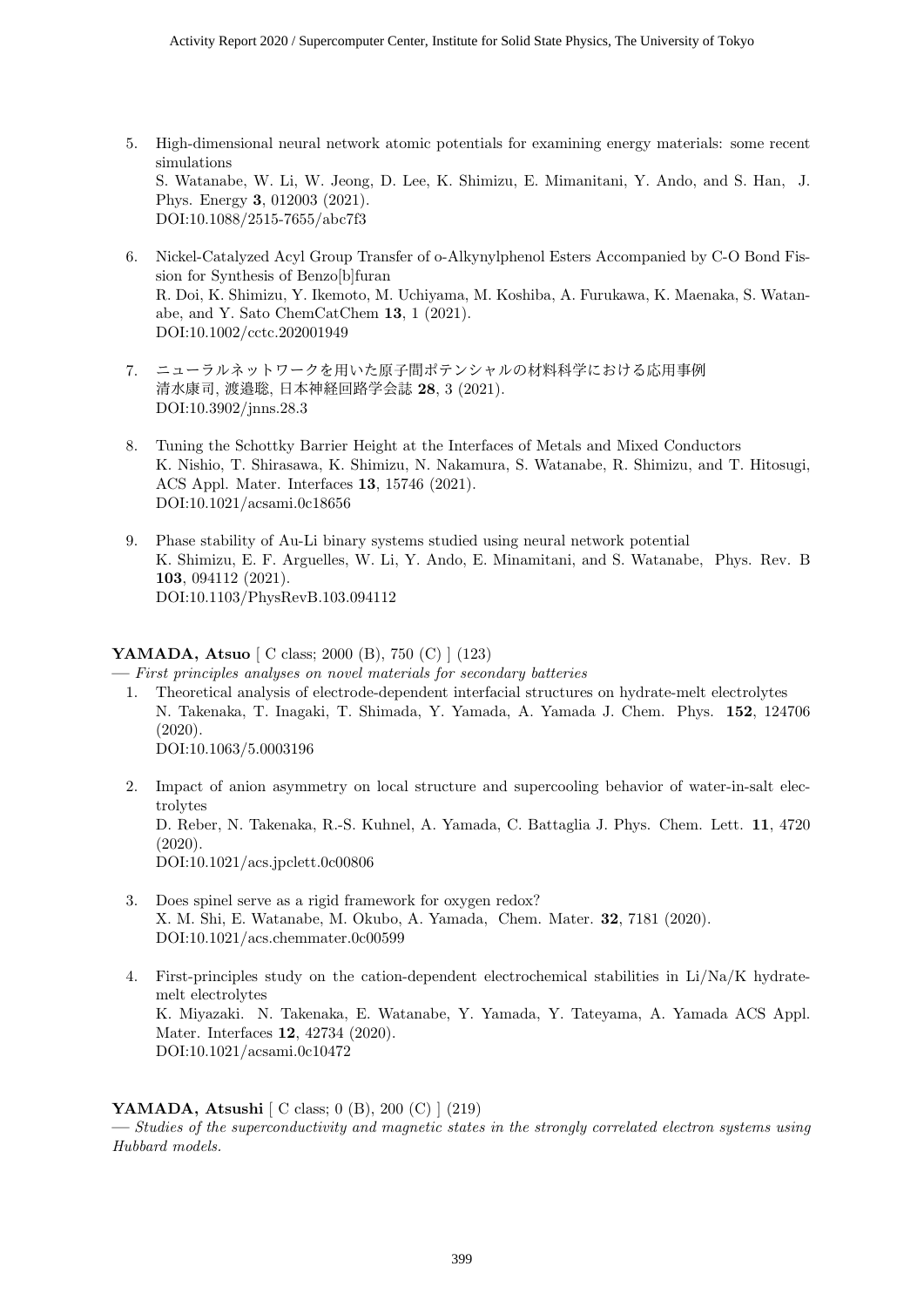5. High-dimensional neural network atomic potentials for examining energy materials: some recent simulations
   S. Watanabe, W. Li, W. Jeong, D. Lee, K. Shimizu, E. Mimanitani, Y. Ando, and S. Han, J. Phys. Energy **3**, 012003 (2021).
   DOI:10.1088/2515-7655/abc7f3

6. Nickel-Catalyzed Acyl Group Transfer of o-Alkynylphenol Esters Accompanied by C-O Bond Fission for Synthesis of Benzo[b]furan
   R. Doi, K. Shimizu, Y. Ikemoto, M. Uchiyama, M. Koshiba, A. Furukawa, K. Maenaka, S. Watanabe, and Y. Sato ChemCatChem **13**, 1 (2021).
   DOI:10.1002/cctc.202001949

7. ニューラルネットワークを用いた原子間ポテンシャルの材料科学における応用事例
   清水康司, 渡邉聡, 日本神経回路学会誌 **28**, 3 (2021).
   DOI:10.3902/jnns.28.3

8. Tuning the Schottky Barrier Height at the Interfaces of Metals and Mixed Conductors
   K. Nishio, T. Shirasawa, K. Shimizu, N. Nakamura, S. Watanabe, R. Shimizu, and T. Hitosugi, ACS Appl. Mater. Interfaces **13**, 15746 (2021).
   DOI:10.1021/acsami.0c18656

9. Phase stability of Au-Li binary systems studied using neural network potential
   K. Shimizu, E. F. Arguelles, W. Li, Y. Ando, E. Minamitani, and S. Watanabe, Phys. Rev. B **103**, 094112 (2021).
   DOI:10.1103/PhysRevB.103.094112

**YAMADA, Atsuo** [ C class; 2000 (B), 750 (C) ] (123)
— *First principles analyses on novel materials for secondary batteries*

1. Theoretical analysis of electrode-dependent interfacial structures on hydrate-melt electrolytes
   N. Takenaka, T. Inagaki, T. Shimada, Y. Yamada, A. Yamada J. Chem. Phys. **152**, 124706 (2020).
   DOI:10.1063/5.0003196

2. Impact of anion asymmetry on local structure and supercooling behavior of water-in-salt electrolytes
   D. Reber, N. Takenaka, R.-S. Kuhnel, A. Yamada, C. Battaglia J. Phys. Chem. Lett. **11**, 4720 (2020).
   DOI:10.1021/acs.jpclett.0c00806

3. Does spinel serve as a rigid framework for oxygen redox?
   X. M. Shi, E. Watanabe, M. Okubo, A. Yamada, Chem. Mater. **32**, 7181 (2020).
   DOI:10.1021/acs.chemmater.0c00599

4. First-principles study on the cation-dependent electrochemical stabilities in Li/Na/K hydrate-melt electrolytes
   K. Miyazaki. N. Takenaka, E. Watanabe, Y. Yamada, Y. Tateyama, A. Yamada ACS Appl. Mater. Interfaces **12**, 42734 (2020).
   DOI:10.1021/acsami.0c10472

**YAMADA, Atsushi** [ C class; 0 (B), 200 (C) ] (219)
— *Studies of the superconductivity and magnetic states in the strongly correlated electron systems using Hubbard models.*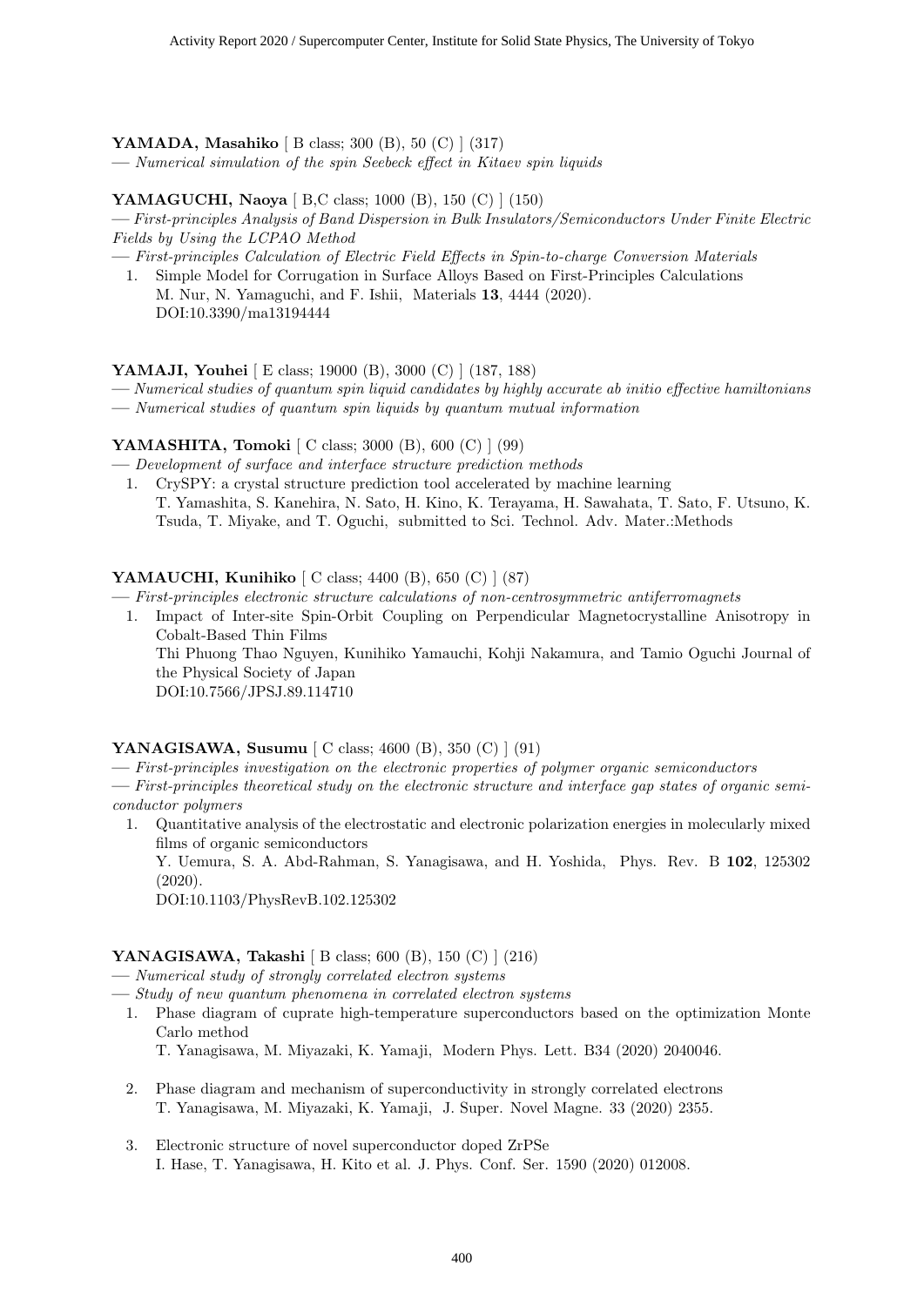**YAMADA, Masahiko** [ B class; 300 (B), 50 (C) ] (317)

— *Numerical simulation of the spin Seebeck effect in Kitaev spin liquids*

**YAMAGUCHI, Naoya** [ B,C class; 1000 (B), 150 (C) ] (150)

— *First-principles Analysis of Band Dispersion in Bulk Insulators/Semiconductors Under Finite Electric Fields by Using the LCPAO Method*

— *First-principles Calculation of Electric Field Effects in Spin-to-charge Conversion Materials*

1. Simple Model for Corrugation in Surface Alloys Based on First-Principles Calculations
   M. Nur, N. Yamaguchi, and F. Ishii, Materials **13**, 4444 (2020).
   DOI:10.3390/ma13194444

**YAMAJI, Youhei** [ E class; 19000 (B), 3000 (C) ] (187, 188)

— *Numerical studies of quantum spin liquid candidates by highly accurate ab initio effective hamiltonians*

— *Numerical studies of quantum spin liquids by quantum mutual information*

**YAMASHITA, Tomoki** [ C class; 3000 (B), 600 (C) ] (99)

— *Development of surface and interface structure prediction methods*

1. CrySPY: a crystal structure prediction tool accelerated by machine learning
   T. Yamashita, S. Kanehira, N. Sato, H. Kino, K. Terayama, H. Sawahata, T. Sato, F. Utsuno, K. Tsuda, T. Miyake, and T. Oguchi, submitted to Sci. Technol. Adv. Mater.:Methods

**YAMAUCHI, Kunihiko** [ C class; 4400 (B), 650 (C) ] (87)

— *First-principles electronic structure calculations of non-centrosymmetric antiferromagnets*

1. Impact of Inter-site Spin-Orbit Coupling on Perpendicular Magnetocrystalline Anisotropy in Cobalt-Based Thin Films
   Thi Phuong Thao Nguyen, Kunihiko Yamauchi, Kohji Nakamura, and Tamio Oguchi Journal of the Physical Society of Japan
   DOI:10.7566/JPSJ.89.114710

**YANAGISAWA, Susumu** [ C class; 4600 (B), 350 (C) ] (91)

— *First-principles investigation on the electronic properties of polymer organic semiconductors*

— *First-principles theoretical study on the electronic structure and interface gap states of organic semiconductor polymers*

1. Quantitative analysis of the electrostatic and electronic polarization energies in molecularly mixed films of organic semiconductors
   Y. Uemura, S. A. Abd-Rahman, S. Yanagisawa, and H. Yoshida, Phys. Rev. B **102**, 125302 (2020).
   DOI:10.1103/PhysRevB.102.125302

**YANAGISAWA, Takashi** [ B class; 600 (B), 150 (C) ] (216)

— *Numerical study of strongly correlated electron systems*

— *Study of new quantum phenomena in correlated electron systems*

1. Phase diagram of cuprate high-temperature superconductors based on the optimization Monte Carlo method
   T. Yanagisawa, M. Miyazaki, K. Yamaji, Modern Phys. Lett. B34 (2020) 2040046.

2. Phase diagram and mechanism of superconductivity in strongly correlated electrons
   T. Yanagisawa, M. Miyazaki, K. Yamaji, J. Super. Novel Magne. 33 (2020) 2355.

3. Electronic structure of novel superconductor doped ZrPSe
   I. Hase, T. Yanagisawa, H. Kito et al. J. Phys. Conf. Ser. 1590 (2020) 012008.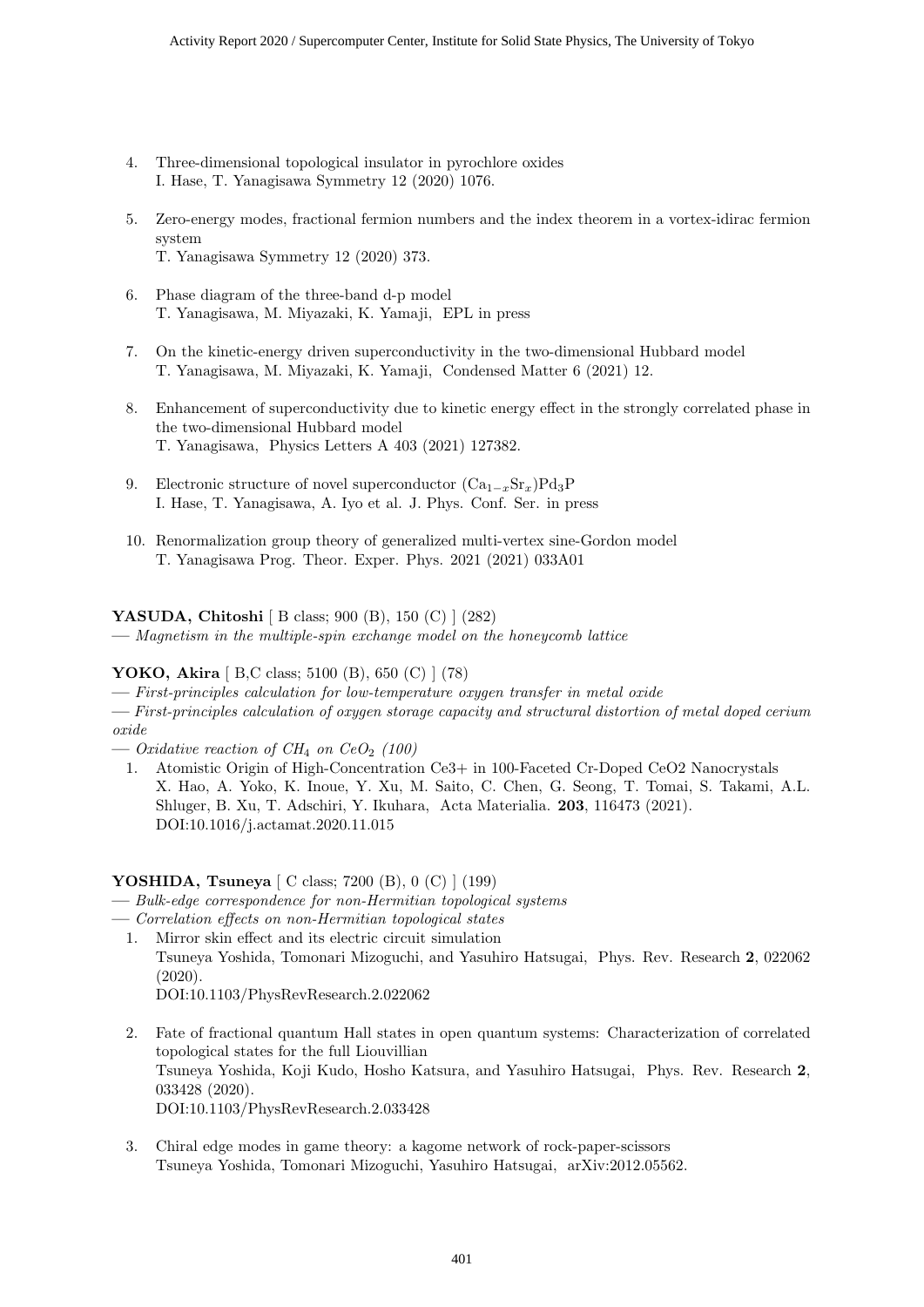4. Three-dimensional topological insulator in pyrochlore oxides
   I. Hase, T. Yanagisawa Symmetry 12 (2020) 1076.

5. Zero-energy modes, fractional fermion numbers and the index theorem in a vortex-idirac fermion system
   T. Yanagisawa Symmetry 12 (2020) 373.

6. Phase diagram of the three-band d-p model
   T. Yanagisawa, M. Miyazaki, K. Yamaji, EPL in press

7. On the kinetic-energy driven superconductivity in the two-dimensional Hubbard model
   T. Yanagisawa, M. Miyazaki, K. Yamaji, Condensed Matter 6 (2021) 12.

8. Enhancement of superconductivity due to kinetic energy effect in the strongly correlated phase in the two-dimensional Hubbard model
   T. Yanagisawa, Physics Letters A 403 (2021) 127382.

9. Electronic structure of novel superconductor $(Ca_{1-x}Sr_x)Pd_3P$
   I. Hase, T. Yanagisawa, A. Iyo et al. J. Phys. Conf. Ser. in press

10. Renormalization group theory of generalized multi-vertex sine-Gordon model
    T. Yanagisawa Prog. Theor. Exper. Phys. 2021 (2021) 033A01

**YASUDA, Chitoshi** [ B class; 900 (B), 150 (C) ] (282)
— *Magnetism in the multiple-spin exchange model on the honeycomb lattice*

**YOKO, Akira** [ B,C class; 5100 (B), 650 (C) ] (78)
— *First-principles calculation for low-temperature oxygen transfer in metal oxide*
— *First-principles calculation of oxygen storage capacity and structural distortion of metal doped cerium oxide*
— *Oxidative reaction of $CH_4$ on $CeO_2$ (100)*

1. Atomistic Origin of High-Concentration Ce3+ in 100-Faceted Cr-Doped CeO2 Nanocrystals
   X. Hao, A. Yoko, K. Inoue, Y. Xu, M. Saito, C. Chen, G. Seong, T. Tomai, S. Takami, A.L. Shluger, B. Xu, T. Adschiri, Y. Ikuhara, Acta Materialia. **203**, 116473 (2021).
   DOI:10.1016/j.actamat.2020.11.015

**YOSHIDA, Tsuneya** [ C class; 7200 (B), 0 (C) ] (199)
— *Bulk-edge correspondence for non-Hermitian topological systems*
— *Correlation effects on non-Hermitian topological states*

1. Mirror skin effect and its electric circuit simulation
   Tsuneya Yoshida, Tomonari Mizoguchi, and Yasuhiro Hatsugai, Phys. Rev. Research **2**, 022062 (2020).
   DOI:10.1103/PhysRevResearch.2.022062

2. Fate of fractional quantum Hall states in open quantum systems: Characterization of correlated topological states for the full Liouvillian
   Tsuneya Yoshida, Koji Kudo, Hosho Katsura, and Yasuhiro Hatsugai, Phys. Rev. Research **2**, 033428 (2020).
   DOI:10.1103/PhysRevResearch.2.033428

3. Chiral edge modes in game theory: a kagome network of rock-paper-scissors
   Tsuneya Yoshida, Tomonari Mizoguchi, Yasuhiro Hatsugai, arXiv:2012.05562.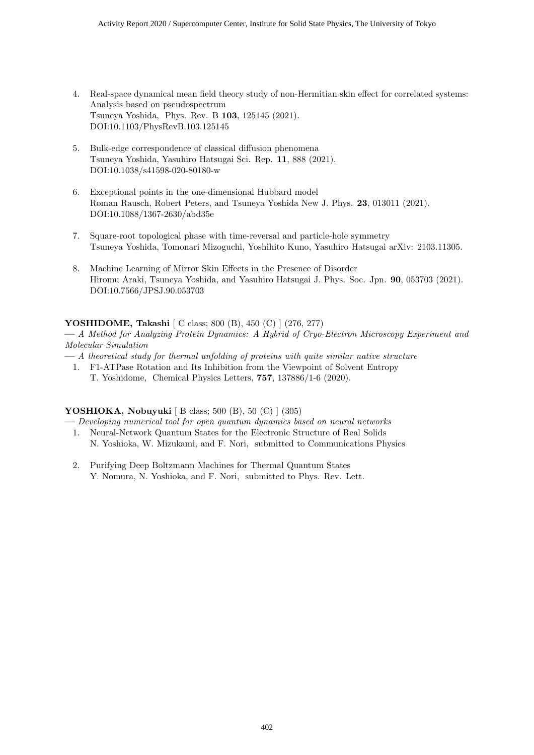4. Real-space dynamical mean field theory study of non-Hermitian skin effect for correlated systems: Analysis based on pseudospectrum
   Tsuneya Yoshida, Phys. Rev. B **103**, 125145 (2021).
   DOI:10.1103/PhysRevB.103.125145

5. Bulk-edge correspondence of classical diffusion phenomena
   Tsuneya Yoshida, Yasuhiro Hatsugai Sci. Rep. **11**, 888 (2021).
   DOI:10.1038/s41598-020-80180-w

6. Exceptional points in the one-dimensional Hubbard model
   Roman Rausch, Robert Peters, and Tsuneya Yoshida New J. Phys. **23**, 013011 (2021).
   DOI:10.1088/1367-2630/abd35e

7. Square-root topological phase with time-reversal and particle-hole symmetry
   Tsuneya Yoshida, Tomonari Mizoguchi, Yoshihito Kuno, Yasuhiro Hatsugai arXiv: 2103.11305.

8. Machine Learning of Mirror Skin Effects in the Presence of Disorder
   Hiromu Araki, Tsuneya Yoshida, and Yasuhiro Hatsugai J. Phys. Soc. Jpn. **90**, 053703 (2021).
   DOI:10.7566/JPSJ.90.053703

**YOSHIDOME, Takashi** [ C class; 800 (B), 450 (C) ] (276, 277)
— *A Method for Analyzing Protein Dynamics: A Hybrid of Cryo-Electron Microscopy Experiment and Molecular Simulation*
— *A theoretical study for thermal unfolding of proteins with quite similar native structure*

1. F1-ATPase Rotation and Its Inhibition from the Viewpoint of Solvent Entropy
   T. Yoshidome, Chemical Physics Letters, **757**, 137886/1-6 (2020).

**YOSHIOKA, Nobuyuki** [ B class; 500 (B), 50 (C) ] (305)
— *Developing numerical tool for open quantum dynamics based on neural networks*

1. Neural-Network Quantum States for the Electronic Structure of Real Solids
   N. Yoshioka, W. Mizukami, and F. Nori, submitted to Communications Physics

2. Purifying Deep Boltzmann Machines for Thermal Quantum States
   Y. Nomura, N. Yoshioka, and F. Nori, submitted to Phys. Rev. Lett.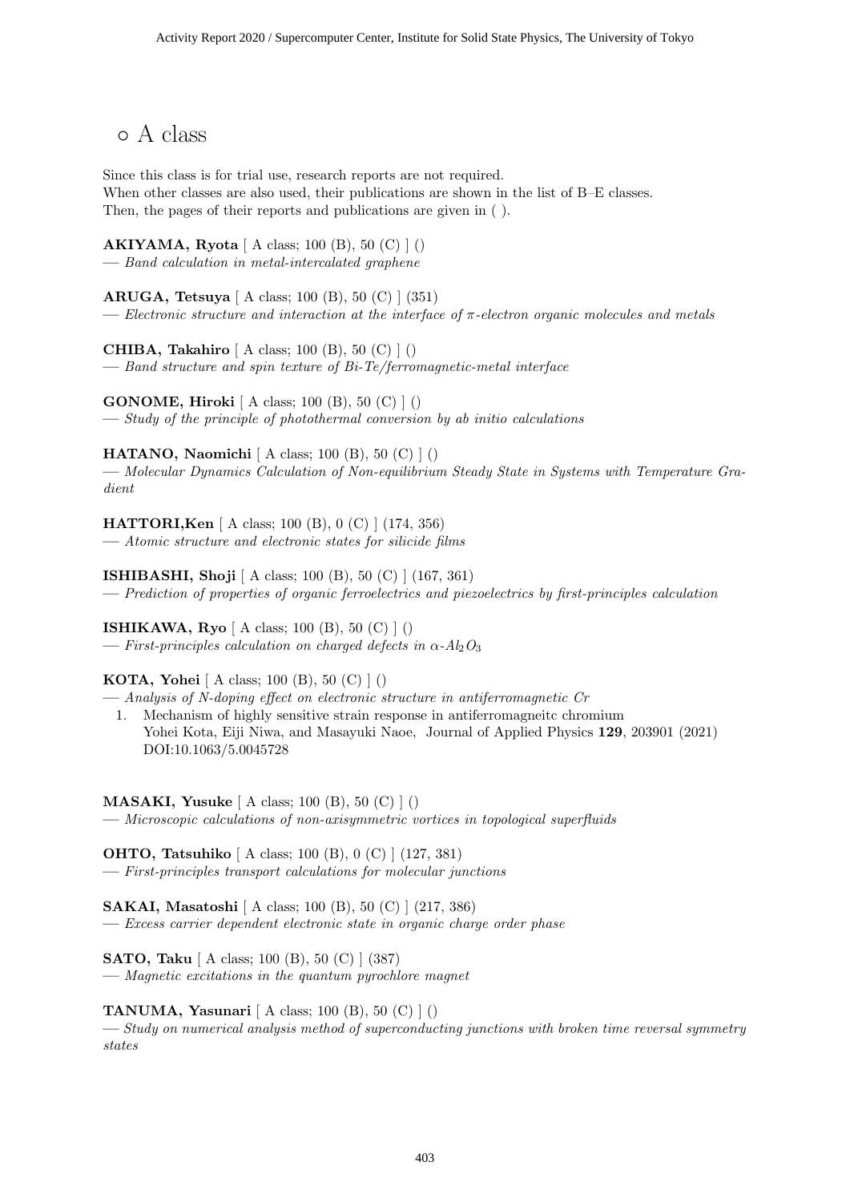## ◦ A class

Since this class is for trial use, research reports are not required.
When other classes are also used, their publications are shown in the list of B–E classes.
Then, the pages of their reports and publications are given in ( ).

**AKIYAMA, Ryota** [ A class; 100 (B), 50 (C) ] ()
— *Band calculation in metal-intercalated graphene*

**ARUGA, Tetsuya** [ A class; 100 (B), 50 (C) ] (351)
— *Electronic structure and interaction at the interface of $\pi$-electron organic molecules and metals*

**CHIBA, Takahiro** [ A class; 100 (B), 50 (C) ] ()
— *Band structure and spin texture of Bi-Te/ferromagnetic-metal interface*

**GONOME, Hiroki** [ A class; 100 (B), 50 (C) ] ()
— *Study of the principle of photothermal conversion by ab initio calculations*

**HATANO, Naomichi** [ A class; 100 (B), 50 (C) ] ()
— *Molecular Dynamics Calculation of Non-equilibrium Steady State in Systems with Temperature Gradient*

**HATTORI,Ken** [ A class; 100 (B), 0 (C) ] (174, 356)
— *Atomic structure and electronic states for silicide films*

**ISHIBASHI, Shoji** [ A class; 100 (B), 50 (C) ] (167, 361)
— *Prediction of properties of organic ferroelectrics and piezoelectrics by first-principles calculation*

**ISHIKAWA, Ryo** [ A class; 100 (B), 50 (C) ] ()
— *First-principles calculation on charged defects in $\alpha$-$Al_2O_3$*

**KOTA, Yohei** [ A class; 100 (B), 50 (C) ] ()
— *Analysis of N-doping effect on electronic structure in antiferromagnetic Cr*

1. Mechanism of highly sensitive strain response in antiferromagneitc chromium
   Yohei Kota, Eiji Niwa, and Masayuki Naoe, Journal of Applied Physics **129**, 203901 (2021)
   DOI:10.1063/5.0045728

**MASAKI, Yusuke** [ A class; 100 (B), 50 (C) ] ()
— *Microscopic calculations of non-axisymmetric vortices in topological superfluids*

**OHTO, Tatsuhiko** [ A class; 100 (B), 0 (C) ] (127, 381)
— *First-principles transport calculations for molecular junctions*

**SAKAI, Masatoshi** [ A class; 100 (B), 50 (C) ] (217, 386)
— *Excess carrier dependent electronic state in organic charge order phase*

**SATO, Taku** [ A class; 100 (B), 50 (C) ] (387)
— *Magnetic excitations in the quantum pyrochlore magnet*

**TANUMA, Yasunari** [ A class; 100 (B), 50 (C) ] ()
— *Study on numerical analysis method of superconducting junctions with broken time reversal symmetry states*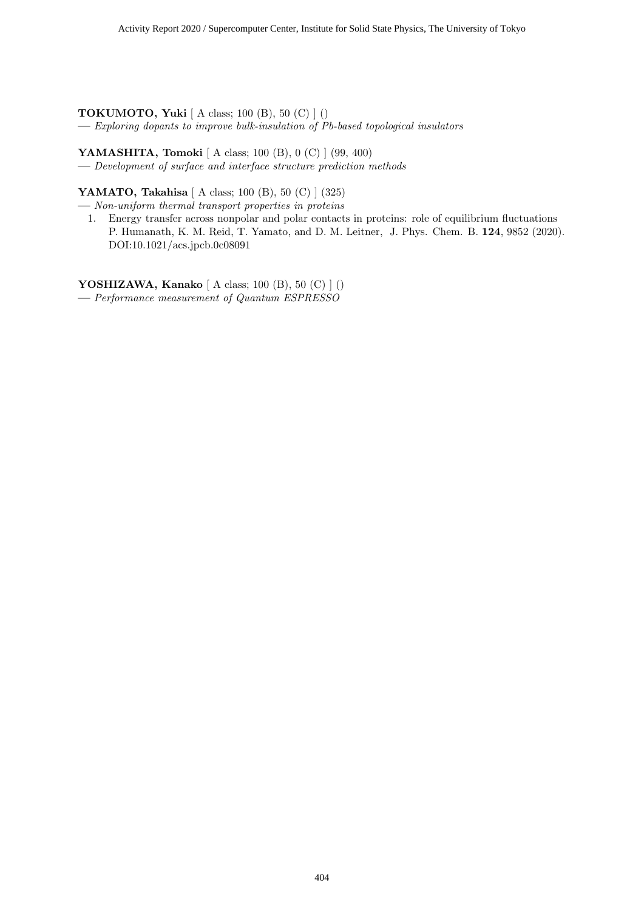**TOKUMOTO, Yuki** [ A class; 100 (B), 50 (C) ] ()
— *Exploring dopants to improve bulk-insulation of Pb-based topological insulators*

**YAMASHITA, Tomoki** [ A class; 100 (B), 0 (C) ] (99, 400)
— *Development of surface and interface structure prediction methods*

**YAMATO, Takahisa** [ A class; 100 (B), 50 (C) ] (325)
— *Non-uniform thermal transport properties in proteins*

1. Energy transfer across nonpolar and polar contacts in proteins: role of equilibrium fluctuations
   P. Humanath, K. M. Reid, T. Yamato, and D. M. Leitner, J. Phys. Chem. B. **124**, 9852 (2020).
   DOI:10.1021/acs.jpcb.0c08091

**YOSHIZAWA, Kanako** [ A class; 100 (B), 50 (C) ] ()
— *Performance measurement of Quantum ESPRESSO*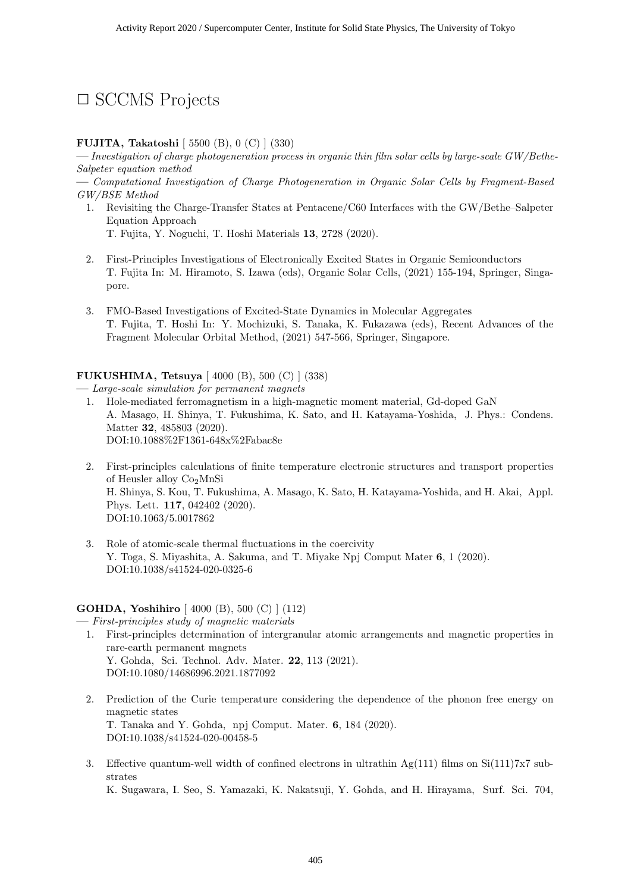# □ SCCMS Projects

**FUJITA, Takatoshi** [ 5500 (B), 0 (C) ] (330)

— *Investigation of charge photogeneration process in organic thin film solar cells by large-scale GW/Bethe-Salpeter equation method*

— *Computational Investigation of Charge Photogeneration in Organic Solar Cells by Fragment-Based GW/BSE Method*

1. Revisiting the Charge-Transfer States at Pentacene/C60 Interfaces with the GW/Bethe–Salpeter Equation Approach
   T. Fujita, Y. Noguchi, T. Hoshi Materials **13**, 2728 (2020).

2. First-Principles Investigations of Electronically Excited States in Organic Semiconductors
   T. Fujita In: M. Hiramoto, S. Izawa (eds), Organic Solar Cells, (2021) 155-194, Springer, Singapore.

3. FMO-Based Investigations of Excited-State Dynamics in Molecular Aggregates
   T. Fujita, T. Hoshi In: Y. Mochizuki, S. Tanaka, K. Fukazawa (eds), Recent Advances of the Fragment Molecular Orbital Method, (2021) 547-566, Springer, Singapore.

**FUKUSHIMA, Tetsuya** [ 4000 (B), 500 (C) ] (338)

— *Large-scale simulation for permanent magnets*

1. Hole-mediated ferromagnetism in a high-magnetic moment material, Gd-doped GaN
   A. Masago, H. Shinya, T. Fukushima, K. Sato, and H. Katayama-Yoshida, J. Phys.: Condens. Matter **32**, 485803 (2020).
   DOI:10.1088%2F1361-648x%2Fabac8e

2. First-principles calculations of finite temperature electronic structures and transport properties of Heusler alloy $Co_2MnSi$
   H. Shinya, S. Kou, T. Fukushima, A. Masago, K. Sato, H. Katayama-Yoshida, and H. Akai, Appl. Phys. Lett. **117**, 042402 (2020).
   DOI:10.1063/5.0017862

3. Role of atomic-scale thermal fluctuations in the coercivity
   Y. Toga, S. Miyashita, A. Sakuma, and T. Miyake Npj Comput Mater **6**, 1 (2020).
   DOI:10.1038/s41524-020-0325-6

**GOHDA, Yoshihiro** [ 4000 (B), 500 (C) ] (112)

— *First-principles study of magnetic materials*

1. First-principles determination of intergranular atomic arrangements and magnetic properties in rare-earth permanent magnets
   Y. Gohda, Sci. Technol. Adv. Mater. **22**, 113 (2021).
   DOI:10.1080/14686996.2021.1877092

2. Prediction of the Curie temperature considering the dependence of the phonon free energy on magnetic states
   T. Tanaka and Y. Gohda, npj Comput. Mater. **6**, 184 (2020).
   DOI:10.1038/s41524-020-00458-5

3. Effective quantum-well width of confined electrons in ultrathin Ag(111) films on Si(111)7x7 substrates
   K. Sugawara, I. Seo, S. Yamazaki, K. Nakatsuji, Y. Gohda, and H. Hirayama, Surf. Sci. 704,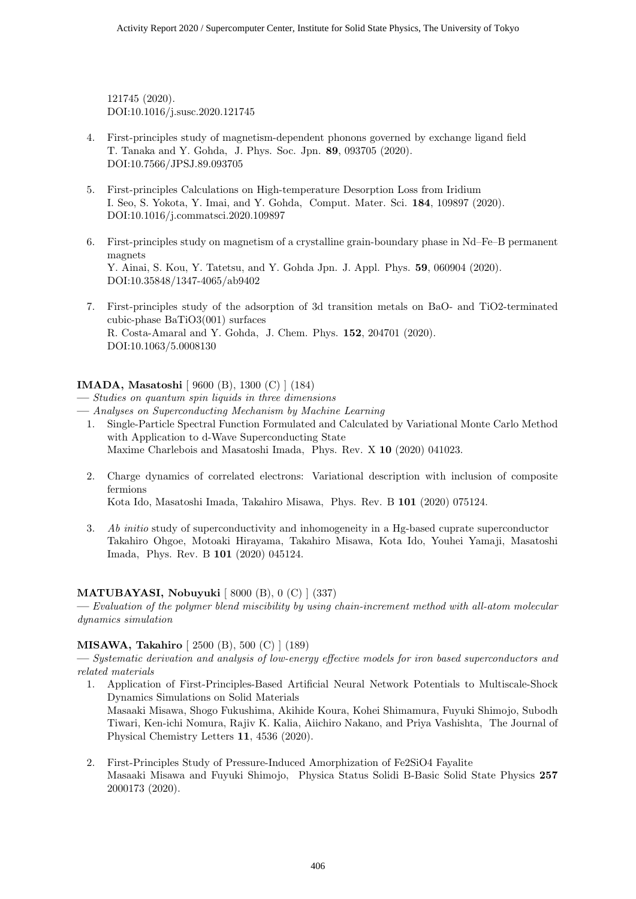121745 (2020).
DOI:10.1016/j.susc.2020.121745

4. First-principles study of magnetism-dependent phonons governed by exchange ligand field
   T. Tanaka and Y. Gohda, J. Phys. Soc. Jpn. **89**, 093705 (2020).
   DOI:10.7566/JPSJ.89.093705

5. First-principles Calculations on High-temperature Desorption Loss from Iridium
   I. Seo, S. Yokota, Y. Imai, and Y. Gohda, Comput. Mater. Sci. **184**, 109897 (2020).
   DOI:10.1016/j.commatsci.2020.109897

6. First-principles study on magnetism of a crystalline grain-boundary phase in Nd–Fe–B permanent magnets
   Y. Ainai, S. Kou, Y. Tatetsu, and Y. Gohda Jpn. J. Appl. Phys. **59**, 060904 (2020).
   DOI:10.35848/1347-4065/ab9402

7. First-principles study of the adsorption of 3d transition metals on BaO- and TiO2-terminated cubic-phase BaTiO3(001) surfaces
   R. Costa-Amaral and Y. Gohda, J. Chem. Phys. **152**, 204701 (2020).
   DOI:10.1063/5.0008130

**IMADA, Masatoshi** [ 9600 (B), 1300 (C) ] (184)
— *Studies on quantum spin liquids in three dimensions*
— *Analyses on Superconducting Mechanism by Machine Learning*

1. Single-Particle Spectral Function Formulated and Calculated by Variational Monte Carlo Method with Application to d-Wave Superconducting State
   Maxime Charlebois and Masatoshi Imada, Phys. Rev. X **10** (2020) 041023.

2. Charge dynamics of correlated electrons: Variational description with inclusion of composite fermions
   Kota Ido, Masatoshi Imada, Takahiro Misawa, Phys. Rev. B **101** (2020) 075124.

3. *Ab initio* study of superconductivity and inhomogeneity in a Hg-based cuprate superconductor
   Takahiro Ohgoe, Motoaki Hirayama, Takahiro Misawa, Kota Ido, Youhei Yamaji, Masatoshi Imada, Phys. Rev. B **101** (2020) 045124.

**MATUBAYASI, Nobuyuki** [ 8000 (B), 0 (C) ] (337)
— *Evaluation of the polymer blend miscibility by using chain-increment method with all-atom molecular dynamics simulation*

**MISAWA, Takahiro** [ 2500 (B), 500 (C) ] (189)
— *Systematic derivation and analysis of low-energy effective models for iron based superconductors and related materials*

1. Application of First-Principles-Based Artificial Neural Network Potentials to Multiscale-Shock Dynamics Simulations on Solid Materials
   Masaaki Misawa, Shogo Fukushima, Akihide Koura, Kohei Shimamura, Fuyuki Shimojo, Subodh Tiwari, Ken-ichi Nomura, Rajiv K. Kalia, Aiichiro Nakano, and Priya Vashishta, The Journal of Physical Chemistry Letters **11**, 4536 (2020).

2. First-Principles Study of Pressure-Induced Amorphization of Fe2SiO4 Fayalite
   Masaaki Misawa and Fuyuki Shimojo, Physica Status Solidi B-Basic Solid State Physics **257** 2000173 (2020).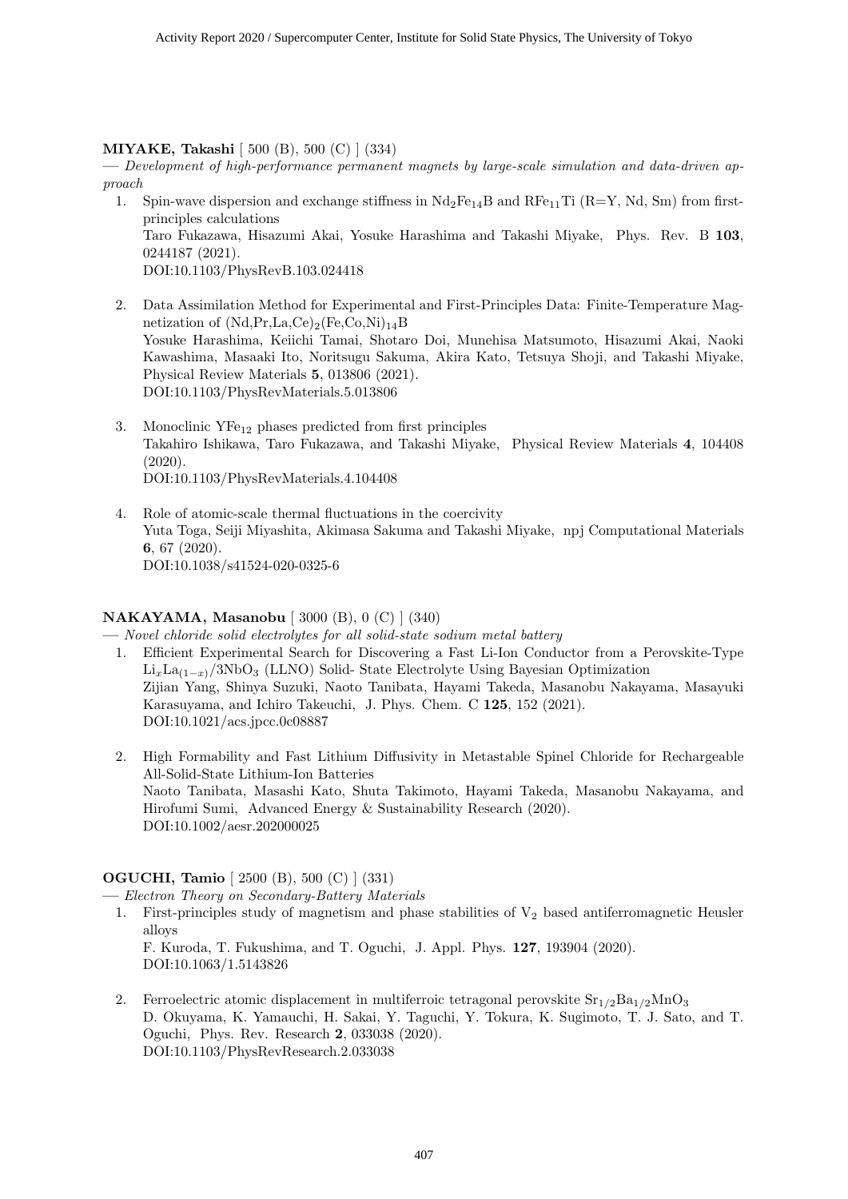**MIYAKE, Takashi** [ 500 (B), 500 (C) ] (334)

— *Development of high-performance permanent magnets by large-scale simulation and data-driven approach*

1. Spin-wave dispersion and exchange stiffness in $Nd_2Fe_{14}B$ and $RFe_{11}Ti$ (R=Y, Nd, Sm) from first-principles calculations
   Taro Fukazawa, Hisazumi Akai, Yosuke Harashima and Takashi Miyake, Phys. Rev. B **103**, 0244187 (2021).
   DOI:10.1103/PhysRevB.103.024418

2. Data Assimilation Method for Experimental and First-Principles Data: Finite-Temperature Magnetization of $(Nd,Pr,La,Ce)_2(Fe,Co,Ni)_{14}B$
   Yosuke Harashima, Keiichi Tamai, Shotaro Doi, Munehisa Matsumoto, Hisazumi Akai, Naoki Kawashima, Masaaki Ito, Noritsugu Sakuma, Akira Kato, Tetsuya Shoji, and Takashi Miyake, Physical Review Materials **5**, 013806 (2021).
   DOI:10.1103/PhysRevMaterials.5.013806

3. Monoclinic $YFe_{12}$ phases predicted from first principles
   Takahiro Ishikawa, Taro Fukazawa, and Takashi Miyake, Physical Review Materials **4**, 104408 (2020).
   DOI:10.1103/PhysRevMaterials.4.104408

4. Role of atomic-scale thermal fluctuations in the coercivity
   Yuta Toga, Seiji Miyashita, Akimasa Sakuma and Takashi Miyake, npj Computational Materials **6**, 67 (2020).
   DOI:10.1038/s41524-020-0325-6

**NAKAYAMA, Masanobu** [ 3000 (B), 0 (C) ] (340)

— *Novel chloride solid electrolytes for all solid-state sodium metal battery*

1. Efficient Experimental Search for Discovering a Fast Li-Ion Conductor from a Perovskite-Type $Li_xLa_{(1-x)}/3NbO_3$ (LLNO) Solid- State Electrolyte Using Bayesian Optimization
   Zijian Yang, Shinya Suzuki, Naoto Tanibata, Hayami Takeda, Masanobu Nakayama, Masayuki Karasuyama, and Ichiro Takeuchi, J. Phys. Chem. C **125**, 152 (2021).
   DOI:10.1021/acs.jpcc.0c08887

2. High Formability and Fast Lithium Diffusivity in Metastable Spinel Chloride for Rechargeable All-Solid-State Lithium-Ion Batteries
   Naoto Tanibata, Masashi Kato, Shuta Takimoto, Hayami Takeda, Masanobu Nakayama, and Hirofumi Sumi, Advanced Energy & Sustainability Research (2020).
   DOI:10.1002/aesr.202000025

**OGUCHI, Tamio** [ 2500 (B), 500 (C) ] (331)

— *Electron Theory on Secondary-Battery Materials*

1. First-principles study of magnetism and phase stabilities of $V_2$ based antiferromagnetic Heusler alloys
   F. Kuroda, T. Fukushima, and T. Oguchi, J. Appl. Phys. **127**, 193904 (2020).
   DOI:10.1063/1.5143826

2. Ferroelectric atomic displacement in multiferroic tetragonal perovskite $Sr_{1/2}Ba_{1/2}MnO_3$
   D. Okuyama, K. Yamauchi, H. Sakai, Y. Taguchi, Y. Tokura, K. Sugimoto, T. J. Sato, and T. Oguchi, Phys. Rev. Research **2**, 033038 (2020).
   DOI:10.1103/PhysRevResearch.2.033038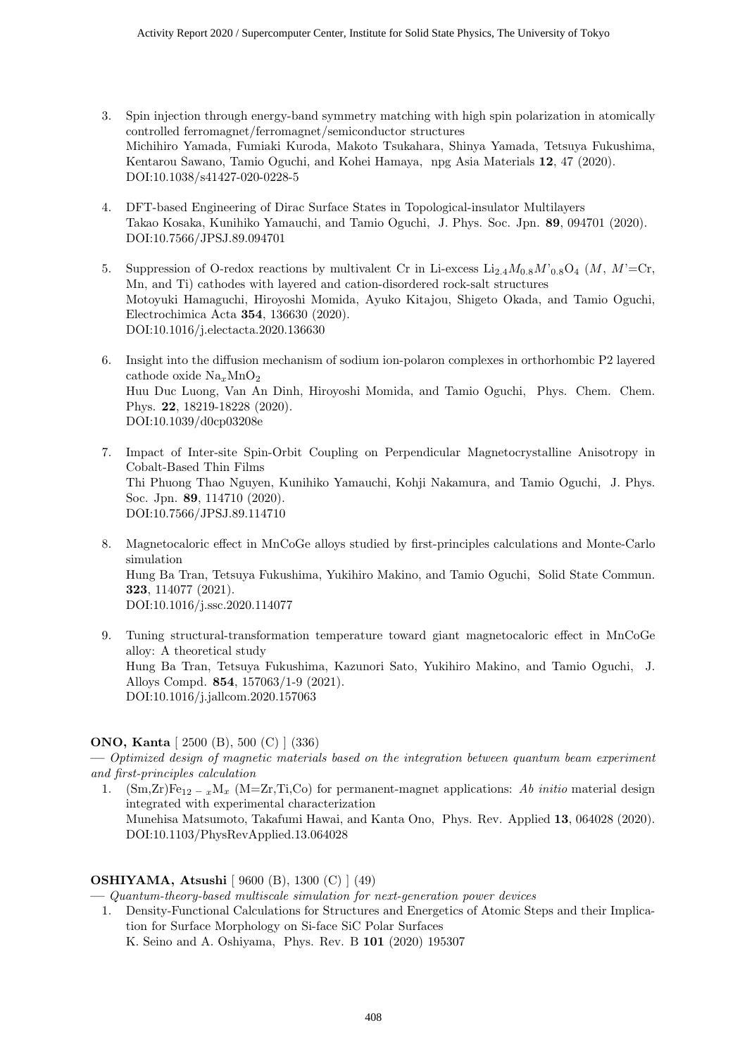3. Spin injection through energy-band symmetry matching with high spin polarization in atomically controlled ferromagnet/ferromagnet/semiconductor structures
   Michihiro Yamada, Fumiaki Kuroda, Makoto Tsukahara, Shinya Yamada, Tetsuya Fukushima, Kentarou Sawano, Tamio Oguchi, and Kohei Hamaya, npg Asia Materials **12**, 47 (2020).
   DOI:10.1038/s41427-020-0228-5

4. DFT-based Engineering of Dirac Surface States in Topological-insulator Multilayers
   Takao Kosaka, Kunihiko Yamauchi, and Tamio Oguchi, J. Phys. Soc. Jpn. **89**, 094701 (2020).
   DOI:10.7566/JPSJ.89.094701

5. Suppression of O-redox reactions by multivalent Cr in Li-excess $Li_{2.4}M_{0.8}M'_{0.8}O_4$ ($M$, $M'$=Cr, Mn, and Ti) cathodes with layered and cation-disordered rock-salt structures
   Motoyuki Hamaguchi, Hiroyoshi Momida, Ayuko Kitajou, Shigeto Okada, and Tamio Oguchi, Electrochimica Acta **354**, 136630 (2020).
   DOI:10.1016/j.electacta.2020.136630

6. Insight into the diffusion mechanism of sodium ion-polaron complexes in orthorhombic P2 layered cathode oxide $Na_xMnO_2$
   Huu Duc Luong, Van An Dinh, Hiroyoshi Momida, and Tamio Oguchi, Phys. Chem. Chem. Phys. **22**, 18219-18228 (2020).
   DOI:10.1039/d0cp03208e

7. Impact of Inter-site Spin-Orbit Coupling on Perpendicular Magnetocrystalline Anisotropy in Cobalt-Based Thin Films
   Thi Phuong Thao Nguyen, Kunihiko Yamauchi, Kohji Nakamura, and Tamio Oguchi, J. Phys. Soc. Jpn. **89**, 114710 (2020).
   DOI:10.7566/JPSJ.89.114710

8. Magnetocaloric effect in MnCoGe alloys studied by first-principles calculations and Monte-Carlo simulation
   Hung Ba Tran, Tetsuya Fukushima, Yukihiro Makino, and Tamio Oguchi, Solid State Commun. **323**, 114077 (2021).
   DOI:10.1016/j.ssc.2020.114077

9. Tuning structural-transformation temperature toward giant magnetocaloric effect in MnCoGe alloy: A theoretical study
   Hung Ba Tran, Tetsuya Fukushima, Kazunori Sato, Yukihiro Makino, and Tamio Oguchi, J. Alloys Compd. **854**, 157063/1-9 (2021).
   DOI:10.1016/j.jallcom.2020.157063

**ONO, Kanta** [ 2500 (B), 500 (C) ] (336)

— *Optimized design of magnetic materials based on the integration between quantum beam experiment and first-principles calculation*

1. $(Sm,Zr)Fe_{12-x}M_x$ (M=Zr,Ti,Co) for permanent-magnet applications: *Ab initio* material design integrated with experimental characterization
   Munehisa Matsumoto, Takafumi Hawai, and Kanta Ono, Phys. Rev. Applied **13**, 064028 (2020).
   DOI:10.1103/PhysRevApplied.13.064028

**OSHIYAMA, Atsushi** [ 9600 (B), 1300 (C) ] (49)

— *Quantum-theory-based multiscale simulation for next-generation power devices*

1. Density-Functional Calculations for Structures and Energetics of Atomic Steps and their Implication for Surface Morphology on Si-face SiC Polar Surfaces
   K. Seino and A. Oshiyama, Phys. Rev. B **101** (2020) 195307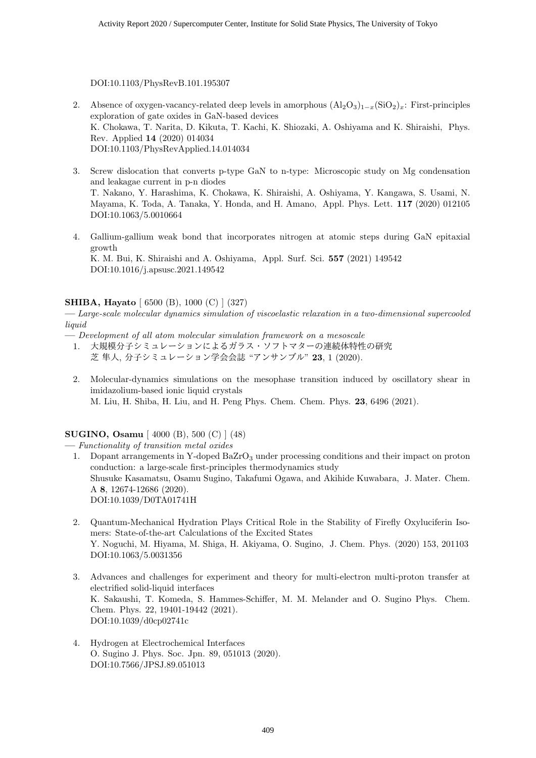DOI:10.1103/PhysRevB.101.195307

2. Absence of oxygen-vacancy-related deep levels in amorphous $(Al_2O_3)_{1-x}(SiO_2)_x$: First-principles exploration of gate oxides in GaN-based devices
   K. Chokawa, T. Narita, D. Kikuta, T. Kachi, K. Shiozaki, A. Oshiyama and K. Shiraishi, Phys. Rev. Applied **14** (2020) 014034
   DOI:10.1103/PhysRevApplied.14.014034

3. Screw dislocation that converts p-type GaN to n-type: Microscopic study on Mg condensation and leakagae current in p-n diodes
   T. Nakano, Y. Harashima, K. Chokawa, K. Shiraishi, A. Oshiyama, Y. Kangawa, S. Usami, N. Mayama, K. Toda, A. Tanaka, Y. Honda, and H. Amano, Appl. Phys. Lett. **117** (2020) 012105
   DOI:10.1063/5.0010664

4. Gallium-gallium weak bond that incorporates nitrogen at atomic steps during GaN epitaxial growth
   K. M. Bui, K. Shiraishi and A. Oshiyama, Appl. Surf. Sci. **557** (2021) 149542
   DOI:10.1016/j.apsusc.2021.149542

**SHIBA, Hayato** [ 6500 (B), 1000 (C) ] (327)

— *Large-scale molecular dynamics simulation of viscoelastic relaxation in a two-dimensional supercooled liquid*

— *Development of all atom molecular simulation framework on a mesoscale*

1. 大規模分子シミュレーションによるガラス・ソフトマターの連続体特性の研究
   芝 隼人, 分子シミュレーション学会会誌 "アンサンブル" **23**, 1 (2020).

2. Molecular-dynamics simulations on the mesophase transition induced by oscillatory shear in imidazolium-based ionic liquid crystals
   M. Liu, H. Shiba, H. Liu, and H. Peng Phys. Chem. Chem. Phys. **23**, 6496 (2021).

**SUGINO, Osamu** [ 4000 (B), 500 (C) ] (48)

— *Functionality of transition metal oxides*

1. Dopant arrangements in Y-doped $BaZrO_3$ under processing conditions and their impact on proton conduction: a large-scale first-principles thermodynamics study
   Shusuke Kasamatsu, Osamu Sugino, Takafumi Ogawa, and Akihide Kuwabara, J. Mater. Chem. A **8**, 12674-12686 (2020).
   DOI:10.1039/D0TA01741H

2. Quantum-Mechanical Hydration Plays Critical Role in the Stability of Firefly Oxyluciferin Isomers: State-of-the-art Calculations of the Excited States
   Y. Noguchi, M. Hiyama, M. Shiga, H. Akiyama, O. Sugino, J. Chem. Phys. (2020) 153, 201103
   DOI:10.1063/5.0031356

3. Advances and challenges for experiment and theory for multi-electron multi-proton transfer at electrified solid-liquid interfaces
   K. Sakaushi, T. Komeda, S. Hammes-Schiffer, M. M. Melander and O. Sugino Phys. Chem. Chem. Phys. 22, 19401-19442 (2021).
   DOI:10.1039/d0cp02741c

4. Hydrogen at Electrochemical Interfaces
   O. Sugino J. Phys. Soc. Jpn. 89, 051013 (2020).
   DOI:10.7566/JPSJ.89.051013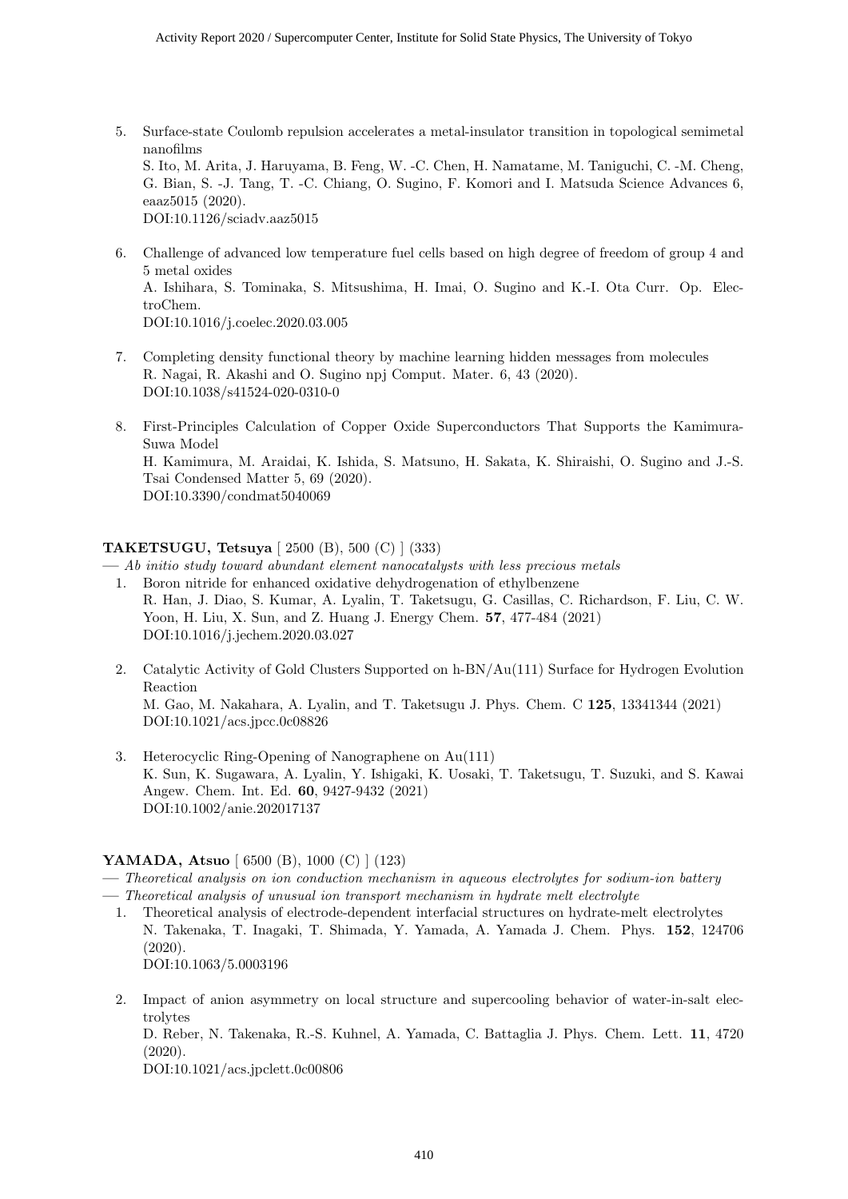5. Surface-state Coulomb repulsion accelerates a metal-insulator transition in topological semimetal nanofilms
   S. Ito, M. Arita, J. Haruyama, B. Feng, W. -C. Chen, H. Namatame, M. Taniguchi, C. -M. Cheng, G. Bian, S. -J. Tang, T. -C. Chiang, O. Sugino, F. Komori and I. Matsuda Science Advances 6, eaaz5015 (2020).
   DOI:10.1126/sciadv.aaz5015

6. Challenge of advanced low temperature fuel cells based on high degree of freedom of group 4 and 5 metal oxides
   A. Ishihara, S. Tominaka, S. Mitsushima, H. Imai, O. Sugino and K.-I. Ota Curr. Op. ElectroChem.
   DOI:10.1016/j.coelec.2020.03.005

7. Completing density functional theory by machine learning hidden messages from molecules
   R. Nagai, R. Akashi and O. Sugino npj Comput. Mater. 6, 43 (2020).
   DOI:10.1038/s41524-020-0310-0

8. First-Principles Calculation of Copper Oxide Superconductors That Supports the Kamimura-Suwa Model
   H. Kamimura, M. Araidai, K. Ishida, S. Matsuno, H. Sakata, K. Shiraishi, O. Sugino and J.-S. Tsai Condensed Matter 5, 69 (2020).
   DOI:10.3390/condmat5040069

**TAKETSUGU, Tetsuya** [ 2500 (B), 500 (C) ] (333)

— *Ab initio study toward abundant element nanocatalysts with less precious metals*

1. Boron nitride for enhanced oxidative dehydrogenation of ethylbenzene
   R. Han, J. Diao, S. Kumar, A. Lyalin, T. Taketsugu, G. Casillas, C. Richardson, F. Liu, C. W. Yoon, H. Liu, X. Sun, and Z. Huang J. Energy Chem. **57**, 477-484 (2021)
   DOI:10.1016/j.jechem.2020.03.027

2. Catalytic Activity of Gold Clusters Supported on h-BN/Au(111) Surface for Hydrogen Evolution Reaction
   M. Gao, M. Nakahara, A. Lyalin, and T. Taketsugu J. Phys. Chem. C **125**, 13341344 (2021)
   DOI:10.1021/acs.jpcc.0c08826

3. Heterocyclic Ring-Opening of Nanographene on Au(111)
   K. Sun, K. Sugawara, A. Lyalin, Y. Ishigaki, K. Uosaki, T. Taketsugu, T. Suzuki, and S. Kawai Angew. Chem. Int. Ed. **60**, 9427-9432 (2021)
   DOI:10.1002/anie.202017137

**YAMADA, Atsuo** [ 6500 (B), 1000 (C) ] (123)

— *Theoretical analysis on ion conduction mechanism in aqueous electrolytes for sodium-ion battery*

— *Theoretical analysis of unusual ion transport mechanism in hydrate melt electrolyte*

1. Theoretical analysis of electrode-dependent interfacial structures on hydrate-melt electrolytes
   N. Takenaka, T. Inagaki, T. Shimada, Y. Yamada, A. Yamada J. Chem. Phys. **152**, 124706 (2020).
   DOI:10.1063/5.0003196

2. Impact of anion asymmetry on local structure and supercooling behavior of water-in-salt electrolytes
   D. Reber, N. Takenaka, R.-S. Kuhnel, A. Yamada, C. Battaglia J. Phys. Chem. Lett. **11**, 4720 (2020).
   DOI:10.1021/acs.jpclett.0c00806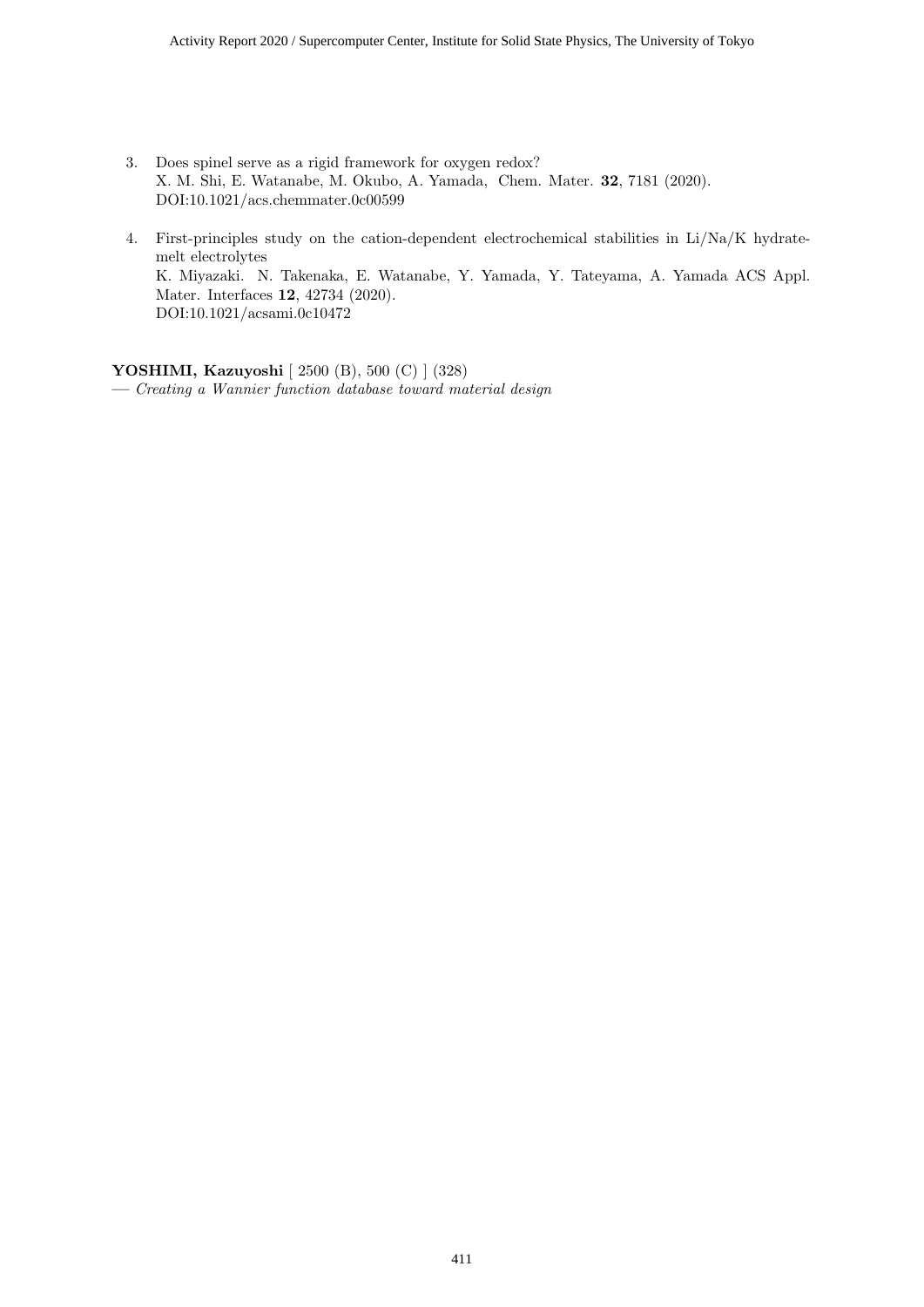3. Does spinel serve as a rigid framework for oxygen redox?
   X. M. Shi, E. Watanabe, M. Okubo, A. Yamada, Chem. Mater. **32**, 7181 (2020).
   DOI:10.1021/acs.chemmater.0c00599

4. First-principles study on the cation-dependent electrochemical stabilities in Li/Na/K hydrate-melt electrolytes
   K. Miyazaki. N. Takenaka, E. Watanabe, Y. Yamada, Y. Tateyama, A. Yamada ACS Appl. Mater. Interfaces **12**, 42734 (2020).
   DOI:10.1021/acsami.0c10472

**YOSHIMI, Kazuyoshi** [ 2500 (B), 500 (C) ] (328)
— *Creating a Wannier function database toward material design*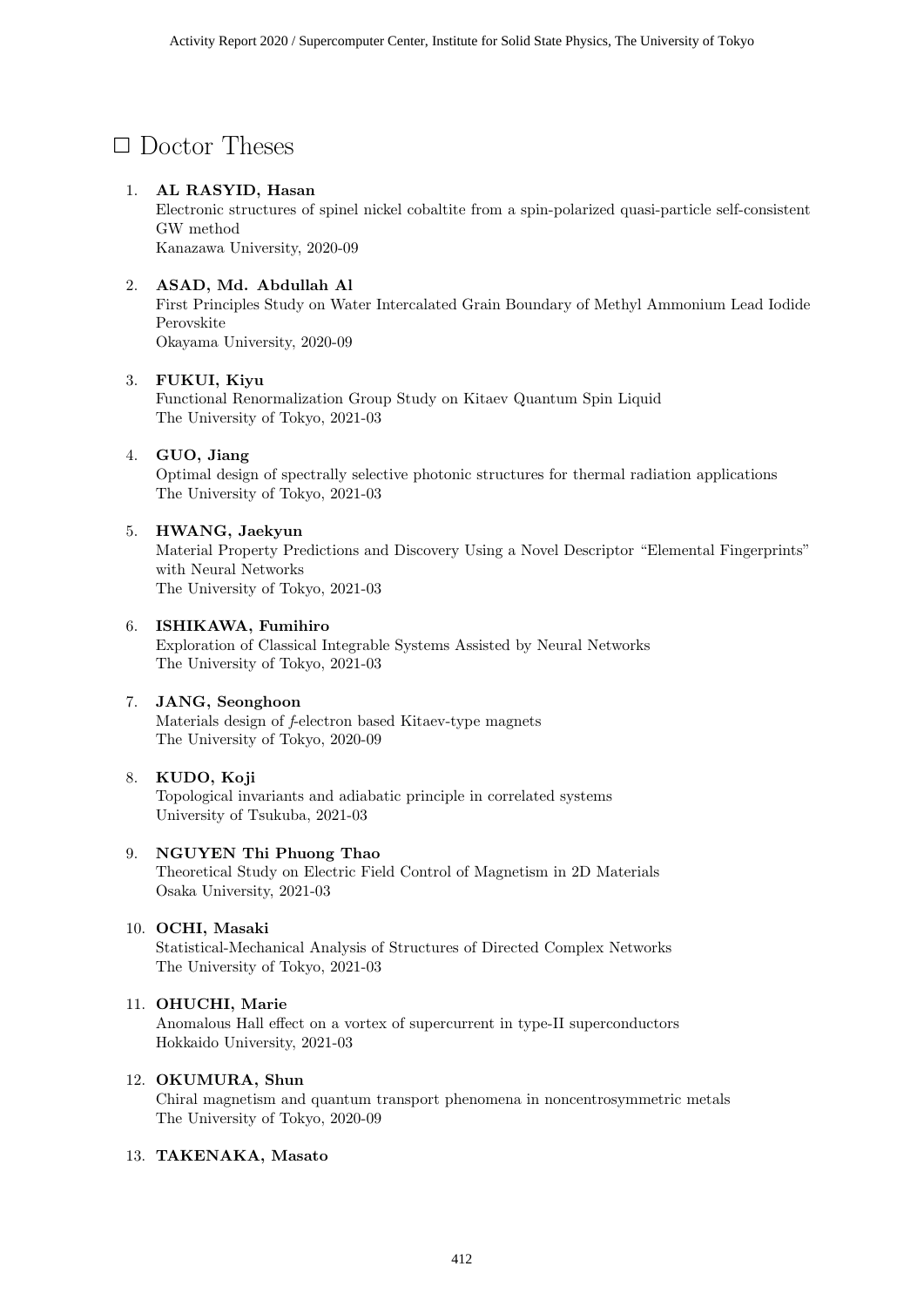# □ Doctor Theses

1. **AL RASYID, Hasan**
   Electronic structures of spinel nickel cobaltite from a spin-polarized quasi-particle self-consistent GW method
   Kanazawa University, 2020-09

2. **ASAD, Md. Abdullah Al**
   First Principles Study on Water Intercalated Grain Boundary of Methyl Ammonium Lead Iodide Perovskite
   Okayama University, 2020-09

3. **FUKUI, Kiyu**
   Functional Renormalization Group Study on Kitaev Quantum Spin Liquid
   The University of Tokyo, 2021-03

4. **GUO, Jiang**
   Optimal design of spectrally selective photonic structures for thermal radiation applications
   The University of Tokyo, 2021-03

5. **HWANG, Jaekyun**
   Material Property Predictions and Discovery Using a Novel Descriptor "Elemental Fingerprints" with Neural Networks
   The University of Tokyo, 2021-03

6. **ISHIKAWA, Fumihiro**
   Exploration of Classical Integrable Systems Assisted by Neural Networks
   The University of Tokyo, 2021-03

7. **JANG, Seonghoon**
   Materials design of *f*-electron based Kitaev-type magnets
   The University of Tokyo, 2020-09

8. **KUDO, Koji**
   Topological invariants and adiabatic principle in correlated systems
   University of Tsukuba, 2021-03

9. **NGUYEN Thi Phuong Thao**
   Theoretical Study on Electric Field Control of Magnetism in 2D Materials
   Osaka University, 2021-03

10. **OCHI, Masaki**
    Statistical-Mechanical Analysis of Structures of Directed Complex Networks
    The University of Tokyo, 2021-03

11. **OHUCHI, Marie**
    Anomalous Hall effect on a vortex of supercurrent in type-II superconductors
    Hokkaido University, 2021-03

12. **OKUMURA, Shun**
    Chiral magnetism and quantum transport phenomena in noncentrosymmetric metals
    The University of Tokyo, 2020-09

13. **TAKENAKA, Masato**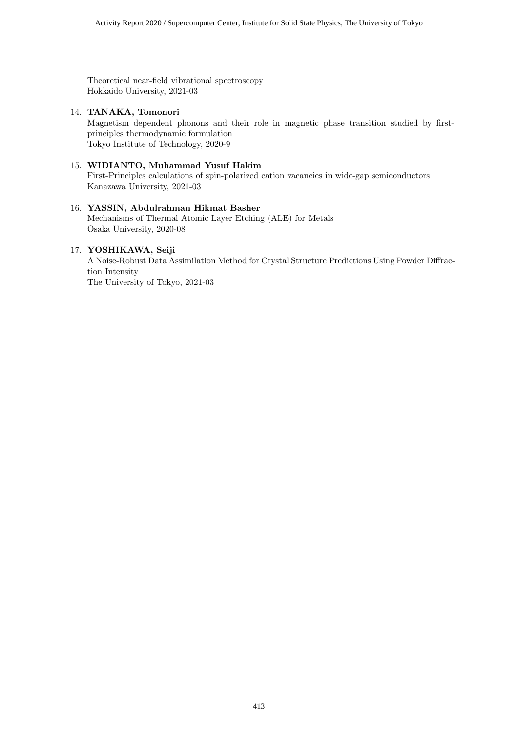Theoretical near-field vibrational spectroscopy
Hokkaido University, 2021-03

14. **TANAKA, Tomonori**
    Magnetism dependent phonons and their role in magnetic phase transition studied by first-principles thermodynamic formulation
    Tokyo Institute of Technology, 2020-9

15. **WIDIANTO, Muhammad Yusuf Hakim**
    First-Principles calculations of spin-polarized cation vacancies in wide-gap semiconductors
    Kanazawa University, 2021-03

16. **YASSIN, Abdulrahman Hikmat Basher**
    Mechanisms of Thermal Atomic Layer Etching (ALE) for Metals
    Osaka University, 2020-08

17. **YOSHIKAWA, Seiji**
    A Noise-Robust Data Assimilation Method for Crystal Structure Predictions Using Powder Diffraction Intensity
    The University of Tokyo, 2021-03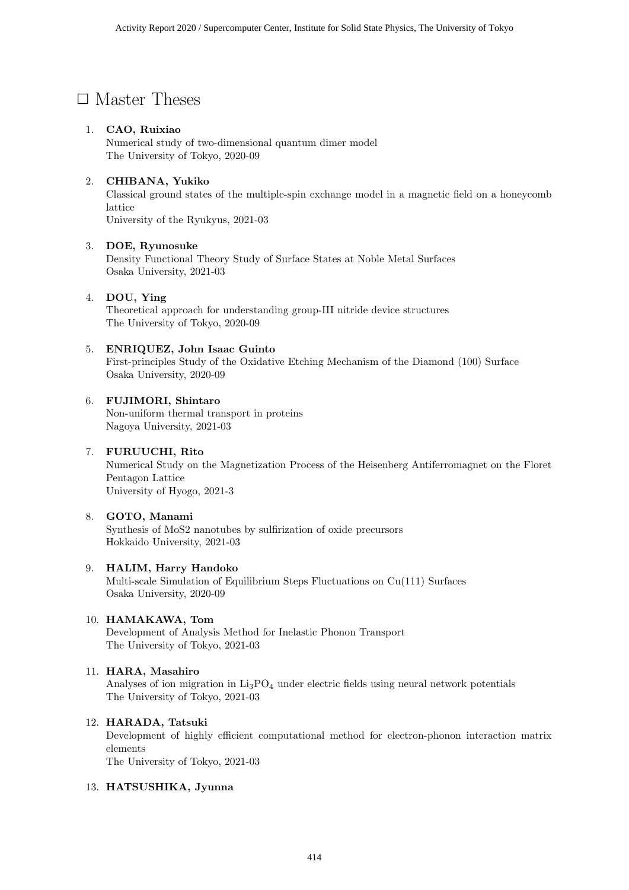# □ Master Theses

1. **CAO, Ruixiao**
   Numerical study of two-dimensional quantum dimer model
   The University of Tokyo, 2020-09

2. **CHIBANA, Yukiko**
   Classical ground states of the multiple-spin exchange model in a magnetic field on a honeycomb lattice
   University of the Ryukyus, 2021-03

3. **DOE, Ryunosuke**
   Density Functional Theory Study of Surface States at Noble Metal Surfaces
   Osaka University, 2021-03

4. **DOU, Ying**
   Theoretical approach for understanding group-III nitride device structures
   The University of Tokyo, 2020-09

5. **ENRIQUEZ, John Isaac Guinto**
   First-principles Study of the Oxidative Etching Mechanism of the Diamond (100) Surface
   Osaka University, 2020-09

6. **FUJIMORI, Shintaro**
   Non-uniform thermal transport in proteins
   Nagoya University, 2021-03

7. **FURUUCHI, Rito**
   Numerical Study on the Magnetization Process of the Heisenberg Antiferromagnet on the Floret Pentagon Lattice
   University of Hyogo, 2021-3

8. **GOTO, Manami**
   Synthesis of MoS2 nanotubes by sulfirization of oxide precursors
   Hokkaido University, 2021-03

9. **HALIM, Harry Handoko**
   Multi-scale Simulation of Equilibrium Steps Fluctuations on Cu(111) Surfaces
   Osaka University, 2020-09

10. **HAMAKAWA, Tom**
    Development of Analysis Method for Inelastic Phonon Transport
    The University of Tokyo, 2021-03

11. **HARA, Masahiro**
    Analyses of ion migration in $Li_3PO_4$ under electric fields using neural network potentials
    The University of Tokyo, 2021-03

12. **HARADA, Tatsuki**
    Development of highly efficient computational method for electron-phonon interaction matrix elements
    The University of Tokyo, 2021-03

13. **HATSUSHIKA, Jyunna**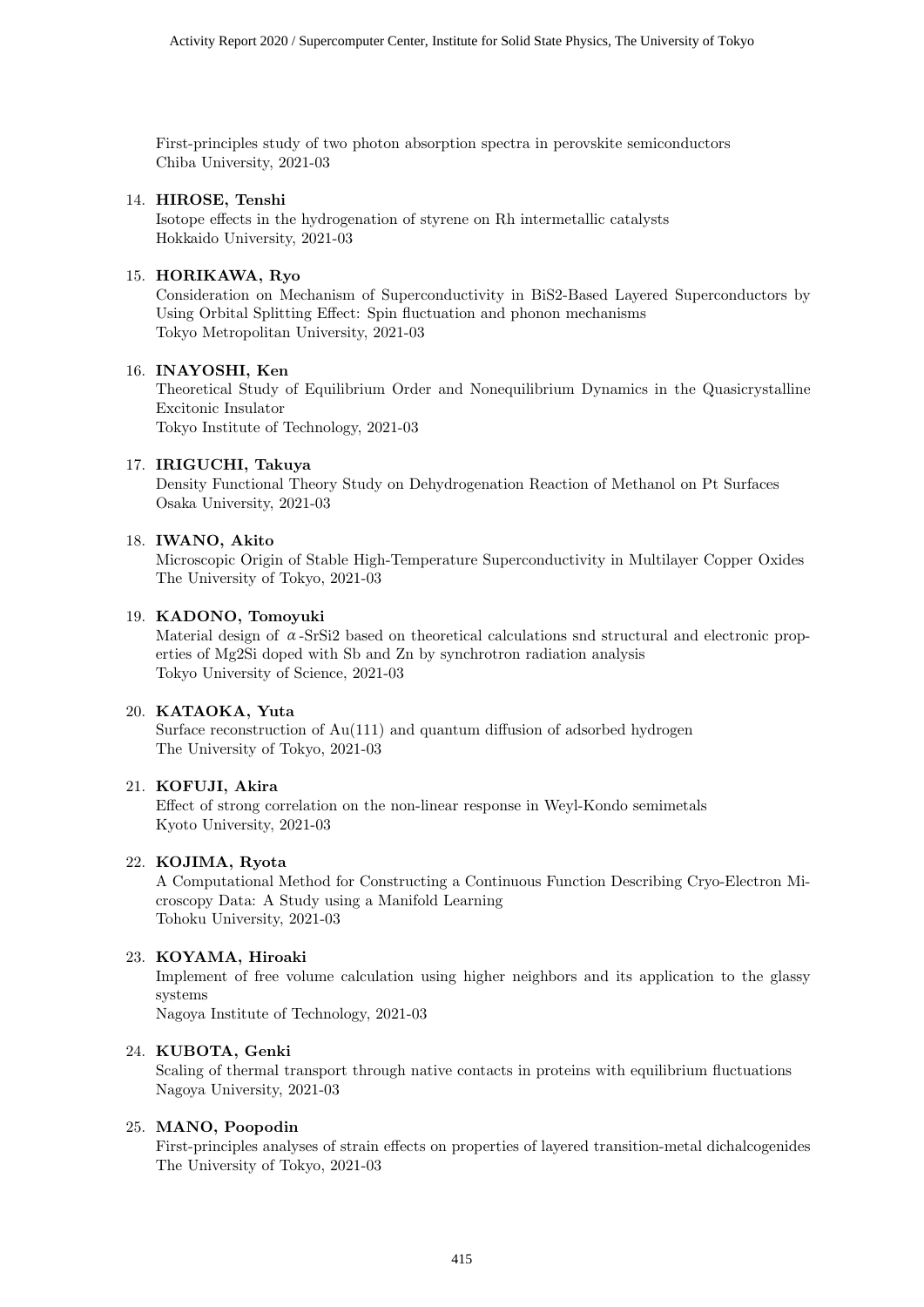First-principles study of two photon absorption spectra in perovskite semiconductors
Chiba University, 2021-03

14. **HIROSE, Tenshi**
 Isotope effects in the hydrogenation of styrene on Rh intermetallic catalysts
 Hokkaido University, 2021-03

15. **HORIKAWA, Ryo**
 Consideration on Mechanism of Superconductivity in BiS2-Based Layered Superconductors by Using Orbital Splitting Effect: Spin fluctuation and phonon mechanisms
 Tokyo Metropolitan University, 2021-03

16. **INAYOSHI, Ken**
 Theoretical Study of Equilibrium Order and Nonequilibrium Dynamics in the Quasicrystalline Excitonic Insulator
 Tokyo Institute of Technology, 2021-03

17. **IRIGUCHI, Takuya**
 Density Functional Theory Study on Dehydrogenation Reaction of Methanol on Pt Surfaces
 Osaka University, 2021-03

18. **IWANO, Akito**
 Microscopic Origin of Stable High-Temperature Superconductivity in Multilayer Copper Oxides
 The University of Tokyo, 2021-03

19. **KADONO, Tomoyuki**
 Material design of $\alpha$-SrSi2 based on theoretical calculations snd structural and electronic properties of Mg2Si doped with Sb and Zn by synchrotron radiation analysis
 Tokyo University of Science, 2021-03

20. **KATAOKA, Yuta**
 Surface reconstruction of Au(111) and quantum diffusion of adsorbed hydrogen
 The University of Tokyo, 2021-03

21. **KOFUJI, Akira**
 Effect of strong correlation on the non-linear response in Weyl-Kondo semimetals
 Kyoto University, 2021-03

22. **KOJIMA, Ryota**
 A Computational Method for Constructing a Continuous Function Describing Cryo-Electron Microscopy Data: A Study using a Manifold Learning
 Tohoku University, 2021-03

23. **KOYAMA, Hiroaki**
 Implement of free volume calculation using higher neighbors and its application to the glassy systems
 Nagoya Institute of Technology, 2021-03

24. **KUBOTA, Genki**
 Scaling of thermal transport through native contacts in proteins with equilibrium fluctuations
 Nagoya University, 2021-03

25. **MANO, Poopodin**
 First-principles analyses of strain effects on properties of layered transition-metal dichalcogenides
 The University of Tokyo, 2021-03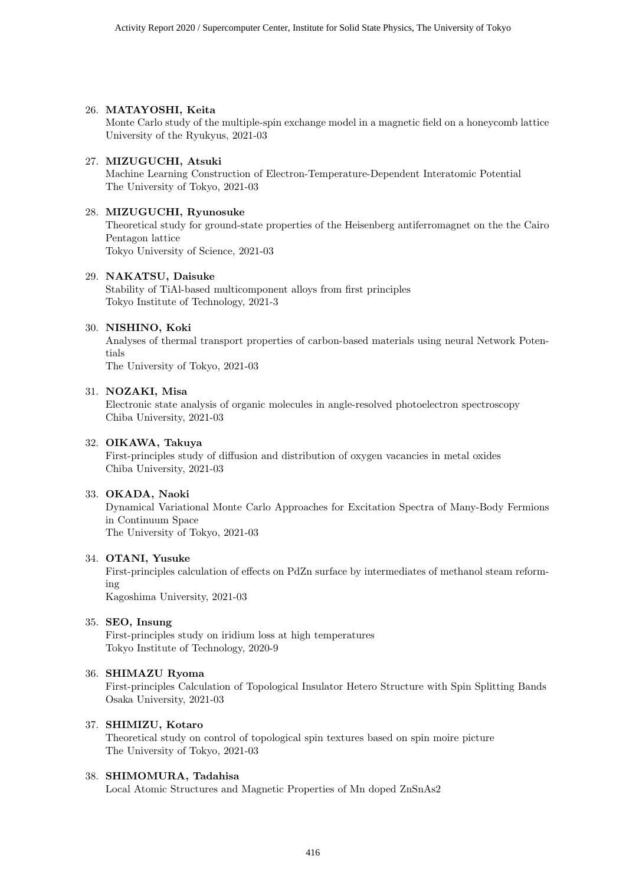26. **MATAYOSHI, Keita**
    Monte Carlo study of the multiple-spin exchange model in a magnetic field on a honeycomb lattice
    University of the Ryukyus, 2021-03

27. **MIZUGUCHI, Atsuki**
    Machine Learning Construction of Electron-Temperature-Dependent Interatomic Potential
    The University of Tokyo, 2021-03

28. **MIZUGUCHI, Ryunosuke**
    Theoretical study for ground-state properties of the Heisenberg antiferromagnet on the the Cairo Pentagon lattice
    Tokyo University of Science, 2021-03

29. **NAKATSU, Daisuke**
    Stability of TiAl-based multicomponent alloys from first principles
    Tokyo Institute of Technology, 2021-3

30. **NISHINO, Koki**
    Analyses of thermal transport properties of carbon-based materials using neural Network Potentials
    The University of Tokyo, 2021-03

31. **NOZAKI, Misa**
    Electronic state analysis of organic molecules in angle-resolved photoelectron spectroscopy
    Chiba University, 2021-03

32. **OIKAWA, Takuya**
    First-principles study of diffusion and distribution of oxygen vacancies in metal oxides
    Chiba University, 2021-03

33. **OKADA, Naoki**
    Dynamical Variational Monte Carlo Approaches for Excitation Spectra of Many-Body Fermions in Continuum Space
    The University of Tokyo, 2021-03

34. **OTANI, Yusuke**
    First-principles calculation of effects on PdZn surface by intermediates of methanol steam reforming
    Kagoshima University, 2021-03

35. **SEO, Insung**
    First-principles study on iridium loss at high temperatures
    Tokyo Institute of Technology, 2020-9

36. **SHIMAZU Ryoma**
    First-principles Calculation of Topological Insulator Hetero Structure with Spin Splitting Bands
    Osaka University, 2021-03

37. **SHIMIZU, Kotaro**
    Theoretical study on control of topological spin textures based on spin moire picture
    The University of Tokyo, 2021-03

38. **SHIMOMURA, Tadahisa**
    Local Atomic Structures and Magnetic Properties of Mn doped $ZnSnAs_2$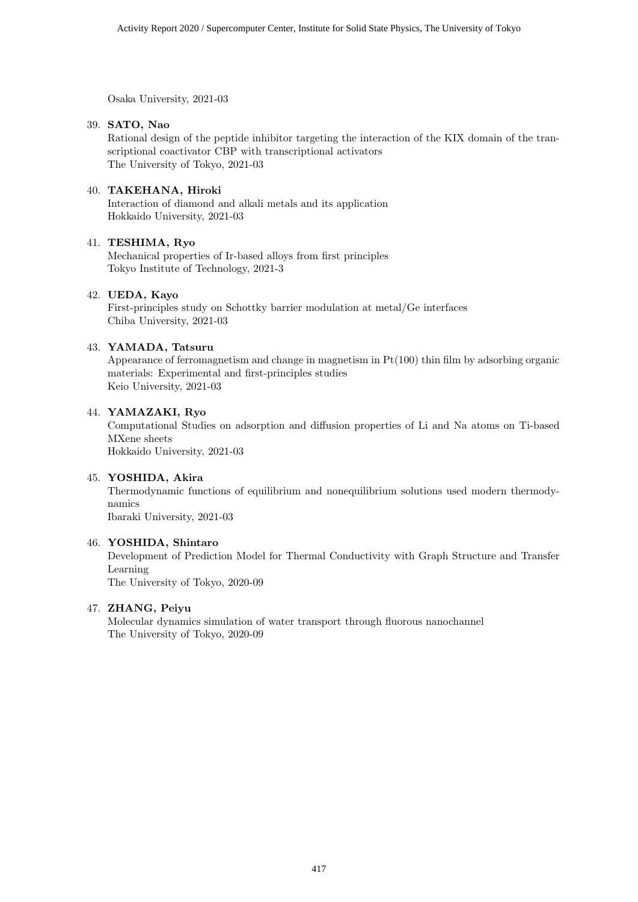Osaka University, 2021-03

39. **SATO, Nao**
   Rational design of the peptide inhibitor targeting the interaction of the KIX domain of the transcriptional coactivator CBP with transcriptional activators
   The University of Tokyo, 2021-03

40. **TAKEHANA, Hiroki**
   Interaction of diamond and alkali metals and its application
   Hokkaido University, 2021-03

41. **TESHIMA, Ryo**
   Mechanical properties of Ir-based alloys from first principles
   Tokyo Institute of Technology, 2021-3

42. **UEDA, Kayo**
   First-principles study on Schottky barrier modulation at metal/Ge interfaces
   Chiba University, 2021-03

43. **YAMADA, Tatsuru**
   Appearance of ferromagnetism and change in magnetism in Pt(100) thin film by adsorbing organic materials: Experimental and first-principles studies
   Keio University, 2021-03

44. **YAMAZAKI, Ryo**
   Computational Studies on adsorption and diffusion properties of Li and Na atoms on Ti-based MXene sheets
   Hokkaido University, 2021-03

45. **YOSHIDA, Akira**
   Thermodynamic functions of equilibrium and nonequilibrium solutions used modern thermodynamics
   Ibaraki University, 2021-03

46. **YOSHIDA, Shintaro**
   Development of Prediction Model for Thermal Conductivity with Graph Structure and Transfer Learning
   The University of Tokyo, 2020-09

47. **ZHANG, Peiyu**
   Molecular dynamics simulation of water transport through fluorous nanochannel
   The University of Tokyo, 2020-09